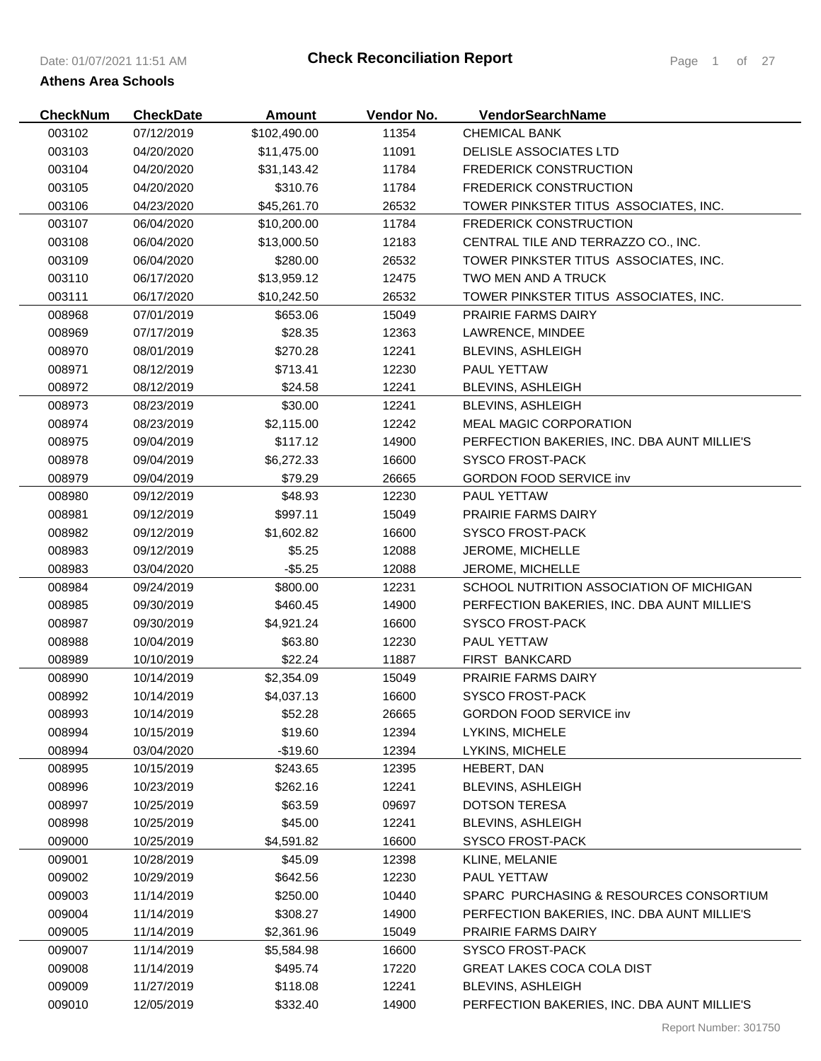# Check Reconciliation Report

**Athens Area Schools**

Date: 01/07/2021 11:51 AM

| CheckNum | CheckDate | Amount | Vendor No. | VendorSearchName |
|---|---|---|---|---|
| 003102 | 07/12/2019 | $102,490.00 | 11354 | CHEMICAL BANK |
| 003103 | 04/20/2020 | $11,475.00 | 11091 | DELISLE ASSOCIATES LTD |
| 003104 | 04/20/2020 | $31,143.42 | 11784 | FREDERICK CONSTRUCTION |
| 003105 | 04/20/2020 | $310.76 | 11784 | FREDERICK CONSTRUCTION |
| 003106 | 04/23/2020 | $45,261.70 | 26532 | TOWER PINKSTER TITUS ASSOCIATES, INC. |
| 003107 | 06/04/2020 | $10,200.00 | 11784 | FREDERICK CONSTRUCTION |
| 003108 | 06/04/2020 | $13,000.50 | 12183 | CENTRAL TILE AND TERRAZZO CO., INC. |
| 003109 | 06/04/2020 | $280.00 | 26532 | TOWER PINKSTER TITUS ASSOCIATES, INC. |
| 003110 | 06/17/2020 | $13,959.12 | 12475 | TWO MEN AND A TRUCK |
| 003111 | 06/17/2020 | $10,242.50 | 26532 | TOWER PINKSTER TITUS ASSOCIATES, INC. |
| 008968 | 07/01/2019 | $653.06 | 15049 | PRAIRIE FARMS DAIRY |
| 008969 | 07/17/2019 | $28.35 | 12363 | LAWRENCE, MINDEE |
| 008970 | 08/01/2019 | $270.28 | 12241 | BLEVINS, ASHLEIGH |
| 008971 | 08/12/2019 | $713.41 | 12230 | PAUL YETTAW |
| 008972 | 08/12/2019 | $24.58 | 12241 | BLEVINS, ASHLEIGH |
| 008973 | 08/23/2019 | $30.00 | 12241 | BLEVINS, ASHLEIGH |
| 008974 | 08/23/2019 | $2,115.00 | 12242 | MEAL MAGIC CORPORATION |
| 008975 | 09/04/2019 | $117.12 | 14900 | PERFECTION BAKERIES, INC. DBA AUNT MILLIE'S |
| 008978 | 09/04/2019 | $6,272.33 | 16600 | SYSCO FROST-PACK |
| 008979 | 09/04/2019 | $79.29 | 26665 | GORDON FOOD SERVICE inv |
| 008980 | 09/12/2019 | $48.93 | 12230 | PAUL YETTAW |
| 008981 | 09/12/2019 | $997.11 | 15049 | PRAIRIE FARMS DAIRY |
| 008982 | 09/12/2019 | $1,602.82 | 16600 | SYSCO FROST-PACK |
| 008983 | 09/12/2019 | $5.25 | 12088 | JEROME, MICHELLE |
| 008983 | 03/04/2020 | -$5.25 | 12088 | JEROME, MICHELLE |
| 008984 | 09/24/2019 | $800.00 | 12231 | SCHOOL NUTRITION ASSOCIATION OF MICHIGAN |
| 008985 | 09/30/2019 | $460.45 | 14900 | PERFECTION BAKERIES, INC. DBA AUNT MILLIE'S |
| 008987 | 09/30/2019 | $4,921.24 | 16600 | SYSCO FROST-PACK |
| 008988 | 10/04/2019 | $63.80 | 12230 | PAUL YETTAW |
| 008989 | 10/10/2019 | $22.24 | 11887 | FIRST BANKCARD |
| 008990 | 10/14/2019 | $2,354.09 | 15049 | PRAIRIE FARMS DAIRY |
| 008992 | 10/14/2019 | $4,037.13 | 16600 | SYSCO FROST-PACK |
| 008993 | 10/14/2019 | $52.28 | 26665 | GORDON FOOD SERVICE inv |
| 008994 | 10/15/2019 | $19.60 | 12394 | LYKINS, MICHELE |
| 008994 | 03/04/2020 | -$19.60 | 12394 | LYKINS, MICHELE |
| 008995 | 10/15/2019 | $243.65 | 12395 | HEBERT, DAN |
| 008996 | 10/23/2019 | $262.16 | 12241 | BLEVINS, ASHLEIGH |
| 008997 | 10/25/2019 | $63.59 | 09697 | DOTSON TERESA |
| 008998 | 10/25/2019 | $45.00 | 12241 | BLEVINS, ASHLEIGH |
| 009000 | 10/25/2019 | $4,591.82 | 16600 | SYSCO FROST-PACK |
| 009001 | 10/28/2019 | $45.09 | 12398 | KLINE, MELANIE |
| 009002 | 10/29/2019 | $642.56 | 12230 | PAUL YETTAW |
| 009003 | 11/14/2019 | $250.00 | 10440 | SPARC PURCHASING & RESOURCES CONSORTIUM |
| 009004 | 11/14/2019 | $308.27 | 14900 | PERFECTION BAKERIES, INC. DBA AUNT MILLIE'S |
| 009005 | 11/14/2019 | $2,361.96 | 15049 | PRAIRIE FARMS DAIRY |
| 009007 | 11/14/2019 | $5,584.98 | 16600 | SYSCO FROST-PACK |
| 009008 | 11/14/2019 | $495.74 | 17220 | GREAT LAKES COCA COLA DIST |
| 009009 | 11/27/2019 | $118.08 | 12241 | BLEVINS, ASHLEIGH |
| 009010 | 12/05/2019 | $332.40 | 14900 | PERFECTION BAKERIES, INC. DBA AUNT MILLIE'S |

Report Number: 301750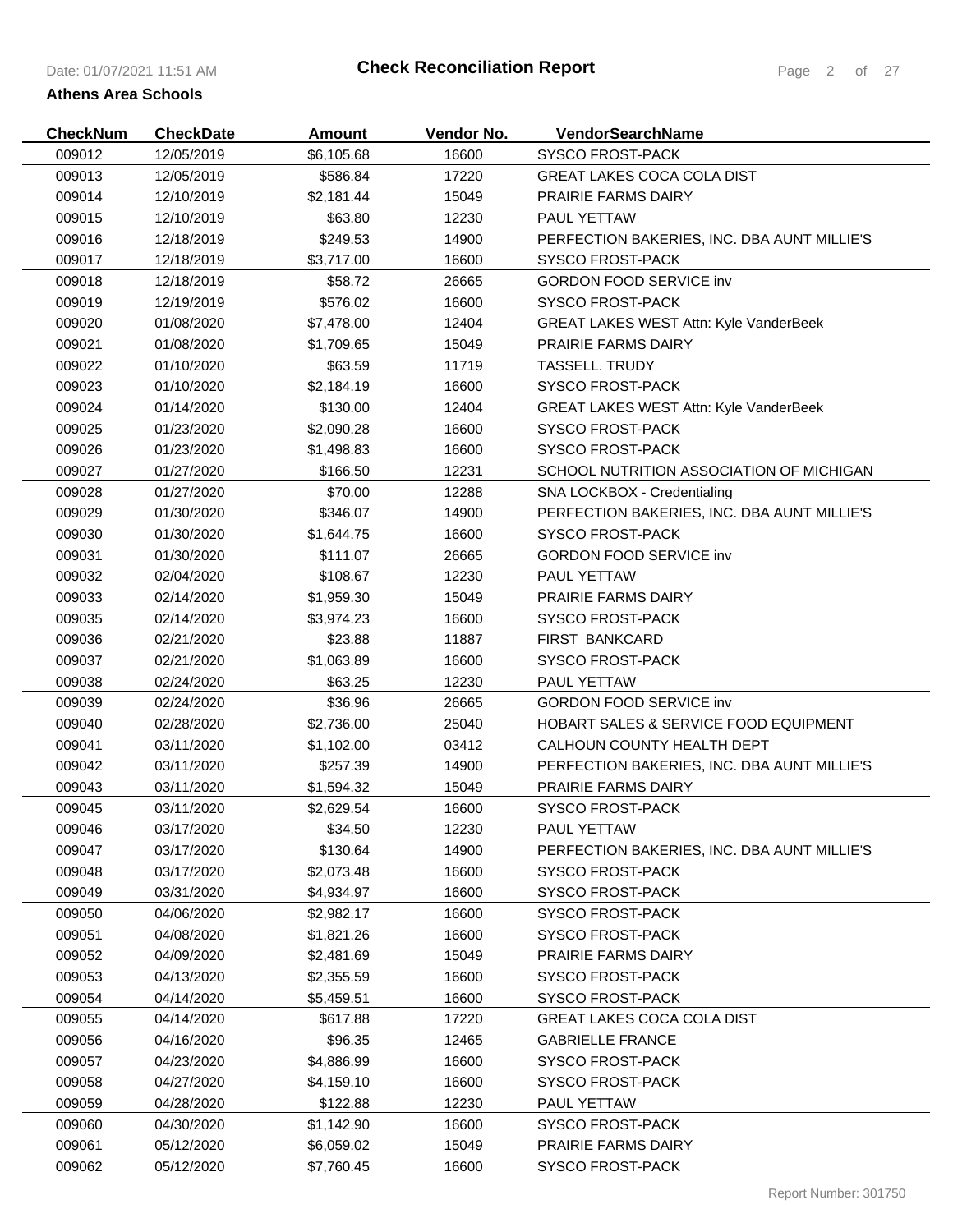# Check Reconciliation Report

**Athens Area Schools**

| CheckNum | CheckDate | Amount | Vendor No. | VendorSearchName |
|---|---|---|---|---|
| 009012 | 12/05/2019 | $6,105.68 | 16600 | SYSCO FROST-PACK |
| 009013 | 12/05/2019 | $586.84 | 17220 | GREAT LAKES COCA COLA DIST |
| 009014 | 12/10/2019 | $2,181.44 | 15049 | PRAIRIE FARMS DAIRY |
| 009015 | 12/10/2019 | $63.80 | 12230 | PAUL YETTAW |
| 009016 | 12/18/2019 | $249.53 | 14900 | PERFECTION BAKERIES, INC. DBA AUNT MILLIE'S |
| 009017 | 12/18/2019 | $3,717.00 | 16600 | SYSCO FROST-PACK |
| 009018 | 12/18/2019 | $58.72 | 26665 | GORDON FOOD SERVICE inv |
| 009019 | 12/19/2019 | $576.02 | 16600 | SYSCO FROST-PACK |
| 009020 | 01/08/2020 | $7,478.00 | 12404 | GREAT LAKES WEST Attn: Kyle VanderBeek |
| 009021 | 01/08/2020 | $1,709.65 | 15049 | PRAIRIE FARMS DAIRY |
| 009022 | 01/10/2020 | $63.59 | 11719 | TASSELL. TRUDY |
| 009023 | 01/10/2020 | $2,184.19 | 16600 | SYSCO FROST-PACK |
| 009024 | 01/14/2020 | $130.00 | 12404 | GREAT LAKES WEST Attn: Kyle VanderBeek |
| 009025 | 01/23/2020 | $2,090.28 | 16600 | SYSCO FROST-PACK |
| 009026 | 01/23/2020 | $1,498.83 | 16600 | SYSCO FROST-PACK |
| 009027 | 01/27/2020 | $166.50 | 12231 | SCHOOL NUTRITION ASSOCIATION OF MICHIGAN |
| 009028 | 01/27/2020 | $70.00 | 12288 | SNA LOCKBOX - Credentialing |
| 009029 | 01/30/2020 | $346.07 | 14900 | PERFECTION BAKERIES, INC. DBA AUNT MILLIE'S |
| 009030 | 01/30/2020 | $1,644.75 | 16600 | SYSCO FROST-PACK |
| 009031 | 01/30/2020 | $111.07 | 26665 | GORDON FOOD SERVICE inv |
| 009032 | 02/04/2020 | $108.67 | 12230 | PAUL YETTAW |
| 009033 | 02/14/2020 | $1,959.30 | 15049 | PRAIRIE FARMS DAIRY |
| 009035 | 02/14/2020 | $3,974.23 | 16600 | SYSCO FROST-PACK |
| 009036 | 02/21/2020 | $23.88 | 11887 | FIRST BANKCARD |
| 009037 | 02/21/2020 | $1,063.89 | 16600 | SYSCO FROST-PACK |
| 009038 | 02/24/2020 | $63.25 | 12230 | PAUL YETTAW |
| 009039 | 02/24/2020 | $36.96 | 26665 | GORDON FOOD SERVICE inv |
| 009040 | 02/28/2020 | $2,736.00 | 25040 | HOBART SALES & SERVICE FOOD EQUIPMENT |
| 009041 | 03/11/2020 | $1,102.00 | 03412 | CALHOUN COUNTY HEALTH DEPT |
| 009042 | 03/11/2020 | $257.39 | 14900 | PERFECTION BAKERIES, INC. DBA AUNT MILLIE'S |
| 009043 | 03/11/2020 | $1,594.32 | 15049 | PRAIRIE FARMS DAIRY |
| 009045 | 03/11/2020 | $2,629.54 | 16600 | SYSCO FROST-PACK |
| 009046 | 03/17/2020 | $34.50 | 12230 | PAUL YETTAW |
| 009047 | 03/17/2020 | $130.64 | 14900 | PERFECTION BAKERIES, INC. DBA AUNT MILLIE'S |
| 009048 | 03/17/2020 | $2,073.48 | 16600 | SYSCO FROST-PACK |
| 009049 | 03/31/2020 | $4,934.97 | 16600 | SYSCO FROST-PACK |
| 009050 | 04/06/2020 | $2,982.17 | 16600 | SYSCO FROST-PACK |
| 009051 | 04/08/2020 | $1,821.26 | 16600 | SYSCO FROST-PACK |
| 009052 | 04/09/2020 | $2,481.69 | 15049 | PRAIRIE FARMS DAIRY |
| 009053 | 04/13/2020 | $2,355.59 | 16600 | SYSCO FROST-PACK |
| 009054 | 04/14/2020 | $5,459.51 | 16600 | SYSCO FROST-PACK |
| 009055 | 04/14/2020 | $617.88 | 17220 | GREAT LAKES COCA COLA DIST |
| 009056 | 04/16/2020 | $96.35 | 12465 | GABRIELLE FRANCE |
| 009057 | 04/23/2020 | $4,886.99 | 16600 | SYSCO FROST-PACK |
| 009058 | 04/27/2020 | $4,159.10 | 16600 | SYSCO FROST-PACK |
| 009059 | 04/28/2020 | $122.88 | 12230 | PAUL YETTAW |
| 009060 | 04/30/2020 | $1,142.90 | 16600 | SYSCO FROST-PACK |
| 009061 | 05/12/2020 | $6,059.02 | 15049 | PRAIRIE FARMS DAIRY |
| 009062 | 05/12/2020 | $7,760.45 | 16600 | SYSCO FROST-PACK |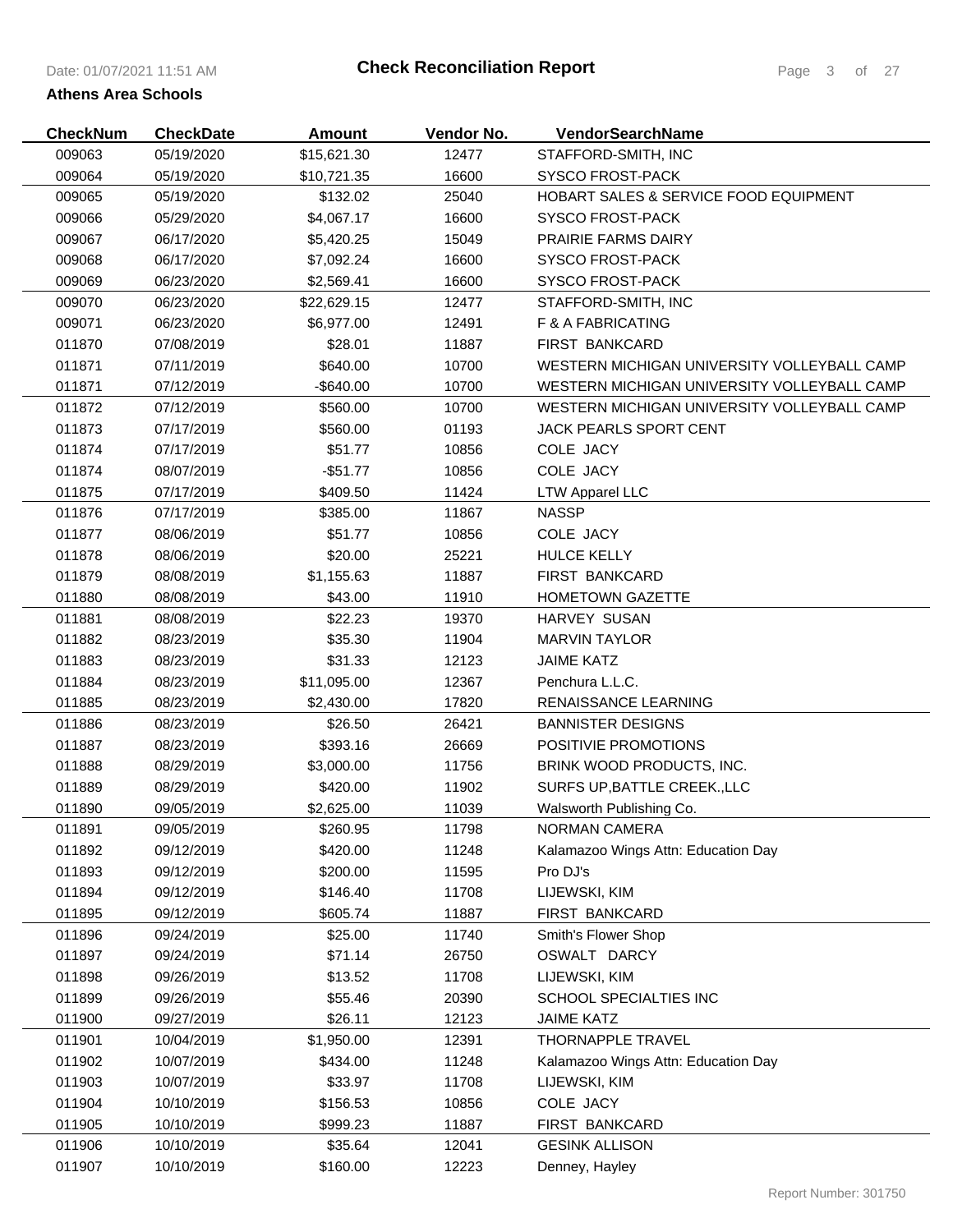# Check Reconciliation Report

**Athens Area Schools**

| CheckNum | CheckDate | Amount | Vendor No. | VendorSearchName |
|---|---|---|---|---|
| 009063 | 05/19/2020 | $15,621.30 | 12477 | STAFFORD-SMITH, INC |
| 009064 | 05/19/2020 | $10,721.35 | 16600 | SYSCO FROST-PACK |
| 009065 | 05/19/2020 | $132.02 | 25040 | HOBART SALES & SERVICE FOOD EQUIPMENT |
| 009066 | 05/29/2020 | $4,067.17 | 16600 | SYSCO FROST-PACK |
| 009067 | 06/17/2020 | $5,420.25 | 15049 | PRAIRIE FARMS DAIRY |
| 009068 | 06/17/2020 | $7,092.24 | 16600 | SYSCO FROST-PACK |
| 009069 | 06/23/2020 | $2,569.41 | 16600 | SYSCO FROST-PACK |
| 009070 | 06/23/2020 | $22,629.15 | 12477 | STAFFORD-SMITH, INC |
| 009071 | 06/23/2020 | $6,977.00 | 12491 | F & A FABRICATING |
| 011870 | 07/08/2019 | $28.01 | 11887 | FIRST BANKCARD |
| 011871 | 07/11/2019 | $640.00 | 10700 | WESTERN MICHIGAN UNIVERSITY VOLLEYBALL CAMP |
| 011871 | 07/12/2019 | -$640.00 | 10700 | WESTERN MICHIGAN UNIVERSITY VOLLEYBALL CAMP |
| 011872 | 07/12/2019 | $560.00 | 10700 | WESTERN MICHIGAN UNIVERSITY VOLLEYBALL CAMP |
| 011873 | 07/17/2019 | $560.00 | 01193 | JACK PEARLS SPORT CENT |
| 011874 | 07/17/2019 | $51.77 | 10856 | COLE JACY |
| 011874 | 08/07/2019 | -$51.77 | 10856 | COLE JACY |
| 011875 | 07/17/2019 | $409.50 | 11424 | LTW Apparel LLC |
| 011876 | 07/17/2019 | $385.00 | 11867 | NASSP |
| 011877 | 08/06/2019 | $51.77 | 10856 | COLE JACY |
| 011878 | 08/06/2019 | $20.00 | 25221 | HULCE KELLY |
| 011879 | 08/08/2019 | $1,155.63 | 11887 | FIRST BANKCARD |
| 011880 | 08/08/2019 | $43.00 | 11910 | HOMETOWN GAZETTE |
| 011881 | 08/08/2019 | $22.23 | 19370 | HARVEY SUSAN |
| 011882 | 08/23/2019 | $35.30 | 11904 | MARVIN TAYLOR |
| 011883 | 08/23/2019 | $31.33 | 12123 | JAIME KATZ |
| 011884 | 08/23/2019 | $11,095.00 | 12367 | Penchura L.L.C. |
| 011885 | 08/23/2019 | $2,430.00 | 17820 | RENAISSANCE LEARNING |
| 011886 | 08/23/2019 | $26.50 | 26421 | BANNISTER DESIGNS |
| 011887 | 08/23/2019 | $393.16 | 26669 | POSITIVIE PROMOTIONS |
| 011888 | 08/29/2019 | $3,000.00 | 11756 | BRINK WOOD PRODUCTS, INC. |
| 011889 | 08/29/2019 | $420.00 | 11902 | SURFS UP,BATTLE CREEK.,LLC |
| 011890 | 09/05/2019 | $2,625.00 | 11039 | Walsworth Publishing Co. |
| 011891 | 09/05/2019 | $260.95 | 11798 | NORMAN CAMERA |
| 011892 | 09/12/2019 | $420.00 | 11248 | Kalamazoo Wings Attn: Education Day |
| 011893 | 09/12/2019 | $200.00 | 11595 | Pro DJ's |
| 011894 | 09/12/2019 | $146.40 | 11708 | LIJEWSKI, KIM |
| 011895 | 09/12/2019 | $605.74 | 11887 | FIRST BANKCARD |
| 011896 | 09/24/2019 | $25.00 | 11740 | Smith's Flower Shop |
| 011897 | 09/24/2019 | $71.14 | 26750 | OSWALT DARCY |
| 011898 | 09/26/2019 | $13.52 | 11708 | LIJEWSKI, KIM |
| 011899 | 09/26/2019 | $55.46 | 20390 | SCHOOL SPECIALTIES INC |
| 011900 | 09/27/2019 | $26.11 | 12123 | JAIME KATZ |
| 011901 | 10/04/2019 | $1,950.00 | 12391 | THORNAPPLE TRAVEL |
| 011902 | 10/07/2019 | $434.00 | 11248 | Kalamazoo Wings Attn: Education Day |
| 011903 | 10/07/2019 | $33.97 | 11708 | LIJEWSKI, KIM |
| 011904 | 10/10/2019 | $156.53 | 10856 | COLE JACY |
| 011905 | 10/10/2019 | $999.23 | 11887 | FIRST BANKCARD |
| 011906 | 10/10/2019 | $35.64 | 12041 | GESINK ALLISON |
| 011907 | 10/10/2019 | $160.00 | 12223 | Denney, Hayley |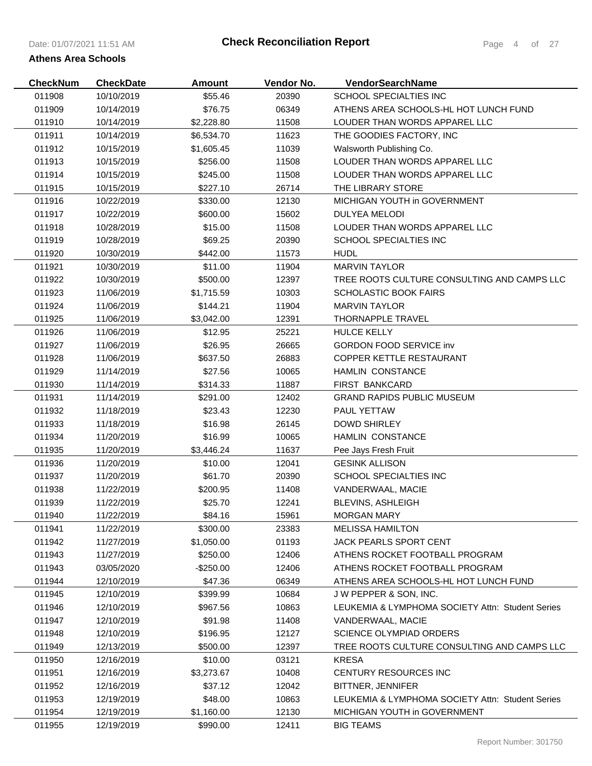# Check Reconciliation Report

**Athens Area Schools**

| CheckNum | CheckDate | Amount | Vendor No. | VendorSearchName |
|---|---|---|---|---|
| 011908 | 10/10/2019 | $55.46 | 20390 | SCHOOL SPECIALTIES INC |
| 011909 | 10/14/2019 | $76.75 | 06349 | ATHENS AREA SCHOOLS-HL HOT LUNCH FUND |
| 011910 | 10/14/2019 | $2,228.80 | 11508 | LOUDER THAN WORDS APPAREL LLC |
| 011911 | 10/14/2019 | $6,534.70 | 11623 | THE GOODIES FACTORY, INC |
| 011912 | 10/15/2019 | $1,605.45 | 11039 | Walsworth Publishing Co. |
| 011913 | 10/15/2019 | $256.00 | 11508 | LOUDER THAN WORDS APPAREL LLC |
| 011914 | 10/15/2019 | $245.00 | 11508 | LOUDER THAN WORDS APPAREL LLC |
| 011915 | 10/15/2019 | $227.10 | 26714 | THE LIBRARY STORE |
| 011916 | 10/22/2019 | $330.00 | 12130 | MICHIGAN YOUTH in GOVERNMENT |
| 011917 | 10/22/2019 | $600.00 | 15602 | DULYEA MELODI |
| 011918 | 10/28/2019 | $15.00 | 11508 | LOUDER THAN WORDS APPAREL LLC |
| 011919 | 10/28/2019 | $69.25 | 20390 | SCHOOL SPECIALTIES INC |
| 011920 | 10/30/2019 | $442.00 | 11573 | HUDL |
| 011921 | 10/30/2019 | $11.00 | 11904 | MARVIN TAYLOR |
| 011922 | 10/30/2019 | $500.00 | 12397 | TREE ROOTS CULTURE CONSULTING AND CAMPS LLC |
| 011923 | 11/06/2019 | $1,715.59 | 10303 | SCHOLASTIC BOOK FAIRS |
| 011924 | 11/06/2019 | $144.21 | 11904 | MARVIN TAYLOR |
| 011925 | 11/06/2019 | $3,042.00 | 12391 | THORNAPPLE TRAVEL |
| 011926 | 11/06/2019 | $12.95 | 25221 | HULCE KELLY |
| 011927 | 11/06/2019 | $26.95 | 26665 | GORDON FOOD SERVICE inv |
| 011928 | 11/06/2019 | $637.50 | 26883 | COPPER KETTLE RESTAURANT |
| 011929 | 11/14/2019 | $27.56 | 10065 | HAMLIN CONSTANCE |
| 011930 | 11/14/2019 | $314.33 | 11887 | FIRST BANKCARD |
| 011931 | 11/14/2019 | $291.00 | 12402 | GRAND RAPIDS PUBLIC MUSEUM |
| 011932 | 11/18/2019 | $23.43 | 12230 | PAUL YETTAW |
| 011933 | 11/18/2019 | $16.98 | 26145 | DOWD SHIRLEY |
| 011934 | 11/20/2019 | $16.99 | 10065 | HAMLIN CONSTANCE |
| 011935 | 11/20/2019 | $3,446.24 | 11637 | Pee Jays Fresh Fruit |
| 011936 | 11/20/2019 | $10.00 | 12041 | GESINK ALLISON |
| 011937 | 11/20/2019 | $61.70 | 20390 | SCHOOL SPECIALTIES INC |
| 011938 | 11/22/2019 | $200.95 | 11408 | VANDERWAAL, MACIE |
| 011939 | 11/22/2019 | $25.70 | 12241 | BLEVINS, ASHLEIGH |
| 011940 | 11/22/2019 | $84.16 | 15961 | MORGAN MARY |
| 011941 | 11/22/2019 | $300.00 | 23383 | MELISSA HAMILTON |
| 011942 | 11/27/2019 | $1,050.00 | 01193 | JACK PEARLS SPORT CENT |
| 011943 | 11/27/2019 | $250.00 | 12406 | ATHENS ROCKET FOOTBALL PROGRAM |
| 011943 | 03/05/2020 | -$250.00 | 12406 | ATHENS ROCKET FOOTBALL PROGRAM |
| 011944 | 12/10/2019 | $47.36 | 06349 | ATHENS AREA SCHOOLS-HL HOT LUNCH FUND |
| 011945 | 12/10/2019 | $399.99 | 10684 | J W PEPPER & SON, INC. |
| 011946 | 12/10/2019 | $967.56 | 10863 | LEUKEMIA & LYMPHOMA SOCIETY Attn: Student Series |
| 011947 | 12/10/2019 | $91.98 | 11408 | VANDERWAAL, MACIE |
| 011948 | 12/10/2019 | $196.95 | 12127 | SCIENCE OLYMPIAD ORDERS |
| 011949 | 12/13/2019 | $500.00 | 12397 | TREE ROOTS CULTURE CONSULTING AND CAMPS LLC |
| 011950 | 12/16/2019 | $10.00 | 03121 | KRESA |
| 011951 | 12/16/2019 | $3,273.67 | 10408 | CENTURY RESOURCES INC |
| 011952 | 12/16/2019 | $37.12 | 12042 | BITTNER, JENNIFER |
| 011953 | 12/19/2019 | $48.00 | 10863 | LEUKEMIA & LYMPHOMA SOCIETY Attn: Student Series |
| 011954 | 12/19/2019 | $1,160.00 | 12130 | MICHIGAN YOUTH in GOVERNMENT |
| 011955 | 12/19/2019 | $990.00 | 12411 | BIG TEAMS |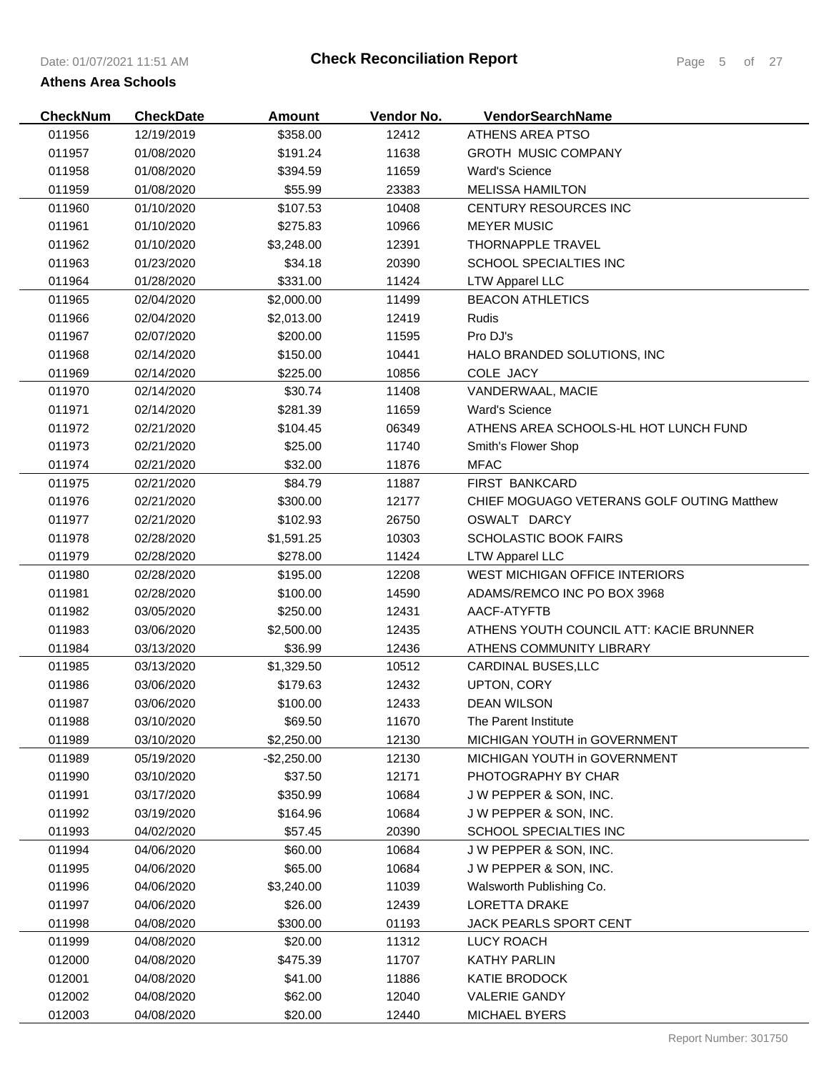# Check Reconciliation Report

**Athens Area Schools**

| CheckNum | CheckDate | Amount | Vendor No. | VendorSearchName |
|---|---|---|---|---|
| 011956 | 12/19/2019 | $358.00 | 12412 | ATHENS AREA PTSO |
| 011957 | 01/08/2020 | $191.24 | 11638 | GROTH MUSIC COMPANY |
| 011958 | 01/08/2020 | $394.59 | 11659 | Ward's Science |
| 011959 | 01/08/2020 | $55.99 | 23383 | MELISSA HAMILTON |
| 011960 | 01/10/2020 | $107.53 | 10408 | CENTURY RESOURCES INC |
| 011961 | 01/10/2020 | $275.83 | 10966 | MEYER MUSIC |
| 011962 | 01/10/2020 | $3,248.00 | 12391 | THORNAPPLE TRAVEL |
| 011963 | 01/23/2020 | $34.18 | 20390 | SCHOOL SPECIALTIES INC |
| 011964 | 01/28/2020 | $331.00 | 11424 | LTW Apparel LLC |
| 011965 | 02/04/2020 | $2,000.00 | 11499 | BEACON ATHLETICS |
| 011966 | 02/04/2020 | $2,013.00 | 12419 | Rudis |
| 011967 | 02/07/2020 | $200.00 | 11595 | Pro DJ's |
| 011968 | 02/14/2020 | $150.00 | 10441 | HALO BRANDED SOLUTIONS, INC |
| 011969 | 02/14/2020 | $225.00 | 10856 | COLE JACY |
| 011970 | 02/14/2020 | $30.74 | 11408 | VANDERWAAL, MACIE |
| 011971 | 02/14/2020 | $281.39 | 11659 | Ward's Science |
| 011972 | 02/21/2020 | $104.45 | 06349 | ATHENS AREA SCHOOLS-HL HOT LUNCH FUND |
| 011973 | 02/21/2020 | $25.00 | 11740 | Smith's Flower Shop |
| 011974 | 02/21/2020 | $32.00 | 11876 | MFAC |
| 011975 | 02/21/2020 | $84.79 | 11887 | FIRST BANKCARD |
| 011976 | 02/21/2020 | $300.00 | 12177 | CHIEF MOGUAGO VETERANS GOLF OUTING Matthew |
| 011977 | 02/21/2020 | $102.93 | 26750 | OSWALT DARCY |
| 011978 | 02/28/2020 | $1,591.25 | 10303 | SCHOLASTIC BOOK FAIRS |
| 011979 | 02/28/2020 | $278.00 | 11424 | LTW Apparel LLC |
| 011980 | 02/28/2020 | $195.00 | 12208 | WEST MICHIGAN OFFICE INTERIORS |
| 011981 | 02/28/2020 | $100.00 | 14590 | ADAMS/REMCO INC PO BOX 3968 |
| 011982 | 03/05/2020 | $250.00 | 12431 | AACF-ATYFTB |
| 011983 | 03/06/2020 | $2,500.00 | 12435 | ATHENS YOUTH COUNCIL ATT: KACIE BRUNNER |
| 011984 | 03/13/2020 | $36.99 | 12436 | ATHENS COMMUNITY LIBRARY |
| 011985 | 03/13/2020 | $1,329.50 | 10512 | CARDINAL BUSES,LLC |
| 011986 | 03/06/2020 | $179.63 | 12432 | UPTON, CORY |
| 011987 | 03/06/2020 | $100.00 | 12433 | DEAN WILSON |
| 011988 | 03/10/2020 | $69.50 | 11670 | The Parent Institute |
| 011989 | 03/10/2020 | $2,250.00 | 12130 | MICHIGAN YOUTH in GOVERNMENT |
| 011989 | 05/19/2020 | -$2,250.00 | 12130 | MICHIGAN YOUTH in GOVERNMENT |
| 011990 | 03/10/2020 | $37.50 | 12171 | PHOTOGRAPHY BY CHAR |
| 011991 | 03/17/2020 | $350.99 | 10684 | J W PEPPER & SON, INC. |
| 011992 | 03/19/2020 | $164.96 | 10684 | J W PEPPER & SON, INC. |
| 011993 | 04/02/2020 | $57.45 | 20390 | SCHOOL SPECIALTIES INC |
| 011994 | 04/06/2020 | $60.00 | 10684 | J W PEPPER & SON, INC. |
| 011995 | 04/06/2020 | $65.00 | 10684 | J W PEPPER & SON, INC. |
| 011996 | 04/06/2020 | $3,240.00 | 11039 | Walsworth Publishing Co. |
| 011997 | 04/06/2020 | $26.00 | 12439 | LORETTA DRAKE |
| 011998 | 04/08/2020 | $300.00 | 01193 | JACK PEARLS SPORT CENT |
| 011999 | 04/08/2020 | $20.00 | 11312 | LUCY ROACH |
| 012000 | 04/08/2020 | $475.39 | 11707 | KATHY PARLIN |
| 012001 | 04/08/2020 | $41.00 | 11886 | KATIE BRODOCK |
| 012002 | 04/08/2020 | $62.00 | 12040 | VALERIE GANDY |
| 012003 | 04/08/2020 | $20.00 | 12440 | MICHAEL BYERS |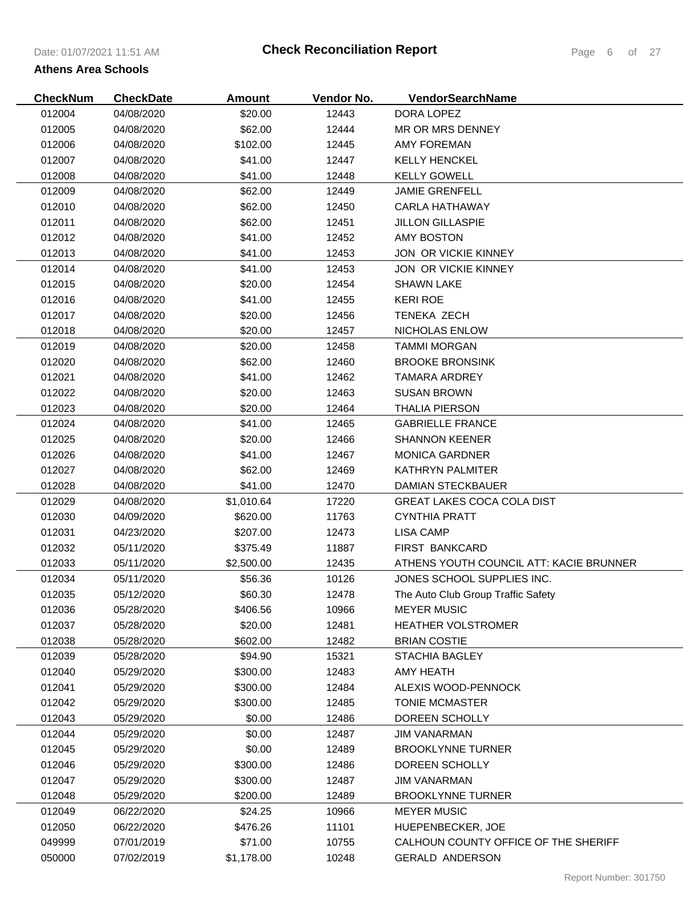**Check Reconciliation Report**

**Athens Area Schools**

| CheckNum | CheckDate | Amount | Vendor No. | VendorSearchName |
|---|---|---|---|---|
| 012004 | 04/08/2020 | $20.00 | 12443 | DORA LOPEZ |
| 012005 | 04/08/2020 | $62.00 | 12444 | MR OR MRS DENNEY |
| 012006 | 04/08/2020 | $102.00 | 12445 | AMY FOREMAN |
| 012007 | 04/08/2020 | $41.00 | 12447 | KELLY HENCKEL |
| 012008 | 04/08/2020 | $41.00 | 12448 | KELLY GOWELL |
| 012009 | 04/08/2020 | $62.00 | 12449 | JAMIE GRENFELL |
| 012010 | 04/08/2020 | $62.00 | 12450 | CARLA HATHAWAY |
| 012011 | 04/08/2020 | $62.00 | 12451 | JILLON GILLASPIE |
| 012012 | 04/08/2020 | $41.00 | 12452 | AMY BOSTON |
| 012013 | 04/08/2020 | $41.00 | 12453 | JON OR VICKIE KINNEY |
| 012014 | 04/08/2020 | $41.00 | 12453 | JON OR VICKIE KINNEY |
| 012015 | 04/08/2020 | $20.00 | 12454 | SHAWN LAKE |
| 012016 | 04/08/2020 | $41.00 | 12455 | KERI ROE |
| 012017 | 04/08/2020 | $20.00 | 12456 | TENEKA ZECH |
| 012018 | 04/08/2020 | $20.00 | 12457 | NICHOLAS ENLOW |
| 012019 | 04/08/2020 | $20.00 | 12458 | TAMMI MORGAN |
| 012020 | 04/08/2020 | $62.00 | 12460 | BROOKE BRONSINK |
| 012021 | 04/08/2020 | $41.00 | 12462 | TAMARA ARDREY |
| 012022 | 04/08/2020 | $20.00 | 12463 | SUSAN BROWN |
| 012023 | 04/08/2020 | $20.00 | 12464 | THALIA PIERSON |
| 012024 | 04/08/2020 | $41.00 | 12465 | GABRIELLE FRANCE |
| 012025 | 04/08/2020 | $20.00 | 12466 | SHANNON KEENER |
| 012026 | 04/08/2020 | $41.00 | 12467 | MONICA GARDNER |
| 012027 | 04/08/2020 | $62.00 | 12469 | KATHRYN PALMITER |
| 012028 | 04/08/2020 | $41.00 | 12470 | DAMIAN STECKBAUER |
| 012029 | 04/08/2020 | $1,010.64 | 17220 | GREAT LAKES COCA COLA DIST |
| 012030 | 04/09/2020 | $620.00 | 11763 | CYNTHIA PRATT |
| 012031 | 04/23/2020 | $207.00 | 12473 | LISA CAMP |
| 012032 | 05/11/2020 | $375.49 | 11887 | FIRST BANKCARD |
| 012033 | 05/11/2020 | $2,500.00 | 12435 | ATHENS YOUTH COUNCIL ATT: KACIE BRUNNER |
| 012034 | 05/11/2020 | $56.36 | 10126 | JONES SCHOOL SUPPLIES INC. |
| 012035 | 05/12/2020 | $60.30 | 12478 | The Auto Club Group Traffic Safety |
| 012036 | 05/28/2020 | $406.56 | 10966 | MEYER MUSIC |
| 012037 | 05/28/2020 | $20.00 | 12481 | HEATHER VOLSTROMER |
| 012038 | 05/28/2020 | $602.00 | 12482 | BRIAN COSTIE |
| 012039 | 05/28/2020 | $94.90 | 15321 | STACHIA BAGLEY |
| 012040 | 05/29/2020 | $300.00 | 12483 | AMY HEATH |
| 012041 | 05/29/2020 | $300.00 | 12484 | ALEXIS WOOD-PENNOCK |
| 012042 | 05/29/2020 | $300.00 | 12485 | TONIE MCMASTER |
| 012043 | 05/29/2020 | $0.00 | 12486 | DOREEN SCHOLLY |
| 012044 | 05/29/2020 | $0.00 | 12487 | JIM VANARMAN |
| 012045 | 05/29/2020 | $0.00 | 12489 | BROOKLYNNE TURNER |
| 012046 | 05/29/2020 | $300.00 | 12486 | DOREEN SCHOLLY |
| 012047 | 05/29/2020 | $300.00 | 12487 | JIM VANARMAN |
| 012048 | 05/29/2020 | $200.00 | 12489 | BROOKLYNNE TURNER |
| 012049 | 06/22/2020 | $24.25 | 10966 | MEYER MUSIC |
| 012050 | 06/22/2020 | $476.26 | 11101 | HUEPENBECKER, JOE |
| 049999 | 07/01/2019 | $71.00 | 10755 | CALHOUN COUNTY OFFICE OF THE SHERIFF |
| 050000 | 07/02/2019 | $1,178.00 | 10248 | GERALD ANDERSON |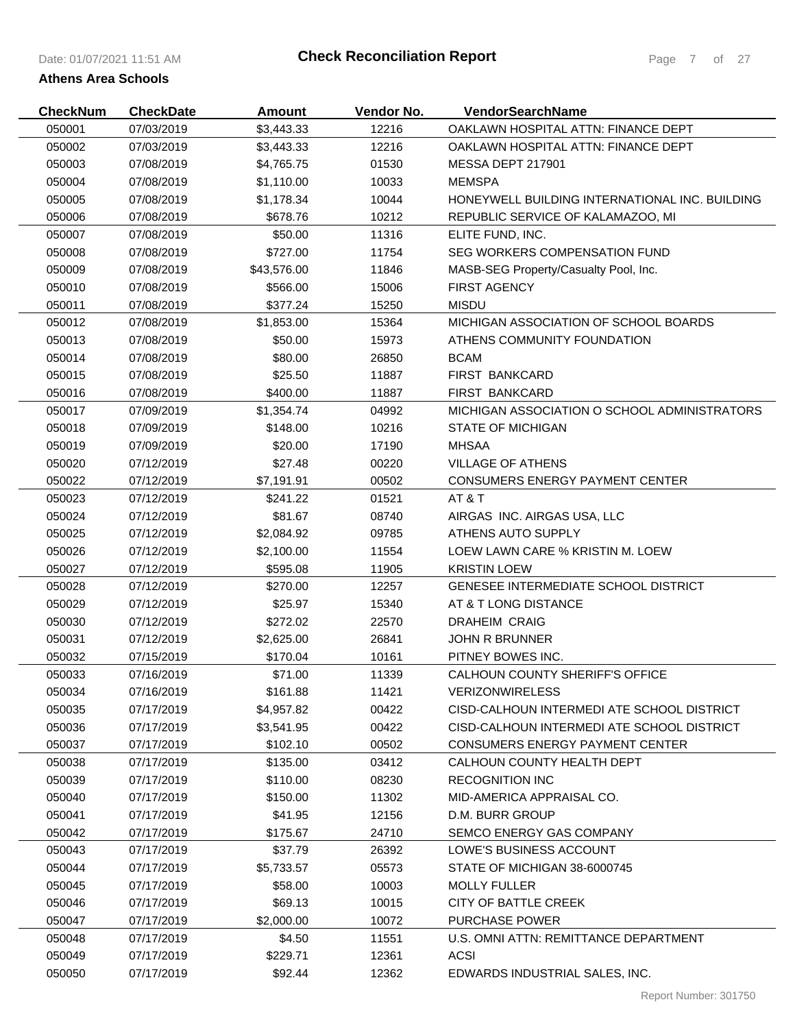**Check Reconciliation Report**

**Athens Area Schools**

| CheckNum | CheckDate | Amount | Vendor No. | VendorSearchName |
|---|---|---|---|---|
| 050001 | 07/03/2019 | $3,443.33 | 12216 | OAKLAWN HOSPITAL ATTN: FINANCE DEPT |
| 050002 | 07/03/2019 | $3,443.33 | 12216 | OAKLAWN HOSPITAL ATTN: FINANCE DEPT |
| 050003 | 07/08/2019 | $4,765.75 | 01530 | MESSA DEPT 217901 |
| 050004 | 07/08/2019 | $1,110.00 | 10033 | MEMSPA |
| 050005 | 07/08/2019 | $1,178.34 | 10044 | HONEYWELL BUILDING INTERNATIONAL INC. BUILDING |
| 050006 | 07/08/2019 | $678.76 | 10212 | REPUBLIC SERVICE OF KALAMAZOO, MI |
| 050007 | 07/08/2019 | $50.00 | 11316 | ELITE FUND, INC. |
| 050008 | 07/08/2019 | $727.00 | 11754 | SEG WORKERS COMPENSATION FUND |
| 050009 | 07/08/2019 | $43,576.00 | 11846 | MASB-SEG Property/Casualty Pool, Inc. |
| 050010 | 07/08/2019 | $566.00 | 15006 | FIRST AGENCY |
| 050011 | 07/08/2019 | $377.24 | 15250 | MISDU |
| 050012 | 07/08/2019 | $1,853.00 | 15364 | MICHIGAN ASSOCIATION OF SCHOOL BOARDS |
| 050013 | 07/08/2019 | $50.00 | 15973 | ATHENS COMMUNITY FOUNDATION |
| 050014 | 07/08/2019 | $80.00 | 26850 | BCAM |
| 050015 | 07/08/2019 | $25.50 | 11887 | FIRST BANKCARD |
| 050016 | 07/08/2019 | $400.00 | 11887 | FIRST BANKCARD |
| 050017 | 07/09/2019 | $1,354.74 | 04992 | MICHIGAN ASSOCIATION O SCHOOL ADMINISTRATORS |
| 050018 | 07/09/2019 | $148.00 | 10216 | STATE OF MICHIGAN |
| 050019 | 07/09/2019 | $20.00 | 17190 | MHSAA |
| 050020 | 07/12/2019 | $27.48 | 00220 | VILLAGE OF ATHENS |
| 050022 | 07/12/2019 | $7,191.91 | 00502 | CONSUMERS ENERGY PAYMENT CENTER |
| 050023 | 07/12/2019 | $241.22 | 01521 | AT & T |
| 050024 | 07/12/2019 | $81.67 | 08740 | AIRGAS INC. AIRGAS USA, LLC |
| 050025 | 07/12/2019 | $2,084.92 | 09785 | ATHENS AUTO SUPPLY |
| 050026 | 07/12/2019 | $2,100.00 | 11554 | LOEW LAWN CARE % KRISTIN M. LOEW |
| 050027 | 07/12/2019 | $595.08 | 11905 | KRISTIN LOEW |
| 050028 | 07/12/2019 | $270.00 | 12257 | GENESEE INTERMEDIATE SCHOOL DISTRICT |
| 050029 | 07/12/2019 | $25.97 | 15340 | AT & T LONG DISTANCE |
| 050030 | 07/12/2019 | $272.02 | 22570 | DRAHEIM CRAIG |
| 050031 | 07/12/2019 | $2,625.00 | 26841 | JOHN R BRUNNER |
| 050032 | 07/15/2019 | $170.04 | 10161 | PITNEY BOWES INC. |
| 050033 | 07/16/2019 | $71.00 | 11339 | CALHOUN COUNTY SHERIFF'S OFFICE |
| 050034 | 07/16/2019 | $161.88 | 11421 | VERIZONWIRELESS |
| 050035 | 07/17/2019 | $4,957.82 | 00422 | CISD-CALHOUN INTERMEDI ATE SCHOOL DISTRICT |
| 050036 | 07/17/2019 | $3,541.95 | 00422 | CISD-CALHOUN INTERMEDI ATE SCHOOL DISTRICT |
| 050037 | 07/17/2019 | $102.10 | 00502 | CONSUMERS ENERGY PAYMENT CENTER |
| 050038 | 07/17/2019 | $135.00 | 03412 | CALHOUN COUNTY HEALTH DEPT |
| 050039 | 07/17/2019 | $110.00 | 08230 | RECOGNITION INC |
| 050040 | 07/17/2019 | $150.00 | 11302 | MID-AMERICA APPRAISAL CO. |
| 050041 | 07/17/2019 | $41.95 | 12156 | D.M. BURR GROUP |
| 050042 | 07/17/2019 | $175.67 | 24710 | SEMCO ENERGY GAS COMPANY |
| 050043 | 07/17/2019 | $37.79 | 26392 | LOWE'S BUSINESS ACCOUNT |
| 050044 | 07/17/2019 | $5,733.57 | 05573 | STATE OF MICHIGAN 38-6000745 |
| 050045 | 07/17/2019 | $58.00 | 10003 | MOLLY FULLER |
| 050046 | 07/17/2019 | $69.13 | 10015 | CITY OF BATTLE CREEK |
| 050047 | 07/17/2019 | $2,000.00 | 10072 | PURCHASE POWER |
| 050048 | 07/17/2019 | $4.50 | 11551 | U.S. OMNI ATTN: REMITTANCE DEPARTMENT |
| 050049 | 07/17/2019 | $229.71 | 12361 | ACSI |
| 050050 | 07/17/2019 | $92.44 | 12362 | EDWARDS INDUSTRIAL SALES, INC. |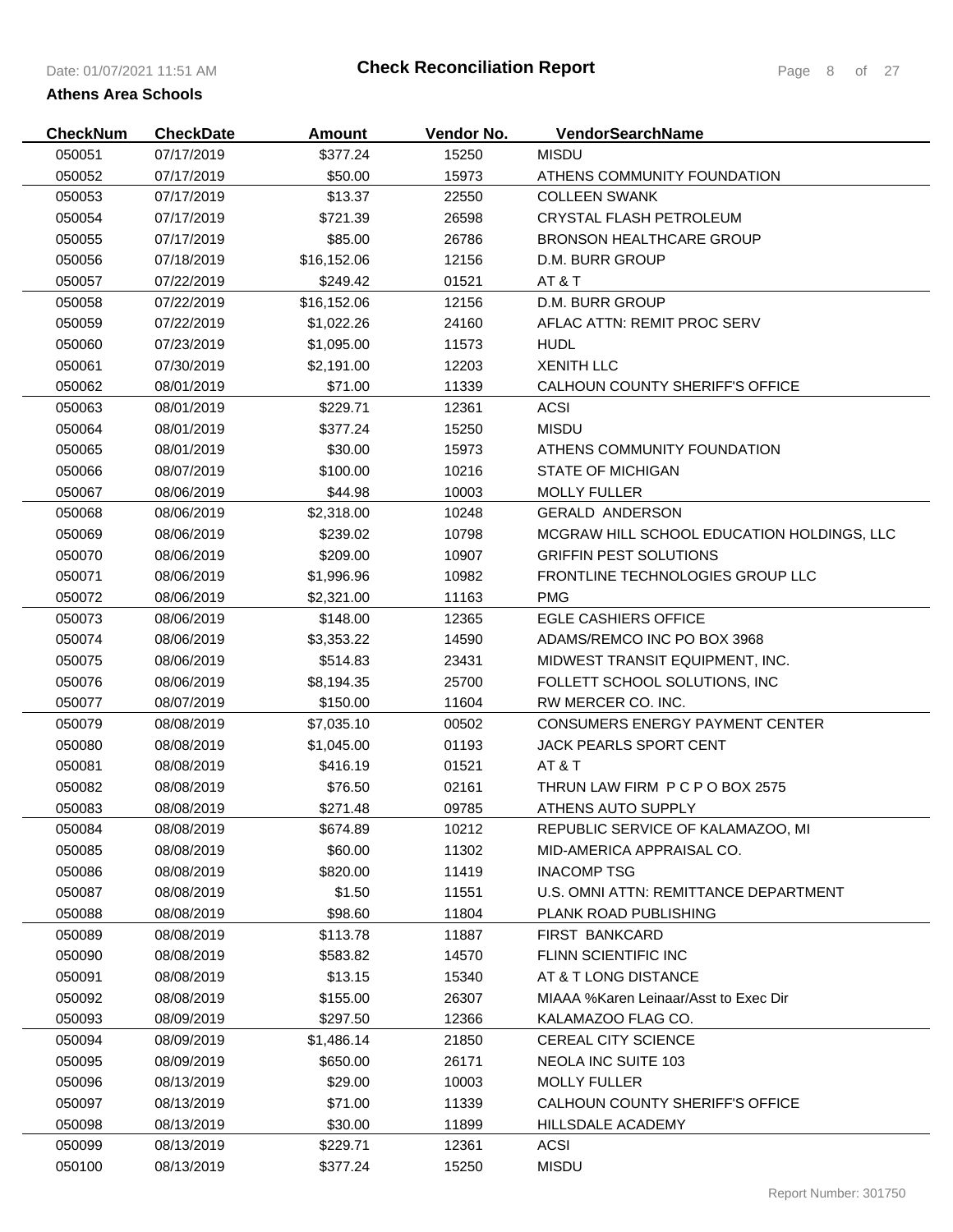# Check Reconciliation Report

**Athens Area Schools**

| CheckNum | CheckDate | Amount | Vendor No. | VendorSearchName |
|---|---|---|---|---|
| 050051 | 07/17/2019 | $377.24 | 15250 | MISDU |
| 050052 | 07/17/2019 | $50.00 | 15973 | ATHENS COMMUNITY FOUNDATION |
| 050053 | 07/17/2019 | $13.37 | 22550 | COLLEEN SWANK |
| 050054 | 07/17/2019 | $721.39 | 26598 | CRYSTAL FLASH PETROLEUM |
| 050055 | 07/17/2019 | $85.00 | 26786 | BRONSON HEALTHCARE GROUP |
| 050056 | 07/18/2019 | $16,152.06 | 12156 | D.M. BURR GROUP |
| 050057 | 07/22/2019 | $249.42 | 01521 | AT & T |
| 050058 | 07/22/2019 | $16,152.06 | 12156 | D.M. BURR GROUP |
| 050059 | 07/22/2019 | $1,022.26 | 24160 | AFLAC ATTN: REMIT PROC SERV |
| 050060 | 07/23/2019 | $1,095.00 | 11573 | HUDL |
| 050061 | 07/30/2019 | $2,191.00 | 12203 | XENITH LLC |
| 050062 | 08/01/2019 | $71.00 | 11339 | CALHOUN COUNTY SHERIFF'S OFFICE |
| 050063 | 08/01/2019 | $229.71 | 12361 | ACSI |
| 050064 | 08/01/2019 | $377.24 | 15250 | MISDU |
| 050065 | 08/01/2019 | $30.00 | 15973 | ATHENS COMMUNITY FOUNDATION |
| 050066 | 08/07/2019 | $100.00 | 10216 | STATE OF MICHIGAN |
| 050067 | 08/06/2019 | $44.98 | 10003 | MOLLY FULLER |
| 050068 | 08/06/2019 | $2,318.00 | 10248 | GERALD ANDERSON |
| 050069 | 08/06/2019 | $239.02 | 10798 | MCGRAW HILL SCHOOL EDUCATION HOLDINGS, LLC |
| 050070 | 08/06/2019 | $209.00 | 10907 | GRIFFIN PEST SOLUTIONS |
| 050071 | 08/06/2019 | $1,996.96 | 10982 | FRONTLINE TECHNOLOGIES GROUP LLC |
| 050072 | 08/06/2019 | $2,321.00 | 11163 | PMG |
| 050073 | 08/06/2019 | $148.00 | 12365 | EGLE CASHIERS OFFICE |
| 050074 | 08/06/2019 | $3,353.22 | 14590 | ADAMS/REMCO INC PO BOX 3968 |
| 050075 | 08/06/2019 | $514.83 | 23431 | MIDWEST TRANSIT EQUIPMENT, INC. |
| 050076 | 08/06/2019 | $8,194.35 | 25700 | FOLLETT SCHOOL SOLUTIONS, INC |
| 050077 | 08/07/2019 | $150.00 | 11604 | RW MERCER CO. INC. |
| 050079 | 08/08/2019 | $7,035.10 | 00502 | CONSUMERS ENERGY PAYMENT CENTER |
| 050080 | 08/08/2019 | $1,045.00 | 01193 | JACK PEARLS SPORT CENT |
| 050081 | 08/08/2019 | $416.19 | 01521 | AT & T |
| 050082 | 08/08/2019 | $76.50 | 02161 | THRUN LAW FIRM P C P O BOX 2575 |
| 050083 | 08/08/2019 | $271.48 | 09785 | ATHENS AUTO SUPPLY |
| 050084 | 08/08/2019 | $674.89 | 10212 | REPUBLIC SERVICE OF KALAMAZOO, MI |
| 050085 | 08/08/2019 | $60.00 | 11302 | MID-AMERICA APPRAISAL CO. |
| 050086 | 08/08/2019 | $820.00 | 11419 | INACOMP TSG |
| 050087 | 08/08/2019 | $1.50 | 11551 | U.S. OMNI ATTN: REMITTANCE DEPARTMENT |
| 050088 | 08/08/2019 | $98.60 | 11804 | PLANK ROAD PUBLISHING |
| 050089 | 08/08/2019 | $113.78 | 11887 | FIRST BANKCARD |
| 050090 | 08/08/2019 | $583.82 | 14570 | FLINN SCIENTIFIC INC |
| 050091 | 08/08/2019 | $13.15 | 15340 | AT & T LONG DISTANCE |
| 050092 | 08/08/2019 | $155.00 | 26307 | MIAAA %Karen Leinaar/Asst to Exec Dir |
| 050093 | 08/09/2019 | $297.50 | 12366 | KALAMAZOO FLAG CO. |
| 050094 | 08/09/2019 | $1,486.14 | 21850 | CEREAL CITY SCIENCE |
| 050095 | 08/09/2019 | $650.00 | 26171 | NEOLA INC SUITE 103 |
| 050096 | 08/13/2019 | $29.00 | 10003 | MOLLY FULLER |
| 050097 | 08/13/2019 | $71.00 | 11339 | CALHOUN COUNTY SHERIFF'S OFFICE |
| 050098 | 08/13/2019 | $30.00 | 11899 | HILLSDALE ACADEMY |
| 050099 | 08/13/2019 | $229.71 | 12361 | ACSI |
| 050100 | 08/13/2019 | $377.24 | 15250 | MISDU |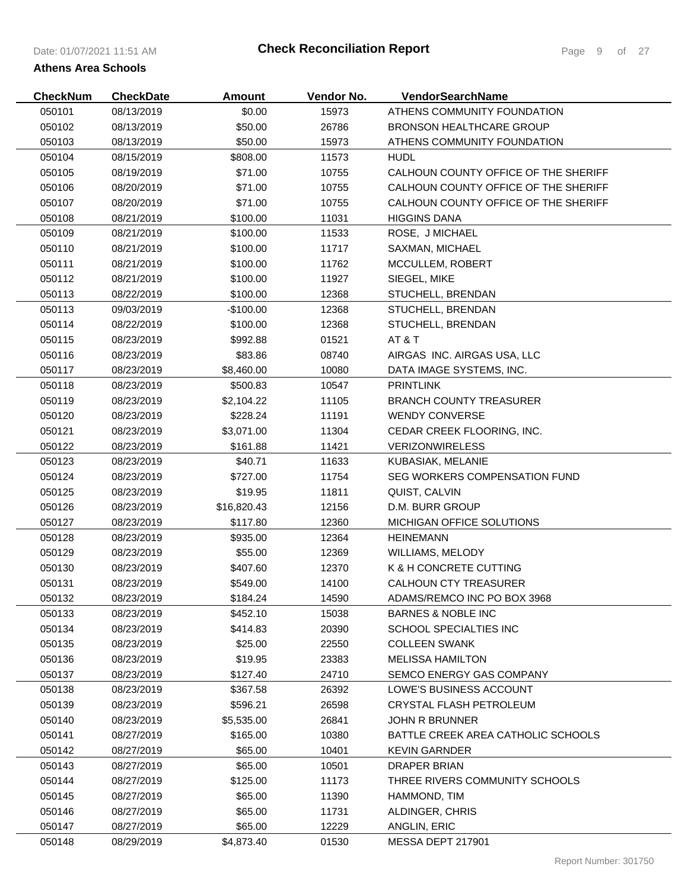# Check Reconciliation Report

**Athens Area Schools**

| CheckNum | CheckDate | Amount | Vendor No. | VendorSearchName |
|---|---|---|---|---|
| 050101 | 08/13/2019 | $0.00 | 15973 | ATHENS COMMUNITY FOUNDATION |
| 050102 | 08/13/2019 | $50.00 | 26786 | BRONSON HEALTHCARE GROUP |
| 050103 | 08/13/2019 | $50.00 | 15973 | ATHENS COMMUNITY FOUNDATION |
| 050104 | 08/15/2019 | $808.00 | 11573 | HUDL |
| 050105 | 08/19/2019 | $71.00 | 10755 | CALHOUN COUNTY OFFICE OF THE SHERIFF |
| 050106 | 08/20/2019 | $71.00 | 10755 | CALHOUN COUNTY OFFICE OF THE SHERIFF |
| 050107 | 08/20/2019 | $71.00 | 10755 | CALHOUN COUNTY OFFICE OF THE SHERIFF |
| 050108 | 08/21/2019 | $100.00 | 11031 | HIGGINS DANA |
| 050109 | 08/21/2019 | $100.00 | 11533 | ROSE, J MICHAEL |
| 050110 | 08/21/2019 | $100.00 | 11717 | SAXMAN, MICHAEL |
| 050111 | 08/21/2019 | $100.00 | 11762 | MCCULLEM, ROBERT |
| 050112 | 08/21/2019 | $100.00 | 11927 | SIEGEL, MIKE |
| 050113 | 08/22/2019 | $100.00 | 12368 | STUCHELL, BRENDAN |
| 050113 | 09/03/2019 | -$100.00 | 12368 | STUCHELL, BRENDAN |
| 050114 | 08/22/2019 | $100.00 | 12368 | STUCHELL, BRENDAN |
| 050115 | 08/23/2019 | $992.88 | 01521 | AT & T |
| 050116 | 08/23/2019 | $83.86 | 08740 | AIRGAS INC. AIRGAS USA, LLC |
| 050117 | 08/23/2019 | $8,460.00 | 10080 | DATA IMAGE SYSTEMS, INC. |
| 050118 | 08/23/2019 | $500.83 | 10547 | PRINTLINK |
| 050119 | 08/23/2019 | $2,104.22 | 11105 | BRANCH COUNTY TREASURER |
| 050120 | 08/23/2019 | $228.24 | 11191 | WENDY CONVERSE |
| 050121 | 08/23/2019 | $3,071.00 | 11304 | CEDAR CREEK FLOORING, INC. |
| 050122 | 08/23/2019 | $161.88 | 11421 | VERIZONWIRELESS |
| 050123 | 08/23/2019 | $40.71 | 11633 | KUBASIAK, MELANIE |
| 050124 | 08/23/2019 | $727.00 | 11754 | SEG WORKERS COMPENSATION FUND |
| 050125 | 08/23/2019 | $19.95 | 11811 | QUIST, CALVIN |
| 050126 | 08/23/2019 | $16,820.43 | 12156 | D.M. BURR GROUP |
| 050127 | 08/23/2019 | $117.80 | 12360 | MICHIGAN OFFICE SOLUTIONS |
| 050128 | 08/23/2019 | $935.00 | 12364 | HEINEMANN |
| 050129 | 08/23/2019 | $55.00 | 12369 | WILLIAMS, MELODY |
| 050130 | 08/23/2019 | $407.60 | 12370 | K & H CONCRETE CUTTING |
| 050131 | 08/23/2019 | $549.00 | 14100 | CALHOUN CTY TREASURER |
| 050132 | 08/23/2019 | $184.24 | 14590 | ADAMS/REMCO INC PO BOX 3968 |
| 050133 | 08/23/2019 | $452.10 | 15038 | BARNES & NOBLE INC |
| 050134 | 08/23/2019 | $414.83 | 20390 | SCHOOL SPECIALTIES INC |
| 050135 | 08/23/2019 | $25.00 | 22550 | COLLEEN SWANK |
| 050136 | 08/23/2019 | $19.95 | 23383 | MELISSA HAMILTON |
| 050137 | 08/23/2019 | $127.40 | 24710 | SEMCO ENERGY GAS COMPANY |
| 050138 | 08/23/2019 | $367.58 | 26392 | LOWE'S BUSINESS ACCOUNT |
| 050139 | 08/23/2019 | $596.21 | 26598 | CRYSTAL FLASH PETROLEUM |
| 050140 | 08/23/2019 | $5,535.00 | 26841 | JOHN R BRUNNER |
| 050141 | 08/27/2019 | $165.00 | 10380 | BATTLE CREEK AREA CATHOLIC SCHOOLS |
| 050142 | 08/27/2019 | $65.00 | 10401 | KEVIN GARNDER |
| 050143 | 08/27/2019 | $65.00 | 10501 | DRAPER BRIAN |
| 050144 | 08/27/2019 | $125.00 | 11173 | THREE RIVERS COMMUNITY SCHOOLS |
| 050145 | 08/27/2019 | $65.00 | 11390 | HAMMOND, TIM |
| 050146 | 08/27/2019 | $65.00 | 11731 | ALDINGER, CHRIS |
| 050147 | 08/27/2019 | $65.00 | 12229 | ANGLIN, ERIC |
| 050148 | 08/29/2019 | $4,873.40 | 01530 | MESSA DEPT 217901 |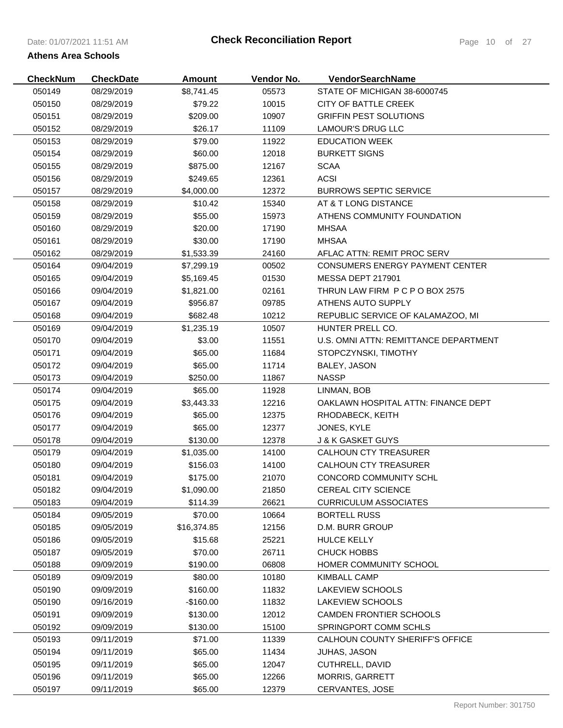# Check Reconciliation Report

**Athens Area Schools**

| CheckNum | CheckDate | Amount | Vendor No. | VendorSearchName |
|---|---|---|---|---|
| 050149 | 08/29/2019 | $8,741.45 | 05573 | STATE OF MICHIGAN 38-6000745 |
| 050150 | 08/29/2019 | $79.22 | 10015 | CITY OF BATTLE CREEK |
| 050151 | 08/29/2019 | $209.00 | 10907 | GRIFFIN PEST SOLUTIONS |
| 050152 | 08/29/2019 | $26.17 | 11109 | LAMOUR'S DRUG LLC |
| 050153 | 08/29/2019 | $79.00 | 11922 | EDUCATION WEEK |
| 050154 | 08/29/2019 | $60.00 | 12018 | BURKETT SIGNS |
| 050155 | 08/29/2019 | $875.00 | 12167 | SCAA |
| 050156 | 08/29/2019 | $249.65 | 12361 | ACSI |
| 050157 | 08/29/2019 | $4,000.00 | 12372 | BURROWS SEPTIC SERVICE |
| 050158 | 08/29/2019 | $10.42 | 15340 | AT & T LONG DISTANCE |
| 050159 | 08/29/2019 | $55.00 | 15973 | ATHENS COMMUNITY FOUNDATION |
| 050160 | 08/29/2019 | $20.00 | 17190 | MHSAA |
| 050161 | 08/29/2019 | $30.00 | 17190 | MHSAA |
| 050162 | 08/29/2019 | $1,533.39 | 24160 | AFLAC ATTN: REMIT PROC SERV |
| 050164 | 09/04/2019 | $7,299.19 | 00502 | CONSUMERS ENERGY PAYMENT CENTER |
| 050165 | 09/04/2019 | $5,169.45 | 01530 | MESSA DEPT 217901 |
| 050166 | 09/04/2019 | $1,821.00 | 02161 | THRUN LAW FIRM P C P O BOX 2575 |
| 050167 | 09/04/2019 | $956.87 | 09785 | ATHENS AUTO SUPPLY |
| 050168 | 09/04/2019 | $682.48 | 10212 | REPUBLIC SERVICE OF KALAMAZOO, MI |
| 050169 | 09/04/2019 | $1,235.19 | 10507 | HUNTER PRELL CO. |
| 050170 | 09/04/2019 | $3.00 | 11551 | U.S. OMNI ATTN: REMITTANCE DEPARTMENT |
| 050171 | 09/04/2019 | $65.00 | 11684 | STOPCZYNSKI, TIMOTHY |
| 050172 | 09/04/2019 | $65.00 | 11714 | BALEY, JASON |
| 050173 | 09/04/2019 | $250.00 | 11867 | NASSP |
| 050174 | 09/04/2019 | $65.00 | 11928 | LINMAN, BOB |
| 050175 | 09/04/2019 | $3,443.33 | 12216 | OAKLAWN HOSPITAL ATTN: FINANCE DEPT |
| 050176 | 09/04/2019 | $65.00 | 12375 | RHODABECK, KEITH |
| 050177 | 09/04/2019 | $65.00 | 12377 | JONES, KYLE |
| 050178 | 09/04/2019 | $130.00 | 12378 | J & K GASKET GUYS |
| 050179 | 09/04/2019 | $1,035.00 | 14100 | CALHOUN CTY TREASURER |
| 050180 | 09/04/2019 | $156.03 | 14100 | CALHOUN CTY TREASURER |
| 050181 | 09/04/2019 | $175.00 | 21070 | CONCORD COMMUNITY SCHL |
| 050182 | 09/04/2019 | $1,090.00 | 21850 | CEREAL CITY SCIENCE |
| 050183 | 09/04/2019 | $114.39 | 26621 | CURRICULUM ASSOCIATES |
| 050184 | 09/05/2019 | $70.00 | 10664 | BORTELL RUSS |
| 050185 | 09/05/2019 | $16,374.85 | 12156 | D.M. BURR GROUP |
| 050186 | 09/05/2019 | $15.68 | 25221 | HULCE KELLY |
| 050187 | 09/05/2019 | $70.00 | 26711 | CHUCK HOBBS |
| 050188 | 09/09/2019 | $190.00 | 06808 | HOMER COMMUNITY SCHOOL |
| 050189 | 09/09/2019 | $80.00 | 10180 | KIMBALL CAMP |
| 050190 | 09/09/2019 | $160.00 | 11832 | LAKEVIEW SCHOOLS |
| 050190 | 09/16/2019 | -$160.00 | 11832 | LAKEVIEW SCHOOLS |
| 050191 | 09/09/2019 | $130.00 | 12012 | CAMDEN FRONTIER SCHOOLS |
| 050192 | 09/09/2019 | $130.00 | 15100 | SPRINGPORT COMM SCHLS |
| 050193 | 09/11/2019 | $71.00 | 11339 | CALHOUN COUNTY SHERIFF'S OFFICE |
| 050194 | 09/11/2019 | $65.00 | 11434 | JUHAS, JASON |
| 050195 | 09/11/2019 | $65.00 | 12047 | CUTHRELL, DAVID |
| 050196 | 09/11/2019 | $65.00 | 12266 | MORRIS, GARRETT |
| 050197 | 09/11/2019 | $65.00 | 12379 | CERVANTES, JOSE |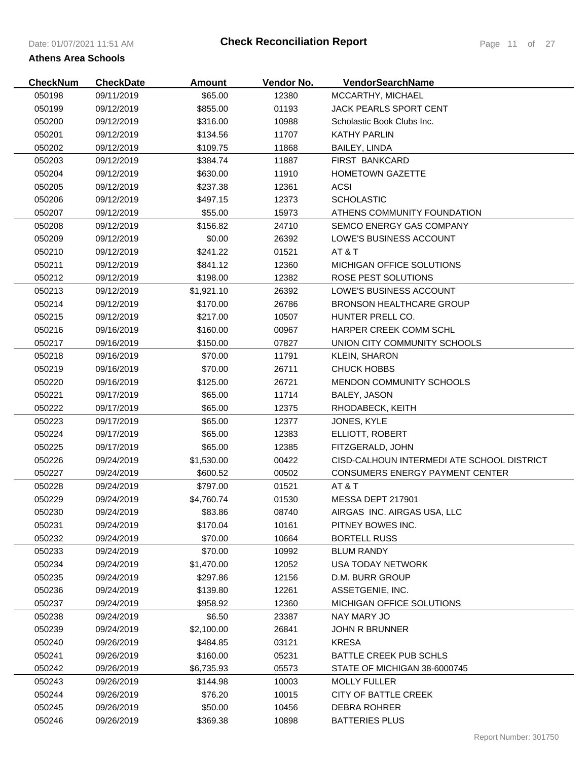# Check Reconciliation Report

**Athens Area Schools**

| CheckNum | CheckDate | Amount | Vendor No. | VendorSearchName |
|---|---|---|---|---|
| 050198 | 09/11/2019 | $65.00 | 12380 | MCCARTHY, MICHAEL |
| 050199 | 09/12/2019 | $855.00 | 01193 | JACK PEARLS SPORT CENT |
| 050200 | 09/12/2019 | $316.00 | 10988 | Scholastic Book Clubs Inc. |
| 050201 | 09/12/2019 | $134.56 | 11707 | KATHY PARLIN |
| 050202 | 09/12/2019 | $109.75 | 11868 | BAILEY, LINDA |
| 050203 | 09/12/2019 | $384.74 | 11887 | FIRST BANKCARD |
| 050204 | 09/12/2019 | $630.00 | 11910 | HOMETOWN GAZETTE |
| 050205 | 09/12/2019 | $237.38 | 12361 | ACSI |
| 050206 | 09/12/2019 | $497.15 | 12373 | SCHOLASTIC |
| 050207 | 09/12/2019 | $55.00 | 15973 | ATHENS COMMUNITY FOUNDATION |
| 050208 | 09/12/2019 | $156.82 | 24710 | SEMCO ENERGY GAS COMPANY |
| 050209 | 09/12/2019 | $0.00 | 26392 | LOWE'S BUSINESS ACCOUNT |
| 050210 | 09/12/2019 | $241.22 | 01521 | AT & T |
| 050211 | 09/12/2019 | $841.12 | 12360 | MICHIGAN OFFICE SOLUTIONS |
| 050212 | 09/12/2019 | $198.00 | 12382 | ROSE PEST SOLUTIONS |
| 050213 | 09/12/2019 | $1,921.10 | 26392 | LOWE'S BUSINESS ACCOUNT |
| 050214 | 09/12/2019 | $170.00 | 26786 | BRONSON HEALTHCARE GROUP |
| 050215 | 09/12/2019 | $217.00 | 10507 | HUNTER PRELL CO. |
| 050216 | 09/16/2019 | $160.00 | 00967 | HARPER CREEK COMM SCHL |
| 050217 | 09/16/2019 | $150.00 | 07827 | UNION CITY COMMUNITY SCHOOLS |
| 050218 | 09/16/2019 | $70.00 | 11791 | KLEIN, SHARON |
| 050219 | 09/16/2019 | $70.00 | 26711 | CHUCK HOBBS |
| 050220 | 09/16/2019 | $125.00 | 26721 | MENDON COMMUNITY SCHOOLS |
| 050221 | 09/17/2019 | $65.00 | 11714 | BALEY, JASON |
| 050222 | 09/17/2019 | $65.00 | 12375 | RHODABECK, KEITH |
| 050223 | 09/17/2019 | $65.00 | 12377 | JONES, KYLE |
| 050224 | 09/17/2019 | $65.00 | 12383 | ELLIOTT, ROBERT |
| 050225 | 09/17/2019 | $65.00 | 12385 | FITZGERALD, JOHN |
| 050226 | 09/24/2019 | $1,530.00 | 00422 | CISD-CALHOUN INTERMEDI ATE SCHOOL DISTRICT |
| 050227 | 09/24/2019 | $600.52 | 00502 | CONSUMERS ENERGY PAYMENT CENTER |
| 050228 | 09/24/2019 | $797.00 | 01521 | AT & T |
| 050229 | 09/24/2019 | $4,760.74 | 01530 | MESSA DEPT 217901 |
| 050230 | 09/24/2019 | $83.86 | 08740 | AIRGAS INC. AIRGAS USA, LLC |
| 050231 | 09/24/2019 | $170.04 | 10161 | PITNEY BOWES INC. |
| 050232 | 09/24/2019 | $70.00 | 10664 | BORTELL RUSS |
| 050233 | 09/24/2019 | $70.00 | 10992 | BLUM RANDY |
| 050234 | 09/24/2019 | $1,470.00 | 12052 | USA TODAY NETWORK |
| 050235 | 09/24/2019 | $297.86 | 12156 | D.M. BURR GROUP |
| 050236 | 09/24/2019 | $139.80 | 12261 | ASSETGENIE, INC. |
| 050237 | 09/24/2019 | $958.92 | 12360 | MICHIGAN OFFICE SOLUTIONS |
| 050238 | 09/24/2019 | $6.50 | 23387 | NAY MARY JO |
| 050239 | 09/24/2019 | $2,100.00 | 26841 | JOHN R BRUNNER |
| 050240 | 09/26/2019 | $484.85 | 03121 | KRESA |
| 050241 | 09/26/2019 | $160.00 | 05231 | BATTLE CREEK PUB SCHLS |
| 050242 | 09/26/2019 | $6,735.93 | 05573 | STATE OF MICHIGAN 38-6000745 |
| 050243 | 09/26/2019 | $144.98 | 10003 | MOLLY FULLER |
| 050244 | 09/26/2019 | $76.20 | 10015 | CITY OF BATTLE CREEK |
| 050245 | 09/26/2019 | $50.00 | 10456 | DEBRA ROHRER |
| 050246 | 09/26/2019 | $369.38 | 10898 | BATTERIES PLUS |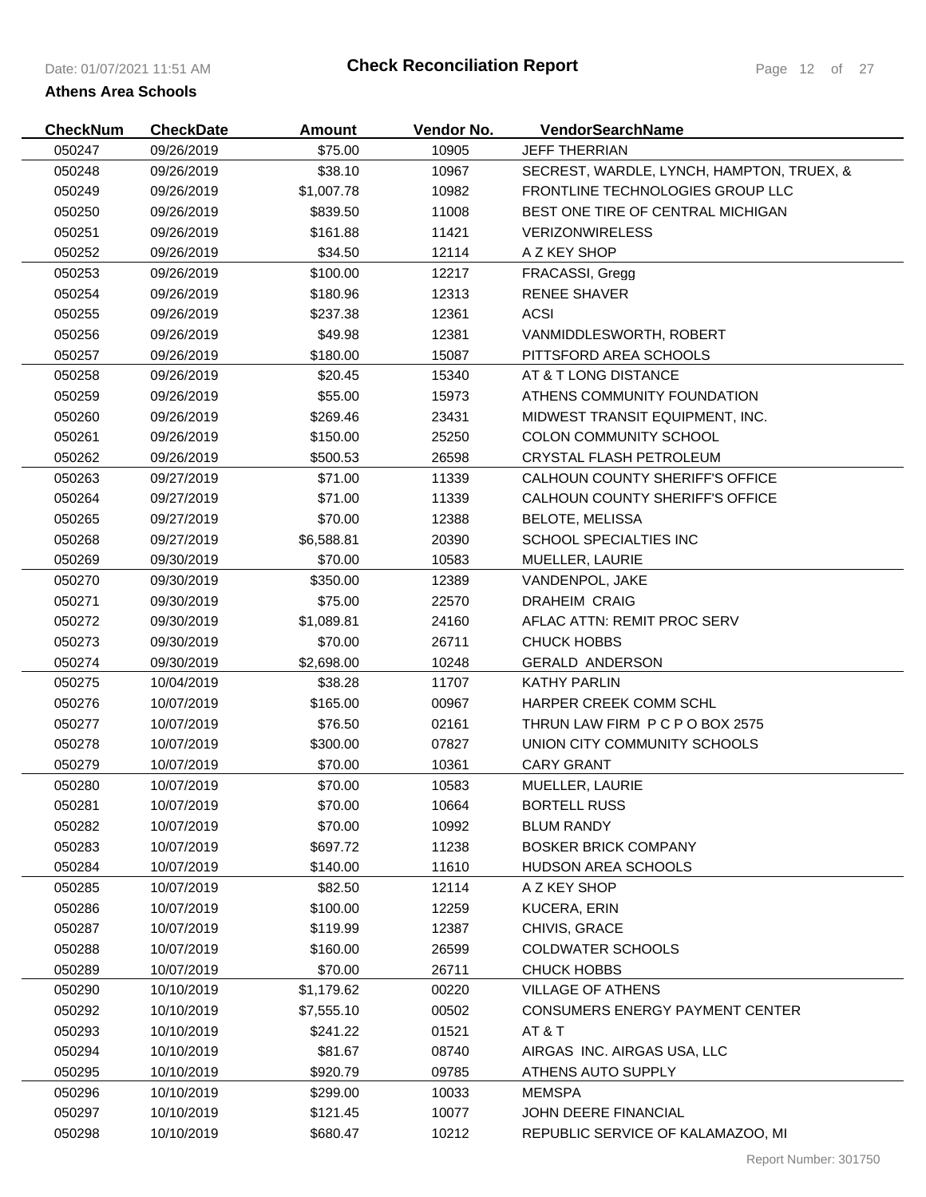# Check Reconciliation Report

**Athens Area Schools**

| CheckNum | CheckDate | Amount | Vendor No. | VendorSearchName |
|---|---|---|---|---|
| 050247 | 09/26/2019 | $75.00 | 10905 | JEFF THERRIAN |
| 050248 | 09/26/2019 | $38.10 | 10967 | SECREST, WARDLE, LYNCH, HAMPTON, TRUEX, & |
| 050249 | 09/26/2019 | $1,007.78 | 10982 | FRONTLINE TECHNOLOGIES GROUP LLC |
| 050250 | 09/26/2019 | $839.50 | 11008 | BEST ONE TIRE OF CENTRAL MICHIGAN |
| 050251 | 09/26/2019 | $161.88 | 11421 | VERIZONWIRELESS |
| 050252 | 09/26/2019 | $34.50 | 12114 | A Z KEY SHOP |
| 050253 | 09/26/2019 | $100.00 | 12217 | FRACASSI, Gregg |
| 050254 | 09/26/2019 | $180.96 | 12313 | RENEE SHAVER |
| 050255 | 09/26/2019 | $237.38 | 12361 | ACSI |
| 050256 | 09/26/2019 | $49.98 | 12381 | VANMIDDLESWORTH, ROBERT |
| 050257 | 09/26/2019 | $180.00 | 15087 | PITTSFORD AREA SCHOOLS |
| 050258 | 09/26/2019 | $20.45 | 15340 | AT & T LONG DISTANCE |
| 050259 | 09/26/2019 | $55.00 | 15973 | ATHENS COMMUNITY FOUNDATION |
| 050260 | 09/26/2019 | $269.46 | 23431 | MIDWEST TRANSIT EQUIPMENT, INC. |
| 050261 | 09/26/2019 | $150.00 | 25250 | COLON COMMUNITY SCHOOL |
| 050262 | 09/26/2019 | $500.53 | 26598 | CRYSTAL FLASH PETROLEUM |
| 050263 | 09/27/2019 | $71.00 | 11339 | CALHOUN COUNTY SHERIFF'S OFFICE |
| 050264 | 09/27/2019 | $71.00 | 11339 | CALHOUN COUNTY SHERIFF'S OFFICE |
| 050265 | 09/27/2019 | $70.00 | 12388 | BELOTE, MELISSA |
| 050268 | 09/27/2019 | $6,588.81 | 20390 | SCHOOL SPECIALTIES INC |
| 050269 | 09/30/2019 | $70.00 | 10583 | MUELLER, LAURIE |
| 050270 | 09/30/2019 | $350.00 | 12389 | VANDENPOL, JAKE |
| 050271 | 09/30/2019 | $75.00 | 22570 | DRAHEIM CRAIG |
| 050272 | 09/30/2019 | $1,089.81 | 24160 | AFLAC ATTN: REMIT PROC SERV |
| 050273 | 09/30/2019 | $70.00 | 26711 | CHUCK HOBBS |
| 050274 | 09/30/2019 | $2,698.00 | 10248 | GERALD ANDERSON |
| 050275 | 10/04/2019 | $38.28 | 11707 | KATHY PARLIN |
| 050276 | 10/07/2019 | $165.00 | 00967 | HARPER CREEK COMM SCHL |
| 050277 | 10/07/2019 | $76.50 | 02161 | THRUN LAW FIRM P C P O BOX 2575 |
| 050278 | 10/07/2019 | $300.00 | 07827 | UNION CITY COMMUNITY SCHOOLS |
| 050279 | 10/07/2019 | $70.00 | 10361 | CARY GRANT |
| 050280 | 10/07/2019 | $70.00 | 10583 | MUELLER, LAURIE |
| 050281 | 10/07/2019 | $70.00 | 10664 | BORTELL RUSS |
| 050282 | 10/07/2019 | $70.00 | 10992 | BLUM RANDY |
| 050283 | 10/07/2019 | $697.72 | 11238 | BOSKER BRICK COMPANY |
| 050284 | 10/07/2019 | $140.00 | 11610 | HUDSON AREA SCHOOLS |
| 050285 | 10/07/2019 | $82.50 | 12114 | A Z KEY SHOP |
| 050286 | 10/07/2019 | $100.00 | 12259 | KUCERA, ERIN |
| 050287 | 10/07/2019 | $119.99 | 12387 | CHIVIS, GRACE |
| 050288 | 10/07/2019 | $160.00 | 26599 | COLDWATER SCHOOLS |
| 050289 | 10/07/2019 | $70.00 | 26711 | CHUCK HOBBS |
| 050290 | 10/10/2019 | $1,179.62 | 00220 | VILLAGE OF ATHENS |
| 050292 | 10/10/2019 | $7,555.10 | 00502 | CONSUMERS ENERGY PAYMENT CENTER |
| 050293 | 10/10/2019 | $241.22 | 01521 | AT & T |
| 050294 | 10/10/2019 | $81.67 | 08740 | AIRGAS INC. AIRGAS USA, LLC |
| 050295 | 10/10/2019 | $920.79 | 09785 | ATHENS AUTO SUPPLY |
| 050296 | 10/10/2019 | $299.00 | 10033 | MEMSPA |
| 050297 | 10/10/2019 | $121.45 | 10077 | JOHN DEERE FINANCIAL |
| 050298 | 10/10/2019 | $680.47 | 10212 | REPUBLIC SERVICE OF KALAMAZOO, MI |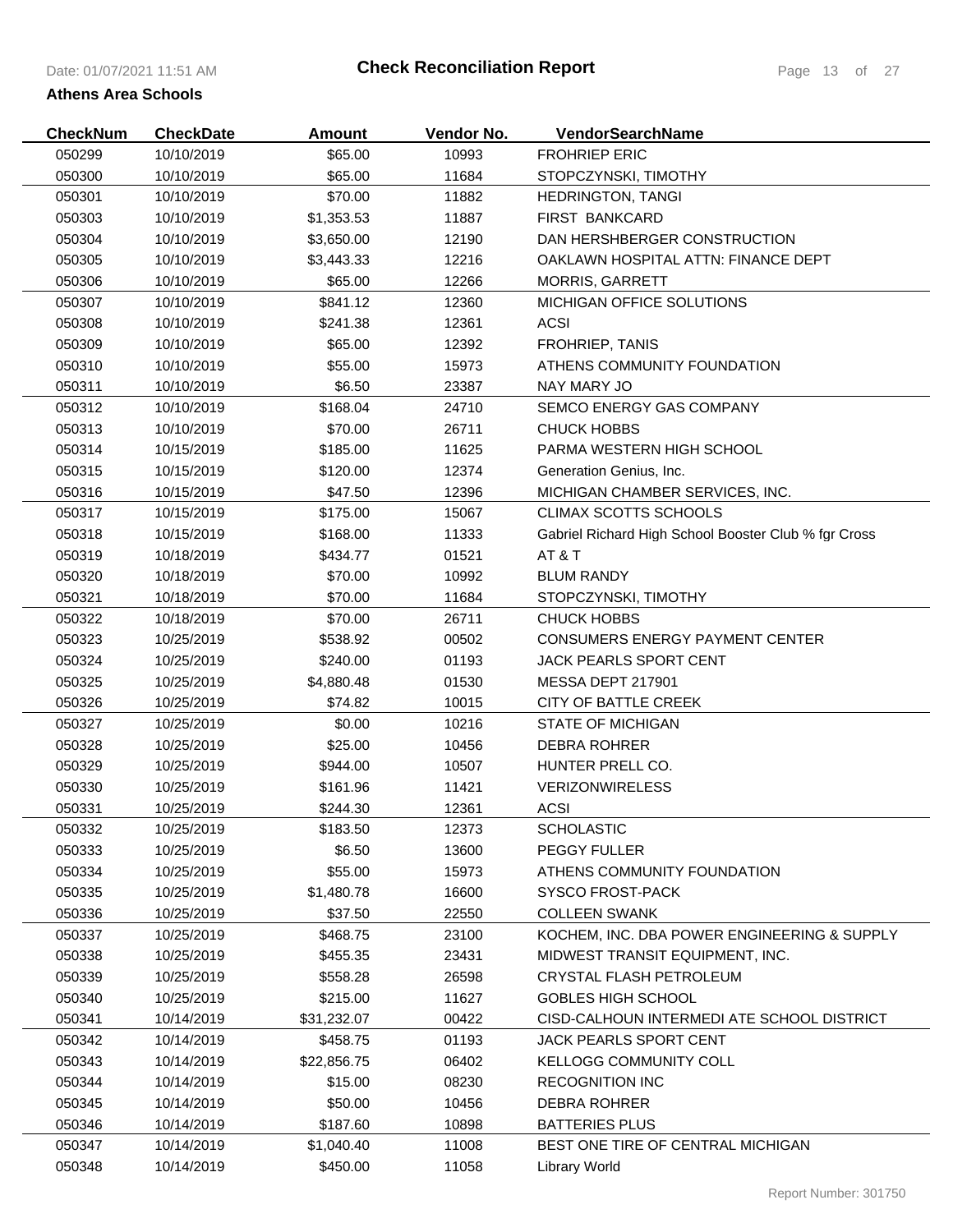# Check Reconciliation Report

**Athens Area Schools**

| CheckNum | CheckDate | Amount | Vendor No. | VendorSearchName |
|---|---|---|---|---|
| 050299 | 10/10/2019 | $65.00 | 10993 | FROHRIEP ERIC |
| 050300 | 10/10/2019 | $65.00 | 11684 | STOPCZYNSKI, TIMOTHY |
| 050301 | 10/10/2019 | $70.00 | 11882 | HEDRINGTON, TANGI |
| 050303 | 10/10/2019 | $1,353.53 | 11887 | FIRST BANKCARD |
| 050304 | 10/10/2019 | $3,650.00 | 12190 | DAN HERSHBERGER CONSTRUCTION |
| 050305 | 10/10/2019 | $3,443.33 | 12216 | OAKLAWN HOSPITAL ATTN: FINANCE DEPT |
| 050306 | 10/10/2019 | $65.00 | 12266 | MORRIS, GARRETT |
| 050307 | 10/10/2019 | $841.12 | 12360 | MICHIGAN OFFICE SOLUTIONS |
| 050308 | 10/10/2019 | $241.38 | 12361 | ACSI |
| 050309 | 10/10/2019 | $65.00 | 12392 | FROHRIEP, TANIS |
| 050310 | 10/10/2019 | $55.00 | 15973 | ATHENS COMMUNITY FOUNDATION |
| 050311 | 10/10/2019 | $6.50 | 23387 | NAY MARY JO |
| 050312 | 10/10/2019 | $168.04 | 24710 | SEMCO ENERGY GAS COMPANY |
| 050313 | 10/10/2019 | $70.00 | 26711 | CHUCK HOBBS |
| 050314 | 10/15/2019 | $185.00 | 11625 | PARMA WESTERN HIGH SCHOOL |
| 050315 | 10/15/2019 | $120.00 | 12374 | Generation Genius, Inc. |
| 050316 | 10/15/2019 | $47.50 | 12396 | MICHIGAN CHAMBER SERVICES, INC. |
| 050317 | 10/15/2019 | $175.00 | 15067 | CLIMAX SCOTTS SCHOOLS |
| 050318 | 10/15/2019 | $168.00 | 11333 | Gabriel Richard High School Booster Club % fgr Cross |
| 050319 | 10/18/2019 | $434.77 | 01521 | AT & T |
| 050320 | 10/18/2019 | $70.00 | 10992 | BLUM RANDY |
| 050321 | 10/18/2019 | $70.00 | 11684 | STOPCZYNSKI, TIMOTHY |
| 050322 | 10/18/2019 | $70.00 | 26711 | CHUCK HOBBS |
| 050323 | 10/25/2019 | $538.92 | 00502 | CONSUMERS ENERGY PAYMENT CENTER |
| 050324 | 10/25/2019 | $240.00 | 01193 | JACK PEARLS SPORT CENT |
| 050325 | 10/25/2019 | $4,880.48 | 01530 | MESSA DEPT 217901 |
| 050326 | 10/25/2019 | $74.82 | 10015 | CITY OF BATTLE CREEK |
| 050327 | 10/25/2019 | $0.00 | 10216 | STATE OF MICHIGAN |
| 050328 | 10/25/2019 | $25.00 | 10456 | DEBRA ROHRER |
| 050329 | 10/25/2019 | $944.00 | 10507 | HUNTER PRELL CO. |
| 050330 | 10/25/2019 | $161.96 | 11421 | VERIZONWIRELESS |
| 050331 | 10/25/2019 | $244.30 | 12361 | ACSI |
| 050332 | 10/25/2019 | $183.50 | 12373 | SCHOLASTIC |
| 050333 | 10/25/2019 | $6.50 | 13600 | PEGGY FULLER |
| 050334 | 10/25/2019 | $55.00 | 15973 | ATHENS COMMUNITY FOUNDATION |
| 050335 | 10/25/2019 | $1,480.78 | 16600 | SYSCO FROST-PACK |
| 050336 | 10/25/2019 | $37.50 | 22550 | COLLEEN SWANK |
| 050337 | 10/25/2019 | $468.75 | 23100 | KOCHEM, INC. DBA POWER ENGINEERING & SUPPLY |
| 050338 | 10/25/2019 | $455.35 | 23431 | MIDWEST TRANSIT EQUIPMENT, INC. |
| 050339 | 10/25/2019 | $558.28 | 26598 | CRYSTAL FLASH PETROLEUM |
| 050340 | 10/25/2019 | $215.00 | 11627 | GOBLES HIGH SCHOOL |
| 050341 | 10/14/2019 | $31,232.07 | 00422 | CISD-CALHOUN INTERMEDI ATE SCHOOL DISTRICT |
| 050342 | 10/14/2019 | $458.75 | 01193 | JACK PEARLS SPORT CENT |
| 050343 | 10/14/2019 | $22,856.75 | 06402 | KELLOGG COMMUNITY COLL |
| 050344 | 10/14/2019 | $15.00 | 08230 | RECOGNITION INC |
| 050345 | 10/14/2019 | $50.00 | 10456 | DEBRA ROHRER |
| 050346 | 10/14/2019 | $187.60 | 10898 | BATTERIES PLUS |
| 050347 | 10/14/2019 | $1,040.40 | 11008 | BEST ONE TIRE OF CENTRAL MICHIGAN |
| 050348 | 10/14/2019 | $450.00 | 11058 | Library World |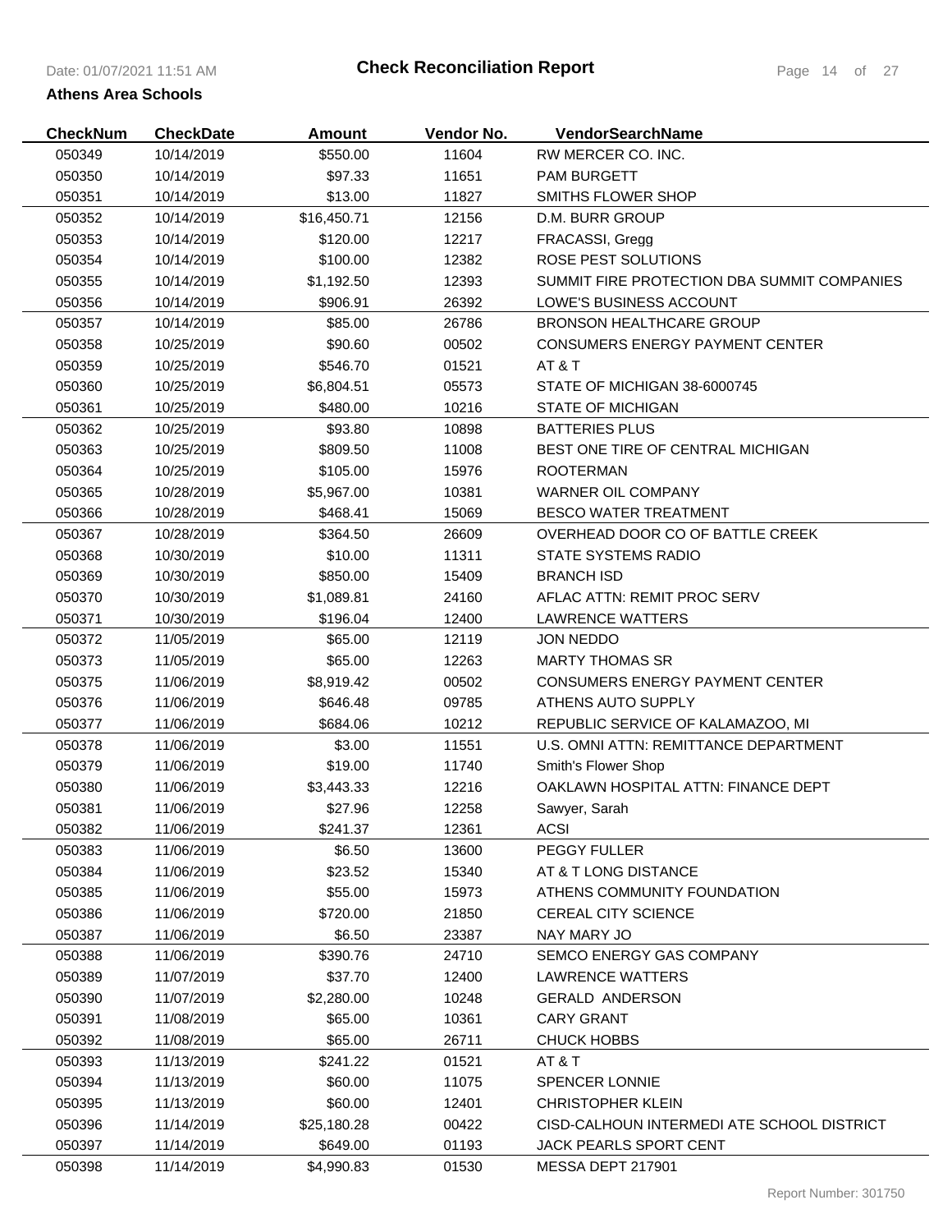**Check Reconciliation Report**

**Athens Area Schools**

| CheckNum | CheckDate | Amount | Vendor No. | VendorSearchName |
|---|---|---|---|---|
| 050349 | 10/14/2019 | $550.00 | 11604 | RW MERCER CO. INC. |
| 050350 | 10/14/2019 | $97.33 | 11651 | PAM BURGETT |
| 050351 | 10/14/2019 | $13.00 | 11827 | SMITHS FLOWER SHOP |
| 050352 | 10/14/2019 | $16,450.71 | 12156 | D.M. BURR GROUP |
| 050353 | 10/14/2019 | $120.00 | 12217 | FRACASSI, Gregg |
| 050354 | 10/14/2019 | $100.00 | 12382 | ROSE PEST SOLUTIONS |
| 050355 | 10/14/2019 | $1,192.50 | 12393 | SUMMIT FIRE PROTECTION DBA SUMMIT COMPANIES |
| 050356 | 10/14/2019 | $906.91 | 26392 | LOWE'S BUSINESS ACCOUNT |
| 050357 | 10/14/2019 | $85.00 | 26786 | BRONSON HEALTHCARE GROUP |
| 050358 | 10/25/2019 | $90.60 | 00502 | CONSUMERS ENERGY PAYMENT CENTER |
| 050359 | 10/25/2019 | $546.70 | 01521 | AT & T |
| 050360 | 10/25/2019 | $6,804.51 | 05573 | STATE OF MICHIGAN 38-6000745 |
| 050361 | 10/25/2019 | $480.00 | 10216 | STATE OF MICHIGAN |
| 050362 | 10/25/2019 | $93.80 | 10898 | BATTERIES PLUS |
| 050363 | 10/25/2019 | $809.50 | 11008 | BEST ONE TIRE OF CENTRAL MICHIGAN |
| 050364 | 10/25/2019 | $105.00 | 15976 | ROOTERMAN |
| 050365 | 10/28/2019 | $5,967.00 | 10381 | WARNER OIL COMPANY |
| 050366 | 10/28/2019 | $468.41 | 15069 | BESCO WATER TREATMENT |
| 050367 | 10/28/2019 | $364.50 | 26609 | OVERHEAD DOOR CO OF BATTLE CREEK |
| 050368 | 10/30/2019 | $10.00 | 11311 | STATE SYSTEMS RADIO |
| 050369 | 10/30/2019 | $850.00 | 15409 | BRANCH ISD |
| 050370 | 10/30/2019 | $1,089.81 | 24160 | AFLAC ATTN: REMIT PROC SERV |
| 050371 | 10/30/2019 | $196.04 | 12400 | LAWRENCE WATTERS |
| 050372 | 11/05/2019 | $65.00 | 12119 | JON NEDDO |
| 050373 | 11/05/2019 | $65.00 | 12263 | MARTY THOMAS SR |
| 050375 | 11/06/2019 | $8,919.42 | 00502 | CONSUMERS ENERGY PAYMENT CENTER |
| 050376 | 11/06/2019 | $646.48 | 09785 | ATHENS AUTO SUPPLY |
| 050377 | 11/06/2019 | $684.06 | 10212 | REPUBLIC SERVICE OF KALAMAZOO, MI |
| 050378 | 11/06/2019 | $3.00 | 11551 | U.S. OMNI ATTN: REMITTANCE DEPARTMENT |
| 050379 | 11/06/2019 | $19.00 | 11740 | Smith's Flower Shop |
| 050380 | 11/06/2019 | $3,443.33 | 12216 | OAKLAWN HOSPITAL ATTN: FINANCE DEPT |
| 050381 | 11/06/2019 | $27.96 | 12258 | Sawyer, Sarah |
| 050382 | 11/06/2019 | $241.37 | 12361 | ACSI |
| 050383 | 11/06/2019 | $6.50 | 13600 | PEGGY FULLER |
| 050384 | 11/06/2019 | $23.52 | 15340 | AT & T LONG DISTANCE |
| 050385 | 11/06/2019 | $55.00 | 15973 | ATHENS COMMUNITY FOUNDATION |
| 050386 | 11/06/2019 | $720.00 | 21850 | CEREAL CITY SCIENCE |
| 050387 | 11/06/2019 | $6.50 | 23387 | NAY MARY JO |
| 050388 | 11/06/2019 | $390.76 | 24710 | SEMCO ENERGY GAS COMPANY |
| 050389 | 11/07/2019 | $37.70 | 12400 | LAWRENCE WATTERS |
| 050390 | 11/07/2019 | $2,280.00 | 10248 | GERALD ANDERSON |
| 050391 | 11/08/2019 | $65.00 | 10361 | CARY GRANT |
| 050392 | 11/08/2019 | $65.00 | 26711 | CHUCK HOBBS |
| 050393 | 11/13/2019 | $241.22 | 01521 | AT & T |
| 050394 | 11/13/2019 | $60.00 | 11075 | SPENCER LONNIE |
| 050395 | 11/13/2019 | $60.00 | 12401 | CHRISTOPHER KLEIN |
| 050396 | 11/14/2019 | $25,180.28 | 00422 | CISD-CALHOUN INTERMEDI ATE SCHOOL DISTRICT |
| 050397 | 11/14/2019 | $649.00 | 01193 | JACK PEARLS SPORT CENT |
| 050398 | 11/14/2019 | $4,990.83 | 01530 | MESSA DEPT 217901 |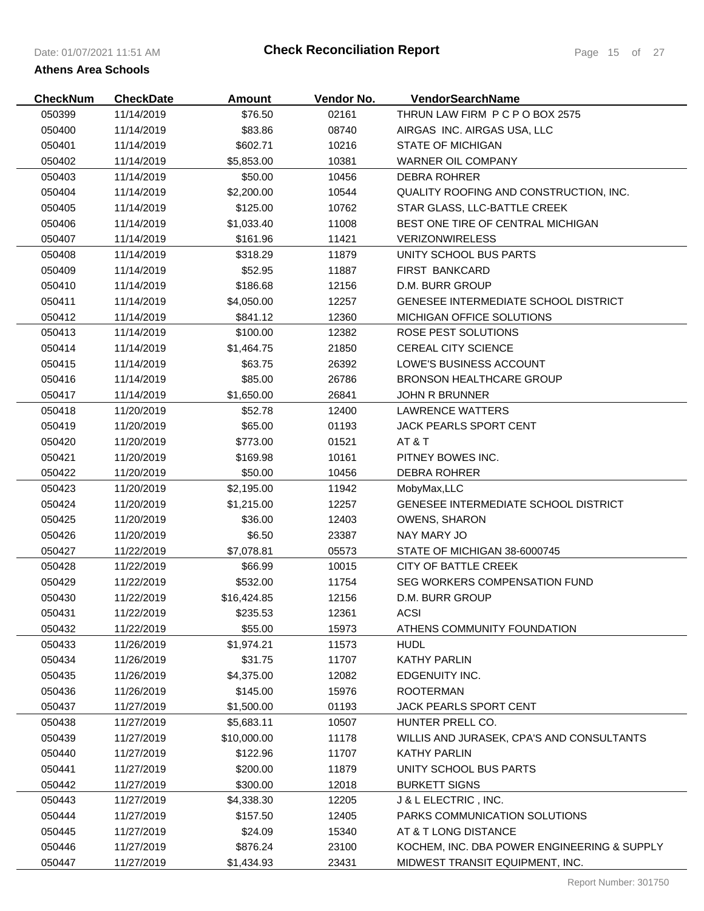# Check Reconciliation Report

**Athens Area Schools**

| CheckNum | CheckDate | Amount | Vendor No. | VendorSearchName |
|---|---|---|---|---|
| 050399 | 11/14/2019 | $76.50 | 02161 | THRUN LAW FIRM P C P O BOX 2575 |
| 050400 | 11/14/2019 | $83.86 | 08740 | AIRGAS INC. AIRGAS USA, LLC |
| 050401 | 11/14/2019 | $602.71 | 10216 | STATE OF MICHIGAN |
| 050402 | 11/14/2019 | $5,853.00 | 10381 | WARNER OIL COMPANY |
| 050403 | 11/14/2019 | $50.00 | 10456 | DEBRA ROHRER |
| 050404 | 11/14/2019 | $2,200.00 | 10544 | QUALITY ROOFING AND CONSTRUCTION, INC. |
| 050405 | 11/14/2019 | $125.00 | 10762 | STAR GLASS, LLC-BATTLE CREEK |
| 050406 | 11/14/2019 | $1,033.40 | 11008 | BEST ONE TIRE OF CENTRAL MICHIGAN |
| 050407 | 11/14/2019 | $161.96 | 11421 | VERIZONWIRELESS |
| 050408 | 11/14/2019 | $318.29 | 11879 | UNITY SCHOOL BUS PARTS |
| 050409 | 11/14/2019 | $52.95 | 11887 | FIRST BANKCARD |
| 050410 | 11/14/2019 | $186.68 | 12156 | D.M. BURR GROUP |
| 050411 | 11/14/2019 | $4,050.00 | 12257 | GENESEE INTERMEDIATE SCHOOL DISTRICT |
| 050412 | 11/14/2019 | $841.12 | 12360 | MICHIGAN OFFICE SOLUTIONS |
| 050413 | 11/14/2019 | $100.00 | 12382 | ROSE PEST SOLUTIONS |
| 050414 | 11/14/2019 | $1,464.75 | 21850 | CEREAL CITY SCIENCE |
| 050415 | 11/14/2019 | $63.75 | 26392 | LOWE'S BUSINESS ACCOUNT |
| 050416 | 11/14/2019 | $85.00 | 26786 | BRONSON HEALTHCARE GROUP |
| 050417 | 11/14/2019 | $1,650.00 | 26841 | JOHN R BRUNNER |
| 050418 | 11/20/2019 | $52.78 | 12400 | LAWRENCE WATTERS |
| 050419 | 11/20/2019 | $65.00 | 01193 | JACK PEARLS SPORT CENT |
| 050420 | 11/20/2019 | $773.00 | 01521 | AT & T |
| 050421 | 11/20/2019 | $169.98 | 10161 | PITNEY BOWES INC. |
| 050422 | 11/20/2019 | $50.00 | 10456 | DEBRA ROHRER |
| 050423 | 11/20/2019 | $2,195.00 | 11942 | MobyMax,LLC |
| 050424 | 11/20/2019 | $1,215.00 | 12257 | GENESEE INTERMEDIATE SCHOOL DISTRICT |
| 050425 | 11/20/2019 | $36.00 | 12403 | OWENS, SHARON |
| 050426 | 11/20/2019 | $6.50 | 23387 | NAY MARY JO |
| 050427 | 11/22/2019 | $7,078.81 | 05573 | STATE OF MICHIGAN 38-6000745 |
| 050428 | 11/22/2019 | $66.99 | 10015 | CITY OF BATTLE CREEK |
| 050429 | 11/22/2019 | $532.00 | 11754 | SEG WORKERS COMPENSATION FUND |
| 050430 | 11/22/2019 | $16,424.85 | 12156 | D.M. BURR GROUP |
| 050431 | 11/22/2019 | $235.53 | 12361 | ACSI |
| 050432 | 11/22/2019 | $55.00 | 15973 | ATHENS COMMUNITY FOUNDATION |
| 050433 | 11/26/2019 | $1,974.21 | 11573 | HUDL |
| 050434 | 11/26/2019 | $31.75 | 11707 | KATHY PARLIN |
| 050435 | 11/26/2019 | $4,375.00 | 12082 | EDGENUITY INC. |
| 050436 | 11/26/2019 | $145.00 | 15976 | ROOTERMAN |
| 050437 | 11/27/2019 | $1,500.00 | 01193 | JACK PEARLS SPORT CENT |
| 050438 | 11/27/2019 | $5,683.11 | 10507 | HUNTER PRELL CO. |
| 050439 | 11/27/2019 | $10,000.00 | 11178 | WILLIS AND JURASEK, CPA'S AND CONSULTANTS |
| 050440 | 11/27/2019 | $122.96 | 11707 | KATHY PARLIN |
| 050441 | 11/27/2019 | $200.00 | 11879 | UNITY SCHOOL BUS PARTS |
| 050442 | 11/27/2019 | $300.00 | 12018 | BURKETT SIGNS |
| 050443 | 11/27/2019 | $4,338.30 | 12205 | J & L ELECTRIC , INC. |
| 050444 | 11/27/2019 | $157.50 | 12405 | PARKS COMMUNICATION SOLUTIONS |
| 050445 | 11/27/2019 | $24.09 | 15340 | AT & T LONG DISTANCE |
| 050446 | 11/27/2019 | $876.24 | 23100 | KOCHEM, INC. DBA POWER ENGINEERING & SUPPLY |
| 050447 | 11/27/2019 | $1,434.93 | 23431 | MIDWEST TRANSIT EQUIPMENT, INC. |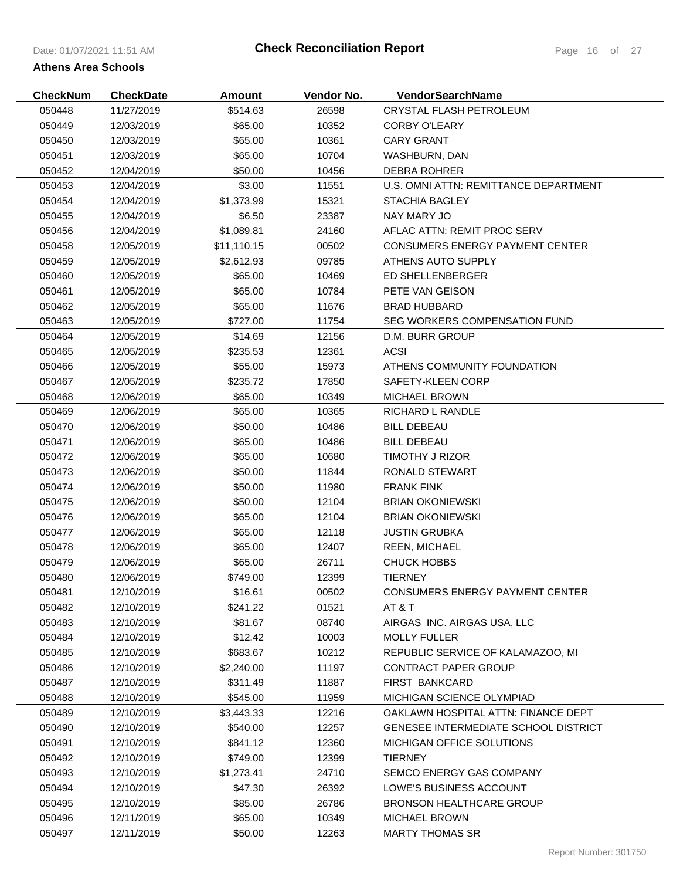**Check Reconciliation Report**

**Athens Area Schools**

| CheckNum | CheckDate | Amount | Vendor No. | VendorSearchName |
|---|---|---|---|---|
| 050448 | 11/27/2019 | $514.63 | 26598 | CRYSTAL FLASH PETROLEUM |
| 050449 | 12/03/2019 | $65.00 | 10352 | CORBY O'LEARY |
| 050450 | 12/03/2019 | $65.00 | 10361 | CARY GRANT |
| 050451 | 12/03/2019 | $65.00 | 10704 | WASHBURN, DAN |
| 050452 | 12/04/2019 | $50.00 | 10456 | DEBRA ROHRER |
| 050453 | 12/04/2019 | $3.00 | 11551 | U.S. OMNI ATTN: REMITTANCE DEPARTMENT |
| 050454 | 12/04/2019 | $1,373.99 | 15321 | STACHIA BAGLEY |
| 050455 | 12/04/2019 | $6.50 | 23387 | NAY MARY JO |
| 050456 | 12/04/2019 | $1,089.81 | 24160 | AFLAC ATTN: REMIT PROC SERV |
| 050458 | 12/05/2019 | $11,110.15 | 00502 | CONSUMERS ENERGY PAYMENT CENTER |
| 050459 | 12/05/2019 | $2,612.93 | 09785 | ATHENS AUTO SUPPLY |
| 050460 | 12/05/2019 | $65.00 | 10469 | ED SHELLENBERGER |
| 050461 | 12/05/2019 | $65.00 | 10784 | PETE VAN GEISON |
| 050462 | 12/05/2019 | $65.00 | 11676 | BRAD HUBBARD |
| 050463 | 12/05/2019 | $727.00 | 11754 | SEG WORKERS COMPENSATION FUND |
| 050464 | 12/05/2019 | $14.69 | 12156 | D.M. BURR GROUP |
| 050465 | 12/05/2019 | $235.53 | 12361 | ACSI |
| 050466 | 12/05/2019 | $55.00 | 15973 | ATHENS COMMUNITY FOUNDATION |
| 050467 | 12/05/2019 | $235.72 | 17850 | SAFETY-KLEEN CORP |
| 050468 | 12/06/2019 | $65.00 | 10349 | MICHAEL BROWN |
| 050469 | 12/06/2019 | $65.00 | 10365 | RICHARD L RANDLE |
| 050470 | 12/06/2019 | $50.00 | 10486 | BILL DEBEAU |
| 050471 | 12/06/2019 | $65.00 | 10486 | BILL DEBEAU |
| 050472 | 12/06/2019 | $65.00 | 10680 | TIMOTHY J RIZOR |
| 050473 | 12/06/2019 | $50.00 | 11844 | RONALD STEWART |
| 050474 | 12/06/2019 | $50.00 | 11980 | FRANK FINK |
| 050475 | 12/06/2019 | $50.00 | 12104 | BRIAN OKONIEWSKI |
| 050476 | 12/06/2019 | $65.00 | 12104 | BRIAN OKONIEWSKI |
| 050477 | 12/06/2019 | $65.00 | 12118 | JUSTIN GRUBKA |
| 050478 | 12/06/2019 | $65.00 | 12407 | REEN, MICHAEL |
| 050479 | 12/06/2019 | $65.00 | 26711 | CHUCK HOBBS |
| 050480 | 12/06/2019 | $749.00 | 12399 | TIERNEY |
| 050481 | 12/10/2019 | $16.61 | 00502 | CONSUMERS ENERGY PAYMENT CENTER |
| 050482 | 12/10/2019 | $241.22 | 01521 | AT & T |
| 050483 | 12/10/2019 | $81.67 | 08740 | AIRGAS INC. AIRGAS USA, LLC |
| 050484 | 12/10/2019 | $12.42 | 10003 | MOLLY FULLER |
| 050485 | 12/10/2019 | $683.67 | 10212 | REPUBLIC SERVICE OF KALAMAZOO, MI |
| 050486 | 12/10/2019 | $2,240.00 | 11197 | CONTRACT PAPER GROUP |
| 050487 | 12/10/2019 | $311.49 | 11887 | FIRST BANKCARD |
| 050488 | 12/10/2019 | $545.00 | 11959 | MICHIGAN SCIENCE OLYMPIAD |
| 050489 | 12/10/2019 | $3,443.33 | 12216 | OAKLAWN HOSPITAL ATTN: FINANCE DEPT |
| 050490 | 12/10/2019 | $540.00 | 12257 | GENESEE INTERMEDIATE SCHOOL DISTRICT |
| 050491 | 12/10/2019 | $841.12 | 12360 | MICHIGAN OFFICE SOLUTIONS |
| 050492 | 12/10/2019 | $749.00 | 12399 | TIERNEY |
| 050493 | 12/10/2019 | $1,273.41 | 24710 | SEMCO ENERGY GAS COMPANY |
| 050494 | 12/10/2019 | $47.30 | 26392 | LOWE'S BUSINESS ACCOUNT |
| 050495 | 12/10/2019 | $85.00 | 26786 | BRONSON HEALTHCARE GROUP |
| 050496 | 12/11/2019 | $65.00 | 10349 | MICHAEL BROWN |
| 050497 | 12/11/2019 | $50.00 | 12263 | MARTY THOMAS SR |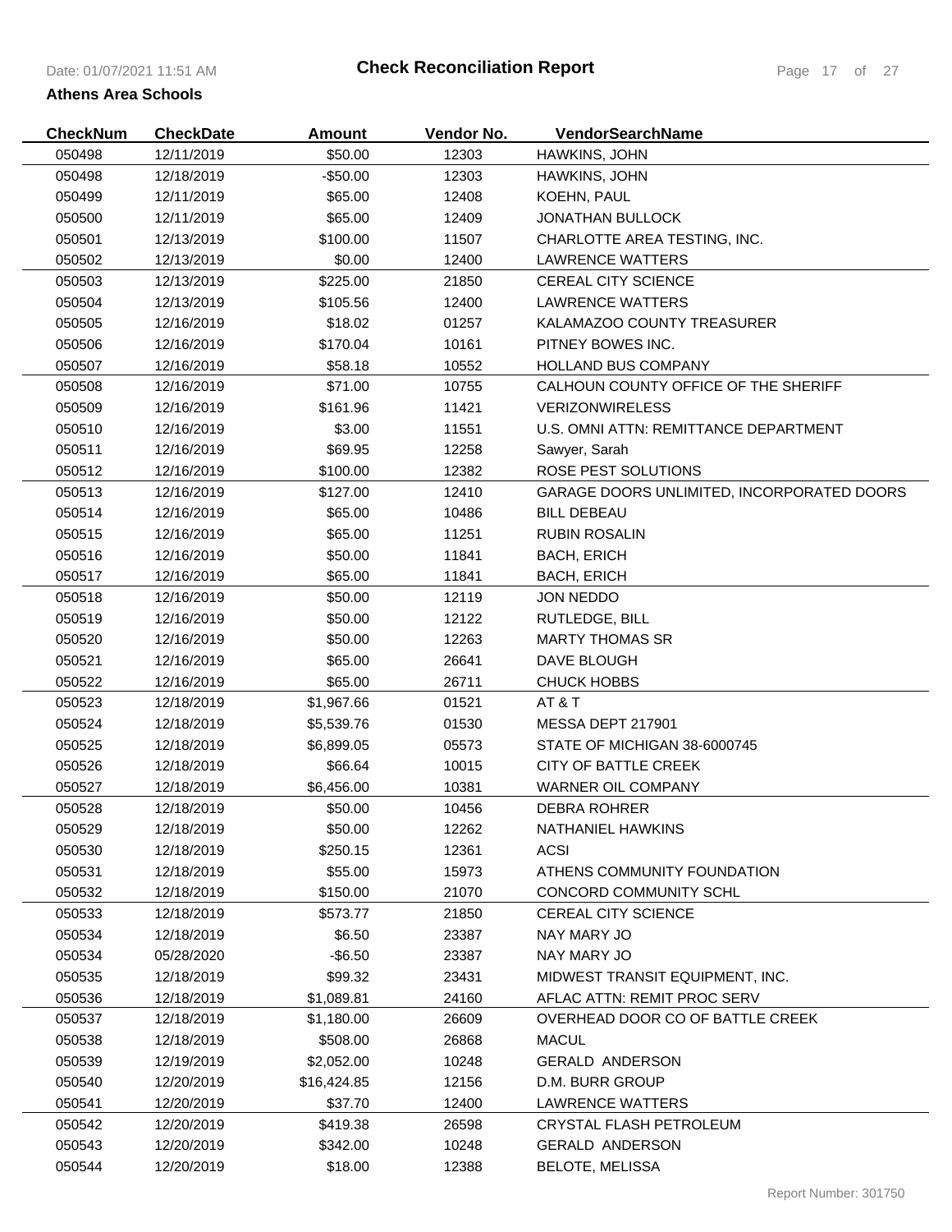# Check Reconciliation Report

**Athens Area Schools**

| CheckNum | CheckDate | Amount | Vendor No. | VendorSearchName |
|---|---|---|---|---|
| 050498 | 12/11/2019 | $50.00 | 12303 | HAWKINS, JOHN |
| 050498 | 12/18/2019 | -$50.00 | 12303 | HAWKINS, JOHN |
| 050499 | 12/11/2019 | $65.00 | 12408 | KOEHN, PAUL |
| 050500 | 12/11/2019 | $65.00 | 12409 | JONATHAN BULLOCK |
| 050501 | 12/13/2019 | $100.00 | 11507 | CHARLOTTE AREA TESTING, INC. |
| 050502 | 12/13/2019 | $0.00 | 12400 | LAWRENCE WATTERS |
| 050503 | 12/13/2019 | $225.00 | 21850 | CEREAL CITY SCIENCE |
| 050504 | 12/13/2019 | $105.56 | 12400 | LAWRENCE WATTERS |
| 050505 | 12/16/2019 | $18.02 | 01257 | KALAMAZOO COUNTY TREASURER |
| 050506 | 12/16/2019 | $170.04 | 10161 | PITNEY BOWES INC. |
| 050507 | 12/16/2019 | $58.18 | 10552 | HOLLAND BUS COMPANY |
| 050508 | 12/16/2019 | $71.00 | 10755 | CALHOUN COUNTY OFFICE OF THE SHERIFF |
| 050509 | 12/16/2019 | $161.96 | 11421 | VERIZONWIRELESS |
| 050510 | 12/16/2019 | $3.00 | 11551 | U.S. OMNI ATTN: REMITTANCE DEPARTMENT |
| 050511 | 12/16/2019 | $69.95 | 12258 | Sawyer, Sarah |
| 050512 | 12/16/2019 | $100.00 | 12382 | ROSE PEST SOLUTIONS |
| 050513 | 12/16/2019 | $127.00 | 12410 | GARAGE DOORS UNLIMITED, INCORPORATED DOORS |
| 050514 | 12/16/2019 | $65.00 | 10486 | BILL DEBEAU |
| 050515 | 12/16/2019 | $65.00 | 11251 | RUBIN ROSALIN |
| 050516 | 12/16/2019 | $50.00 | 11841 | BACH, ERICH |
| 050517 | 12/16/2019 | $65.00 | 11841 | BACH, ERICH |
| 050518 | 12/16/2019 | $50.00 | 12119 | JON NEDDO |
| 050519 | 12/16/2019 | $50.00 | 12122 | RUTLEDGE, BILL |
| 050520 | 12/16/2019 | $50.00 | 12263 | MARTY THOMAS SR |
| 050521 | 12/16/2019 | $65.00 | 26641 | DAVE BLOUGH |
| 050522 | 12/16/2019 | $65.00 | 26711 | CHUCK HOBBS |
| 050523 | 12/18/2019 | $1,967.66 | 01521 | AT & T |
| 050524 | 12/18/2019 | $5,539.76 | 01530 | MESSA DEPT 217901 |
| 050525 | 12/18/2019 | $6,899.05 | 05573 | STATE OF MICHIGAN 38-6000745 |
| 050526 | 12/18/2019 | $66.64 | 10015 | CITY OF BATTLE CREEK |
| 050527 | 12/18/2019 | $6,456.00 | 10381 | WARNER OIL COMPANY |
| 050528 | 12/18/2019 | $50.00 | 10456 | DEBRA ROHRER |
| 050529 | 12/18/2019 | $50.00 | 12262 | NATHANIEL HAWKINS |
| 050530 | 12/18/2019 | $250.15 | 12361 | ACSI |
| 050531 | 12/18/2019 | $55.00 | 15973 | ATHENS COMMUNITY FOUNDATION |
| 050532 | 12/18/2019 | $150.00 | 21070 | CONCORD COMMUNITY SCHL |
| 050533 | 12/18/2019 | $573.77 | 21850 | CEREAL CITY SCIENCE |
| 050534 | 12/18/2019 | $6.50 | 23387 | NAY MARY JO |
| 050534 | 05/28/2020 | -$6.50 | 23387 | NAY MARY JO |
| 050535 | 12/18/2019 | $99.32 | 23431 | MIDWEST TRANSIT EQUIPMENT, INC. |
| 050536 | 12/18/2019 | $1,089.81 | 24160 | AFLAC ATTN: REMIT PROC SERV |
| 050537 | 12/18/2019 | $1,180.00 | 26609 | OVERHEAD DOOR CO OF BATTLE CREEK |
| 050538 | 12/18/2019 | $508.00 | 26868 | MACUL |
| 050539 | 12/19/2019 | $2,052.00 | 10248 | GERALD ANDERSON |
| 050540 | 12/20/2019 | $16,424.85 | 12156 | D.M. BURR GROUP |
| 050541 | 12/20/2019 | $37.70 | 12400 | LAWRENCE WATTERS |
| 050542 | 12/20/2019 | $419.38 | 26598 | CRYSTAL FLASH PETROLEUM |
| 050543 | 12/20/2019 | $342.00 | 10248 | GERALD ANDERSON |
| 050544 | 12/20/2019 | $18.00 | 12388 | BELOTE, MELISSA |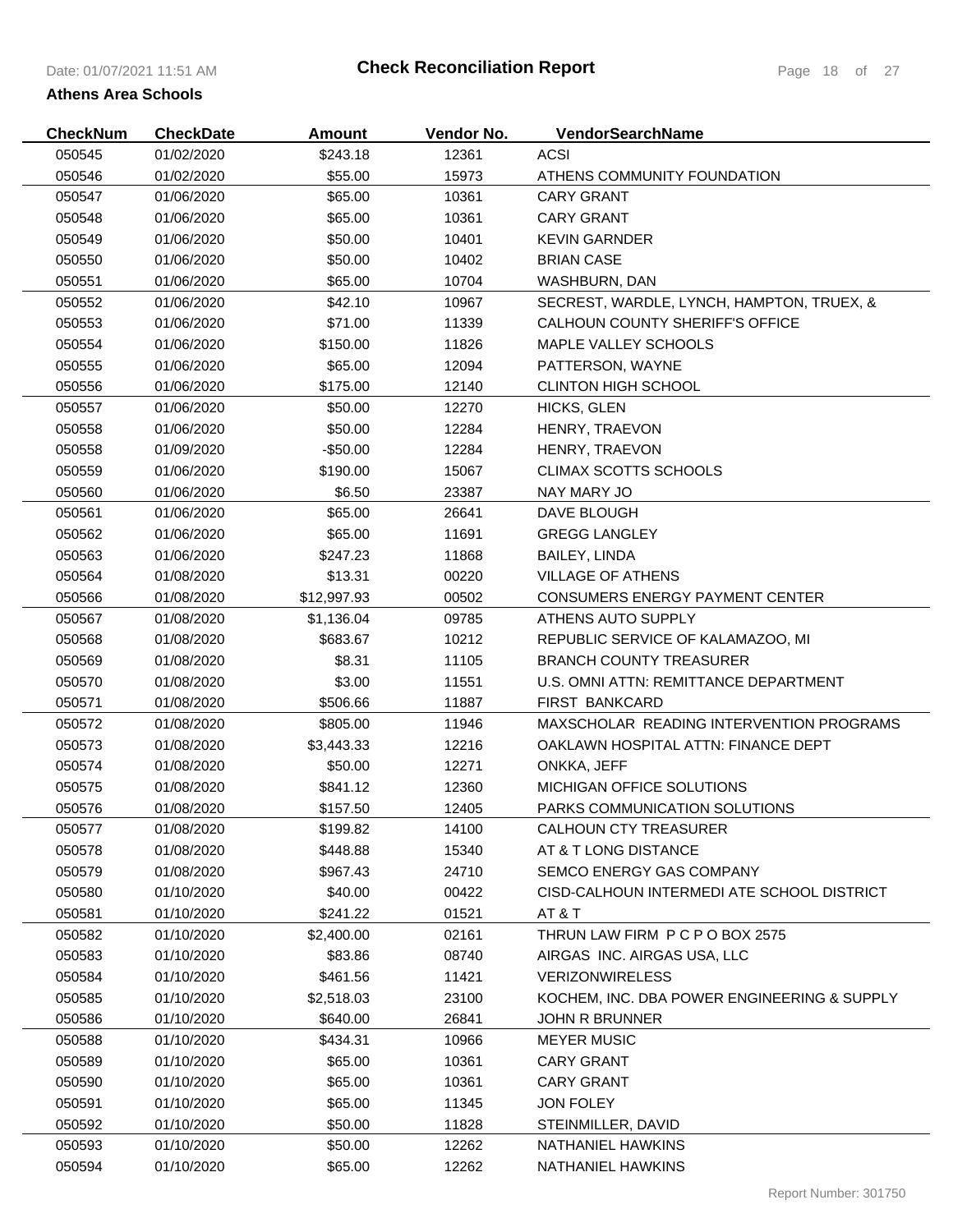**Check Reconciliation Report**

**Athens Area Schools**

| CheckNum | CheckDate | Amount | Vendor No. | VendorSearchName |
|---|---|---|---|---|
| 050545 | 01/02/2020 | $243.18 | 12361 | ACSI |
| 050546 | 01/02/2020 | $55.00 | 15973 | ATHENS COMMUNITY FOUNDATION |
| 050547 | 01/06/2020 | $65.00 | 10361 | CARY GRANT |
| 050548 | 01/06/2020 | $65.00 | 10361 | CARY GRANT |
| 050549 | 01/06/2020 | $50.00 | 10401 | KEVIN GARNDER |
| 050550 | 01/06/2020 | $50.00 | 10402 | BRIAN CASE |
| 050551 | 01/06/2020 | $65.00 | 10704 | WASHBURN, DAN |
| 050552 | 01/06/2020 | $42.10 | 10967 | SECREST, WARDLE, LYNCH, HAMPTON, TRUEX, & |
| 050553 | 01/06/2020 | $71.00 | 11339 | CALHOUN COUNTY SHERIFF'S OFFICE |
| 050554 | 01/06/2020 | $150.00 | 11826 | MAPLE VALLEY SCHOOLS |
| 050555 | 01/06/2020 | $65.00 | 12094 | PATTERSON, WAYNE |
| 050556 | 01/06/2020 | $175.00 | 12140 | CLINTON HIGH SCHOOL |
| 050557 | 01/06/2020 | $50.00 | 12270 | HICKS, GLEN |
| 050558 | 01/06/2020 | $50.00 | 12284 | HENRY, TRAEVON |
| 050558 | 01/09/2020 | -$50.00 | 12284 | HENRY, TRAEVON |
| 050559 | 01/06/2020 | $190.00 | 15067 | CLIMAX SCOTTS SCHOOLS |
| 050560 | 01/06/2020 | $6.50 | 23387 | NAY MARY JO |
| 050561 | 01/06/2020 | $65.00 | 26641 | DAVE BLOUGH |
| 050562 | 01/06/2020 | $65.00 | 11691 | GREGG LANGLEY |
| 050563 | 01/06/2020 | $247.23 | 11868 | BAILEY, LINDA |
| 050564 | 01/08/2020 | $13.31 | 00220 | VILLAGE OF ATHENS |
| 050566 | 01/08/2020 | $12,997.93 | 00502 | CONSUMERS ENERGY PAYMENT CENTER |
| 050567 | 01/08/2020 | $1,136.04 | 09785 | ATHENS AUTO SUPPLY |
| 050568 | 01/08/2020 | $683.67 | 10212 | REPUBLIC SERVICE OF KALAMAZOO, MI |
| 050569 | 01/08/2020 | $8.31 | 11105 | BRANCH COUNTY TREASURER |
| 050570 | 01/08/2020 | $3.00 | 11551 | U.S. OMNI ATTN: REMITTANCE DEPARTMENT |
| 050571 | 01/08/2020 | $506.66 | 11887 | FIRST BANKCARD |
| 050572 | 01/08/2020 | $805.00 | 11946 | MAXSCHOLAR READING INTERVENTION PROGRAMS |
| 050573 | 01/08/2020 | $3,443.33 | 12216 | OAKLAWN HOSPITAL ATTN: FINANCE DEPT |
| 050574 | 01/08/2020 | $50.00 | 12271 | ONKKA, JEFF |
| 050575 | 01/08/2020 | $841.12 | 12360 | MICHIGAN OFFICE SOLUTIONS |
| 050576 | 01/08/2020 | $157.50 | 12405 | PARKS COMMUNICATION SOLUTIONS |
| 050577 | 01/08/2020 | $199.82 | 14100 | CALHOUN CTY TREASURER |
| 050578 | 01/08/2020 | $448.88 | 15340 | AT & T LONG DISTANCE |
| 050579 | 01/08/2020 | $967.43 | 24710 | SEMCO ENERGY GAS COMPANY |
| 050580 | 01/10/2020 | $40.00 | 00422 | CISD-CALHOUN INTERMEDI ATE SCHOOL DISTRICT |
| 050581 | 01/10/2020 | $241.22 | 01521 | AT & T |
| 050582 | 01/10/2020 | $2,400.00 | 02161 | THRUN LAW FIRM P C P O BOX 2575 |
| 050583 | 01/10/2020 | $83.86 | 08740 | AIRGAS INC. AIRGAS USA, LLC |
| 050584 | 01/10/2020 | $461.56 | 11421 | VERIZONWIRELESS |
| 050585 | 01/10/2020 | $2,518.03 | 23100 | KOCHEM, INC. DBA POWER ENGINEERING & SUPPLY |
| 050586 | 01/10/2020 | $640.00 | 26841 | JOHN R BRUNNER |
| 050588 | 01/10/2020 | $434.31 | 10966 | MEYER MUSIC |
| 050589 | 01/10/2020 | $65.00 | 10361 | CARY GRANT |
| 050590 | 01/10/2020 | $65.00 | 10361 | CARY GRANT |
| 050591 | 01/10/2020 | $65.00 | 11345 | JON FOLEY |
| 050592 | 01/10/2020 | $50.00 | 11828 | STEINMILLER, DAVID |
| 050593 | 01/10/2020 | $50.00 | 12262 | NATHANIEL HAWKINS |
| 050594 | 01/10/2020 | $65.00 | 12262 | NATHANIEL HAWKINS |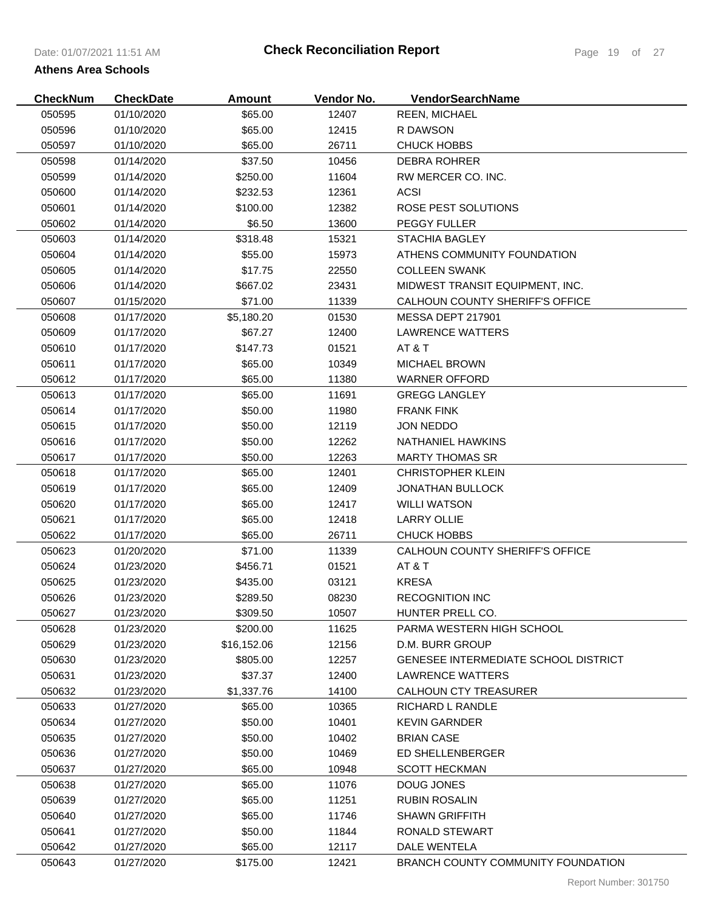# Check Reconciliation Report

**Athens Area Schools**

| CheckNum | CheckDate | Amount | Vendor No. | VendorSearchName |
|---|---|---|---|---|
| 050595 | 01/10/2020 | $65.00 | 12407 | REEN, MICHAEL |
| 050596 | 01/10/2020 | $65.00 | 12415 | R DAWSON |
| 050597 | 01/10/2020 | $65.00 | 26711 | CHUCK HOBBS |
| 050598 | 01/14/2020 | $37.50 | 10456 | DEBRA ROHRER |
| 050599 | 01/14/2020 | $250.00 | 11604 | RW MERCER CO. INC. |
| 050600 | 01/14/2020 | $232.53 | 12361 | ACSI |
| 050601 | 01/14/2020 | $100.00 | 12382 | ROSE PEST SOLUTIONS |
| 050602 | 01/14/2020 | $6.50 | 13600 | PEGGY FULLER |
| 050603 | 01/14/2020 | $318.48 | 15321 | STACHIA BAGLEY |
| 050604 | 01/14/2020 | $55.00 | 15973 | ATHENS COMMUNITY FOUNDATION |
| 050605 | 01/14/2020 | $17.75 | 22550 | COLLEEN SWANK |
| 050606 | 01/14/2020 | $667.02 | 23431 | MIDWEST TRANSIT EQUIPMENT, INC. |
| 050607 | 01/15/2020 | $71.00 | 11339 | CALHOUN COUNTY SHERIFF'S OFFICE |
| 050608 | 01/17/2020 | $5,180.20 | 01530 | MESSA DEPT 217901 |
| 050609 | 01/17/2020 | $67.27 | 12400 | LAWRENCE WATTERS |
| 050610 | 01/17/2020 | $147.73 | 01521 | AT & T |
| 050611 | 01/17/2020 | $65.00 | 10349 | MICHAEL BROWN |
| 050612 | 01/17/2020 | $65.00 | 11380 | WARNER OFFORD |
| 050613 | 01/17/2020 | $65.00 | 11691 | GREGG LANGLEY |
| 050614 | 01/17/2020 | $50.00 | 11980 | FRANK FINK |
| 050615 | 01/17/2020 | $50.00 | 12119 | JON NEDDO |
| 050616 | 01/17/2020 | $50.00 | 12262 | NATHANIEL HAWKINS |
| 050617 | 01/17/2020 | $50.00 | 12263 | MARTY THOMAS SR |
| 050618 | 01/17/2020 | $65.00 | 12401 | CHRISTOPHER KLEIN |
| 050619 | 01/17/2020 | $65.00 | 12409 | JONATHAN BULLOCK |
| 050620 | 01/17/2020 | $65.00 | 12417 | WILLI WATSON |
| 050621 | 01/17/2020 | $65.00 | 12418 | LARRY OLLIE |
| 050622 | 01/17/2020 | $65.00 | 26711 | CHUCK HOBBS |
| 050623 | 01/20/2020 | $71.00 | 11339 | CALHOUN COUNTY SHERIFF'S OFFICE |
| 050624 | 01/23/2020 | $456.71 | 01521 | AT & T |
| 050625 | 01/23/2020 | $435.00 | 03121 | KRESA |
| 050626 | 01/23/2020 | $289.50 | 08230 | RECOGNITION INC |
| 050627 | 01/23/2020 | $309.50 | 10507 | HUNTER PRELL CO. |
| 050628 | 01/23/2020 | $200.00 | 11625 | PARMA WESTERN HIGH SCHOOL |
| 050629 | 01/23/2020 | $16,152.06 | 12156 | D.M. BURR GROUP |
| 050630 | 01/23/2020 | $805.00 | 12257 | GENESEE INTERMEDIATE SCHOOL DISTRICT |
| 050631 | 01/23/2020 | $37.37 | 12400 | LAWRENCE WATTERS |
| 050632 | 01/23/2020 | $1,337.76 | 14100 | CALHOUN CTY TREASURER |
| 050633 | 01/27/2020 | $65.00 | 10365 | RICHARD L RANDLE |
| 050634 | 01/27/2020 | $50.00 | 10401 | KEVIN GARNDER |
| 050635 | 01/27/2020 | $50.00 | 10402 | BRIAN CASE |
| 050636 | 01/27/2020 | $50.00 | 10469 | ED SHELLENBERGER |
| 050637 | 01/27/2020 | $65.00 | 10948 | SCOTT HECKMAN |
| 050638 | 01/27/2020 | $65.00 | 11076 | DOUG JONES |
| 050639 | 01/27/2020 | $65.00 | 11251 | RUBIN ROSALIN |
| 050640 | 01/27/2020 | $65.00 | 11746 | SHAWN GRIFFITH |
| 050641 | 01/27/2020 | $50.00 | 11844 | RONALD STEWART |
| 050642 | 01/27/2020 | $65.00 | 12117 | DALE WENTELA |
| 050643 | 01/27/2020 | $175.00 | 12421 | BRANCH COUNTY COMMUNITY FOUNDATION |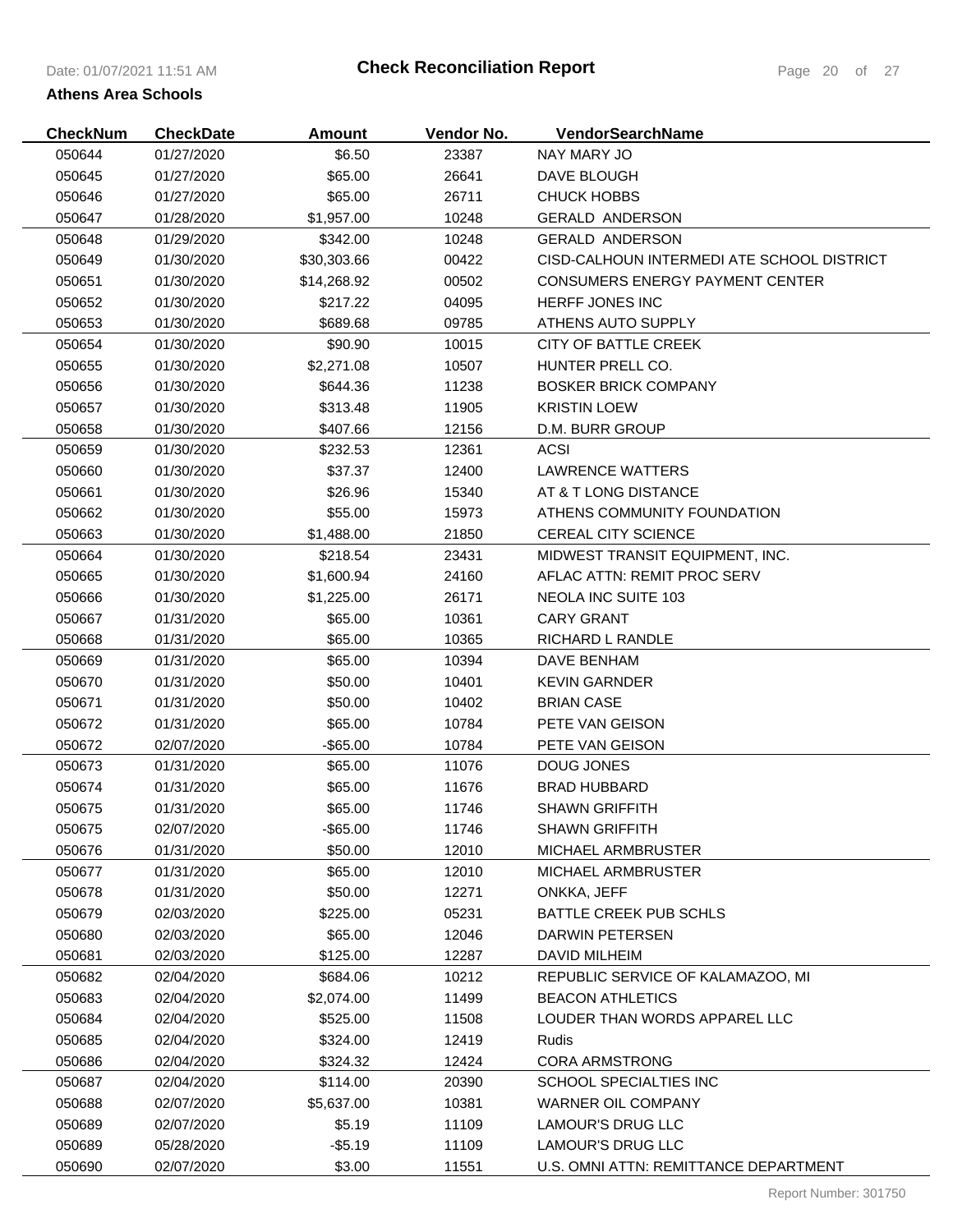**Check Reconciliation Report**

**Athens Area Schools**

| CheckNum | CheckDate | Amount | Vendor No. | VendorSearchName |
|---|---|---|---|---|
| 050644 | 01/27/2020 | $6.50 | 23387 | NAY MARY JO |
| 050645 | 01/27/2020 | $65.00 | 26641 | DAVE BLOUGH |
| 050646 | 01/27/2020 | $65.00 | 26711 | CHUCK HOBBS |
| 050647 | 01/28/2020 | $1,957.00 | 10248 | GERALD ANDERSON |
| 050648 | 01/29/2020 | $342.00 | 10248 | GERALD ANDERSON |
| 050649 | 01/30/2020 | $30,303.66 | 00422 | CISD-CALHOUN INTERMEDI ATE SCHOOL DISTRICT |
| 050651 | 01/30/2020 | $14,268.92 | 00502 | CONSUMERS ENERGY PAYMENT CENTER |
| 050652 | 01/30/2020 | $217.22 | 04095 | HERFF JONES INC |
| 050653 | 01/30/2020 | $689.68 | 09785 | ATHENS AUTO SUPPLY |
| 050654 | 01/30/2020 | $90.90 | 10015 | CITY OF BATTLE CREEK |
| 050655 | 01/30/2020 | $2,271.08 | 10507 | HUNTER PRELL CO. |
| 050656 | 01/30/2020 | $644.36 | 11238 | BOSKER BRICK COMPANY |
| 050657 | 01/30/2020 | $313.48 | 11905 | KRISTIN LOEW |
| 050658 | 01/30/2020 | $407.66 | 12156 | D.M. BURR GROUP |
| 050659 | 01/30/2020 | $232.53 | 12361 | ACSI |
| 050660 | 01/30/2020 | $37.37 | 12400 | LAWRENCE WATTERS |
| 050661 | 01/30/2020 | $26.96 | 15340 | AT & T LONG DISTANCE |
| 050662 | 01/30/2020 | $55.00 | 15973 | ATHENS COMMUNITY FOUNDATION |
| 050663 | 01/30/2020 | $1,488.00 | 21850 | CEREAL CITY SCIENCE |
| 050664 | 01/30/2020 | $218.54 | 23431 | MIDWEST TRANSIT EQUIPMENT, INC. |
| 050665 | 01/30/2020 | $1,600.94 | 24160 | AFLAC ATTN: REMIT PROC SERV |
| 050666 | 01/30/2020 | $1,225.00 | 26171 | NEOLA INC SUITE 103 |
| 050667 | 01/31/2020 | $65.00 | 10361 | CARY GRANT |
| 050668 | 01/31/2020 | $65.00 | 10365 | RICHARD L RANDLE |
| 050669 | 01/31/2020 | $65.00 | 10394 | DAVE BENHAM |
| 050670 | 01/31/2020 | $50.00 | 10401 | KEVIN GARNDER |
| 050671 | 01/31/2020 | $50.00 | 10402 | BRIAN CASE |
| 050672 | 01/31/2020 | $65.00 | 10784 | PETE VAN GEISON |
| 050672 | 02/07/2020 | -$65.00 | 10784 | PETE VAN GEISON |
| 050673 | 01/31/2020 | $65.00 | 11076 | DOUG JONES |
| 050674 | 01/31/2020 | $65.00 | 11676 | BRAD HUBBARD |
| 050675 | 01/31/2020 | $65.00 | 11746 | SHAWN GRIFFITH |
| 050675 | 02/07/2020 | -$65.00 | 11746 | SHAWN GRIFFITH |
| 050676 | 01/31/2020 | $50.00 | 12010 | MICHAEL ARMBRUSTER |
| 050677 | 01/31/2020 | $65.00 | 12010 | MICHAEL ARMBRUSTER |
| 050678 | 01/31/2020 | $50.00 | 12271 | ONKKA, JEFF |
| 050679 | 02/03/2020 | $225.00 | 05231 | BATTLE CREEK PUB SCHLS |
| 050680 | 02/03/2020 | $65.00 | 12046 | DARWIN PETERSEN |
| 050681 | 02/03/2020 | $125.00 | 12287 | DAVID MILHEIM |
| 050682 | 02/04/2020 | $684.06 | 10212 | REPUBLIC SERVICE OF KALAMAZOO, MI |
| 050683 | 02/04/2020 | $2,074.00 | 11499 | BEACON ATHLETICS |
| 050684 | 02/04/2020 | $525.00 | 11508 | LOUDER THAN WORDS APPAREL LLC |
| 050685 | 02/04/2020 | $324.00 | 12419 | Rudis |
| 050686 | 02/04/2020 | $324.32 | 12424 | CORA ARMSTRONG |
| 050687 | 02/04/2020 | $114.00 | 20390 | SCHOOL SPECIALTIES INC |
| 050688 | 02/07/2020 | $5,637.00 | 10381 | WARNER OIL COMPANY |
| 050689 | 02/07/2020 | $5.19 | 11109 | LAMOUR'S DRUG LLC |
| 050689 | 05/28/2020 | -$5.19 | 11109 | LAMOUR'S DRUG LLC |
| 050690 | 02/07/2020 | $3.00 | 11551 | U.S. OMNI ATTN: REMITTANCE DEPARTMENT |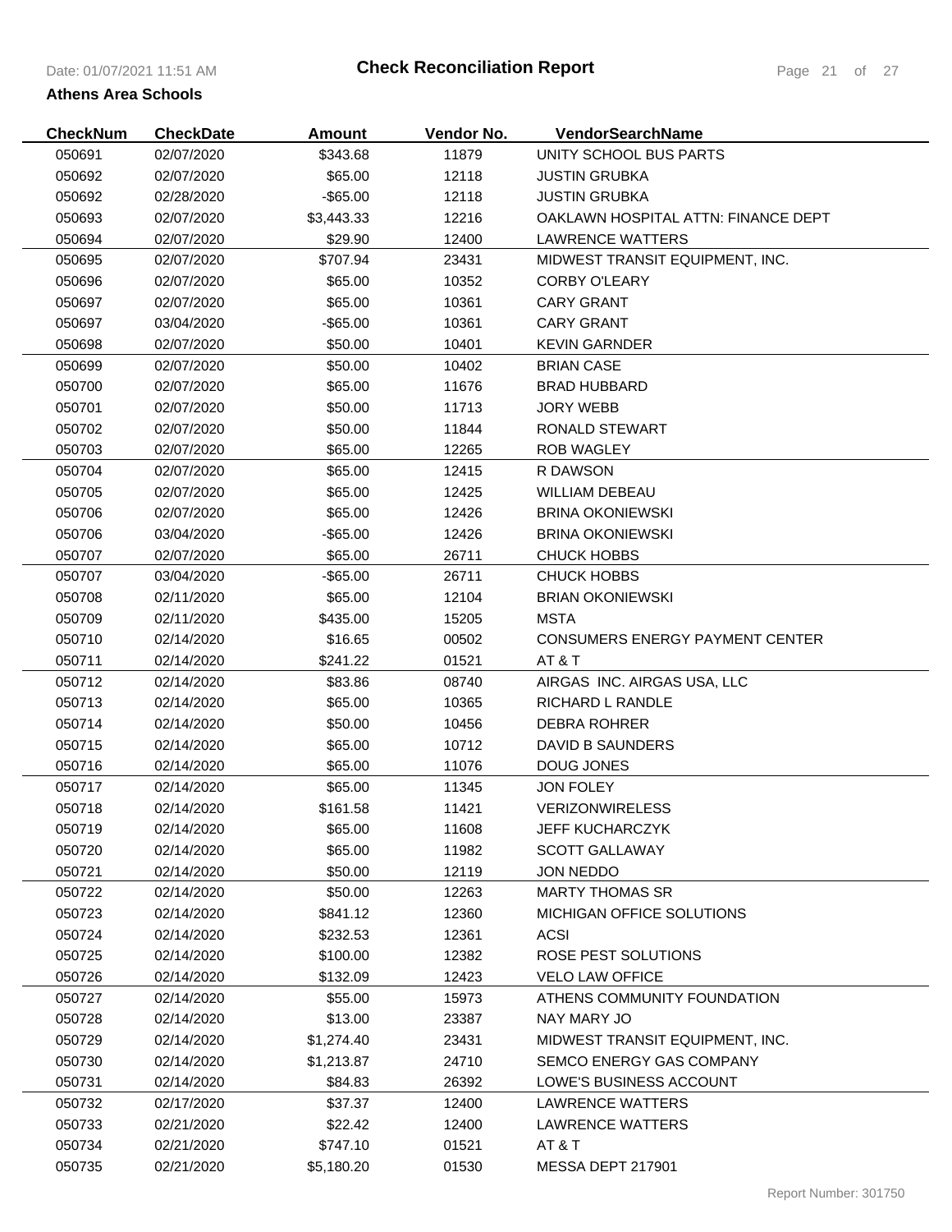**Check Reconciliation Report**

**Athens Area Schools**

| CheckNum | CheckDate | Amount | Vendor No. | VendorSearchName |
|---|---|---|---|---|
| 050691 | 02/07/2020 | $343.68 | 11879 | UNITY SCHOOL BUS PARTS |
| 050692 | 02/07/2020 | $65.00 | 12118 | JUSTIN GRUBKA |
| 050692 | 02/28/2020 | -$65.00 | 12118 | JUSTIN GRUBKA |
| 050693 | 02/07/2020 | $3,443.33 | 12216 | OAKLAWN HOSPITAL ATTN: FINANCE DEPT |
| 050694 | 02/07/2020 | $29.90 | 12400 | LAWRENCE WATTERS |
| 050695 | 02/07/2020 | $707.94 | 23431 | MIDWEST TRANSIT EQUIPMENT, INC. |
| 050696 | 02/07/2020 | $65.00 | 10352 | CORBY O'LEARY |
| 050697 | 02/07/2020 | $65.00 | 10361 | CARY GRANT |
| 050697 | 03/04/2020 | -$65.00 | 10361 | CARY GRANT |
| 050698 | 02/07/2020 | $50.00 | 10401 | KEVIN GARNDER |
| 050699 | 02/07/2020 | $50.00 | 10402 | BRIAN CASE |
| 050700 | 02/07/2020 | $65.00 | 11676 | BRAD HUBBARD |
| 050701 | 02/07/2020 | $50.00 | 11713 | JORY WEBB |
| 050702 | 02/07/2020 | $50.00 | 11844 | RONALD STEWART |
| 050703 | 02/07/2020 | $65.00 | 12265 | ROB WAGLEY |
| 050704 | 02/07/2020 | $65.00 | 12415 | R DAWSON |
| 050705 | 02/07/2020 | $65.00 | 12425 | WILLIAM DEBEAU |
| 050706 | 02/07/2020 | $65.00 | 12426 | BRINA OKONIEWSKI |
| 050706 | 03/04/2020 | -$65.00 | 12426 | BRINA OKONIEWSKI |
| 050707 | 02/07/2020 | $65.00 | 26711 | CHUCK HOBBS |
| 050707 | 03/04/2020 | -$65.00 | 26711 | CHUCK HOBBS |
| 050708 | 02/11/2020 | $65.00 | 12104 | BRIAN OKONIEWSKI |
| 050709 | 02/11/2020 | $435.00 | 15205 | MSTA |
| 050710 | 02/14/2020 | $16.65 | 00502 | CONSUMERS ENERGY PAYMENT CENTER |
| 050711 | 02/14/2020 | $241.22 | 01521 | AT & T |
| 050712 | 02/14/2020 | $83.86 | 08740 | AIRGAS INC. AIRGAS USA, LLC |
| 050713 | 02/14/2020 | $65.00 | 10365 | RICHARD L RANDLE |
| 050714 | 02/14/2020 | $50.00 | 10456 | DEBRA ROHRER |
| 050715 | 02/14/2020 | $65.00 | 10712 | DAVID B SAUNDERS |
| 050716 | 02/14/2020 | $65.00 | 11076 | DOUG JONES |
| 050717 | 02/14/2020 | $65.00 | 11345 | JON FOLEY |
| 050718 | 02/14/2020 | $161.58 | 11421 | VERIZONWIRELESS |
| 050719 | 02/14/2020 | $65.00 | 11608 | JEFF KUCHARCZYK |
| 050720 | 02/14/2020 | $65.00 | 11982 | SCOTT GALLAWAY |
| 050721 | 02/14/2020 | $50.00 | 12119 | JON NEDDO |
| 050722 | 02/14/2020 | $50.00 | 12263 | MARTY THOMAS SR |
| 050723 | 02/14/2020 | $841.12 | 12360 | MICHIGAN OFFICE SOLUTIONS |
| 050724 | 02/14/2020 | $232.53 | 12361 | ACSI |
| 050725 | 02/14/2020 | $100.00 | 12382 | ROSE PEST SOLUTIONS |
| 050726 | 02/14/2020 | $132.09 | 12423 | VELO LAW OFFICE |
| 050727 | 02/14/2020 | $55.00 | 15973 | ATHENS COMMUNITY FOUNDATION |
| 050728 | 02/14/2020 | $13.00 | 23387 | NAY MARY JO |
| 050729 | 02/14/2020 | $1,274.40 | 23431 | MIDWEST TRANSIT EQUIPMENT, INC. |
| 050730 | 02/14/2020 | $1,213.87 | 24710 | SEMCO ENERGY GAS COMPANY |
| 050731 | 02/14/2020 | $84.83 | 26392 | LOWE'S BUSINESS ACCOUNT |
| 050732 | 02/17/2020 | $37.37 | 12400 | LAWRENCE WATTERS |
| 050733 | 02/21/2020 | $22.42 | 12400 | LAWRENCE WATTERS |
| 050734 | 02/21/2020 | $747.10 | 01521 | AT & T |
| 050735 | 02/21/2020 | $5,180.20 | 01530 | MESSA DEPT 217901 |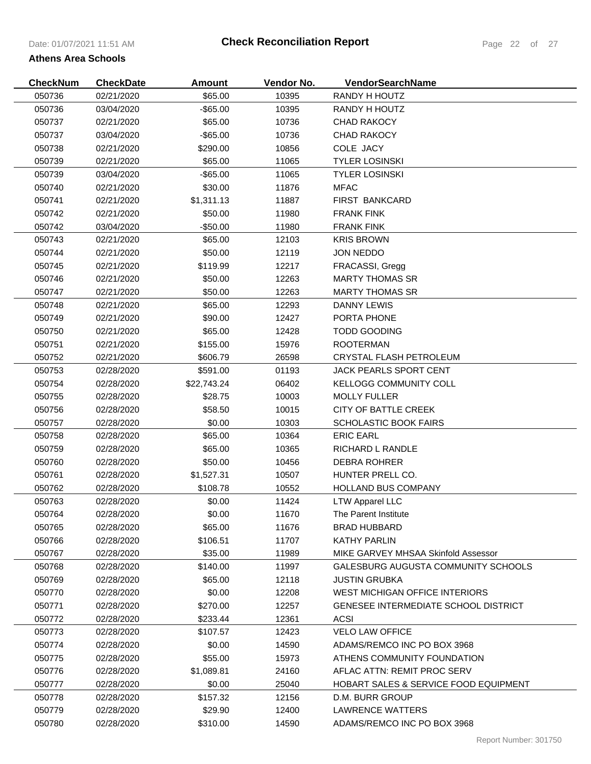# Check Reconciliation Report

**Athens Area Schools**

| CheckNum | CheckDate | Amount | Vendor No. | VendorSearchName |
|---|---|---|---|---|
| 050736 | 02/21/2020 | $65.00 | 10395 | RANDY H HOUTZ |
| 050736 | 03/04/2020 | -$65.00 | 10395 | RANDY H HOUTZ |
| 050737 | 02/21/2020 | $65.00 | 10736 | CHAD RAKOCY |
| 050737 | 03/04/2020 | -$65.00 | 10736 | CHAD RAKOCY |
| 050738 | 02/21/2020 | $290.00 | 10856 | COLE JACY |
| 050739 | 02/21/2020 | $65.00 | 11065 | TYLER LOSINSKI |
| 050739 | 03/04/2020 | -$65.00 | 11065 | TYLER LOSINSKI |
| 050740 | 02/21/2020 | $30.00 | 11876 | MFAC |
| 050741 | 02/21/2020 | $1,311.13 | 11887 | FIRST BANKCARD |
| 050742 | 02/21/2020 | $50.00 | 11980 | FRANK FINK |
| 050742 | 03/04/2020 | -$50.00 | 11980 | FRANK FINK |
| 050743 | 02/21/2020 | $65.00 | 12103 | KRIS BROWN |
| 050744 | 02/21/2020 | $50.00 | 12119 | JON NEDDO |
| 050745 | 02/21/2020 | $119.99 | 12217 | FRACASSI, Gregg |
| 050746 | 02/21/2020 | $50.00 | 12263 | MARTY THOMAS SR |
| 050747 | 02/21/2020 | $50.00 | 12263 | MARTY THOMAS SR |
| 050748 | 02/21/2020 | $65.00 | 12293 | DANNY LEWIS |
| 050749 | 02/21/2020 | $90.00 | 12427 | PORTA PHONE |
| 050750 | 02/21/2020 | $65.00 | 12428 | TODD GOODING |
| 050751 | 02/21/2020 | $155.00 | 15976 | ROOTERMAN |
| 050752 | 02/21/2020 | $606.79 | 26598 | CRYSTAL FLASH PETROLEUM |
| 050753 | 02/28/2020 | $591.00 | 01193 | JACK PEARLS SPORT CENT |
| 050754 | 02/28/2020 | $22,743.24 | 06402 | KELLOGG COMMUNITY COLL |
| 050755 | 02/28/2020 | $28.75 | 10003 | MOLLY FULLER |
| 050756 | 02/28/2020 | $58.50 | 10015 | CITY OF BATTLE CREEK |
| 050757 | 02/28/2020 | $0.00 | 10303 | SCHOLASTIC BOOK FAIRS |
| 050758 | 02/28/2020 | $65.00 | 10364 | ERIC EARL |
| 050759 | 02/28/2020 | $65.00 | 10365 | RICHARD L RANDLE |
| 050760 | 02/28/2020 | $50.00 | 10456 | DEBRA ROHRER |
| 050761 | 02/28/2020 | $1,527.31 | 10507 | HUNTER PRELL CO. |
| 050762 | 02/28/2020 | $108.78 | 10552 | HOLLAND BUS COMPANY |
| 050763 | 02/28/2020 | $0.00 | 11424 | LTW Apparel LLC |
| 050764 | 02/28/2020 | $0.00 | 11670 | The Parent Institute |
| 050765 | 02/28/2020 | $65.00 | 11676 | BRAD HUBBARD |
| 050766 | 02/28/2020 | $106.51 | 11707 | KATHY PARLIN |
| 050767 | 02/28/2020 | $35.00 | 11989 | MIKE GARVEY MHSAA Skinfold Assessor |
| 050768 | 02/28/2020 | $140.00 | 11997 | GALESBURG AUGUSTA COMMUNITY SCHOOLS |
| 050769 | 02/28/2020 | $65.00 | 12118 | JUSTIN GRUBKA |
| 050770 | 02/28/2020 | $0.00 | 12208 | WEST MICHIGAN OFFICE INTERIORS |
| 050771 | 02/28/2020 | $270.00 | 12257 | GENESEE INTERMEDIATE SCHOOL DISTRICT |
| 050772 | 02/28/2020 | $233.44 | 12361 | ACSI |
| 050773 | 02/28/2020 | $107.57 | 12423 | VELO LAW OFFICE |
| 050774 | 02/28/2020 | $0.00 | 14590 | ADAMS/REMCO INC PO BOX 3968 |
| 050775 | 02/28/2020 | $55.00 | 15973 | ATHENS COMMUNITY FOUNDATION |
| 050776 | 02/28/2020 | $1,089.81 | 24160 | AFLAC ATTN: REMIT PROC SERV |
| 050777 | 02/28/2020 | $0.00 | 25040 | HOBART SALES & SERVICE FOOD EQUIPMENT |
| 050778 | 02/28/2020 | $157.32 | 12156 | D.M. BURR GROUP |
| 050779 | 02/28/2020 | $29.90 | 12400 | LAWRENCE WATTERS |
| 050780 | 02/28/2020 | $310.00 | 14590 | ADAMS/REMCO INC PO BOX 3968 |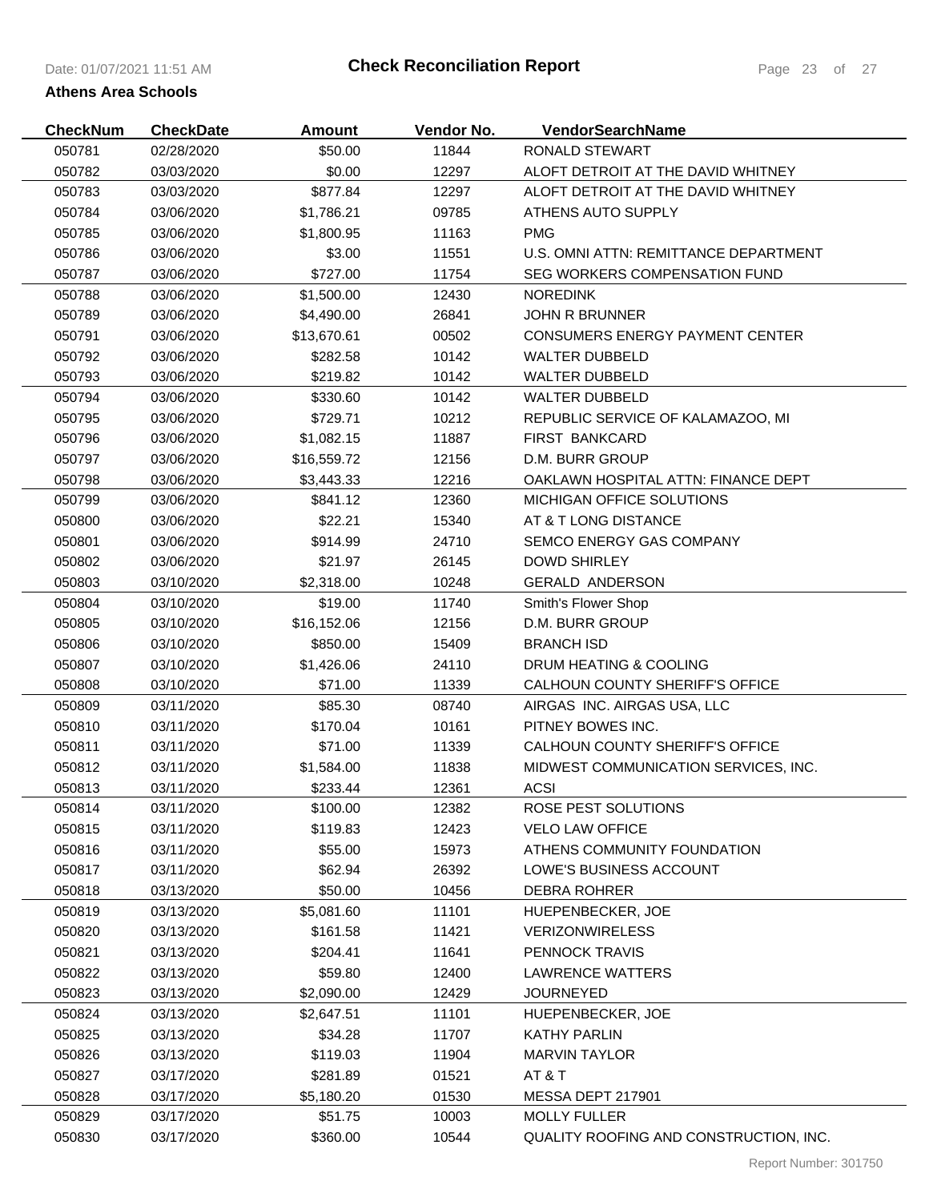# Check Reconciliation Report

**Athens Area Schools**

| CheckNum | CheckDate | Amount | Vendor No. | VendorSearchName |
|---|---|---|---|---|
| 050781 | 02/28/2020 | $50.00 | 11844 | RONALD STEWART |
| 050782 | 03/03/2020 | $0.00 | 12297 | ALOFT DETROIT AT THE DAVID WHITNEY |
| 050783 | 03/03/2020 | $877.84 | 12297 | ALOFT DETROIT AT THE DAVID WHITNEY |
| 050784 | 03/06/2020 | $1,786.21 | 09785 | ATHENS AUTO SUPPLY |
| 050785 | 03/06/2020 | $1,800.95 | 11163 | PMG |
| 050786 | 03/06/2020 | $3.00 | 11551 | U.S. OMNI ATTN: REMITTANCE DEPARTMENT |
| 050787 | 03/06/2020 | $727.00 | 11754 | SEG WORKERS COMPENSATION FUND |
| 050788 | 03/06/2020 | $1,500.00 | 12430 | NOREDINK |
| 050789 | 03/06/2020 | $4,490.00 | 26841 | JOHN R BRUNNER |
| 050791 | 03/06/2020 | $13,670.61 | 00502 | CONSUMERS ENERGY PAYMENT CENTER |
| 050792 | 03/06/2020 | $282.58 | 10142 | WALTER DUBBELD |
| 050793 | 03/06/2020 | $219.82 | 10142 | WALTER DUBBELD |
| 050794 | 03/06/2020 | $330.60 | 10142 | WALTER DUBBELD |
| 050795 | 03/06/2020 | $729.71 | 10212 | REPUBLIC SERVICE OF KALAMAZOO, MI |
| 050796 | 03/06/2020 | $1,082.15 | 11887 | FIRST BANKCARD |
| 050797 | 03/06/2020 | $16,559.72 | 12156 | D.M. BURR GROUP |
| 050798 | 03/06/2020 | $3,443.33 | 12216 | OAKLAWN HOSPITAL ATTN: FINANCE DEPT |
| 050799 | 03/06/2020 | $841.12 | 12360 | MICHIGAN OFFICE SOLUTIONS |
| 050800 | 03/06/2020 | $22.21 | 15340 | AT & T LONG DISTANCE |
| 050801 | 03/06/2020 | $914.99 | 24710 | SEMCO ENERGY GAS COMPANY |
| 050802 | 03/06/2020 | $21.97 | 26145 | DOWD SHIRLEY |
| 050803 | 03/10/2020 | $2,318.00 | 10248 | GERALD ANDERSON |
| 050804 | 03/10/2020 | $19.00 | 11740 | Smith's Flower Shop |
| 050805 | 03/10/2020 | $16,152.06 | 12156 | D.M. BURR GROUP |
| 050806 | 03/10/2020 | $850.00 | 15409 | BRANCH ISD |
| 050807 | 03/10/2020 | $1,426.06 | 24110 | DRUM HEATING & COOLING |
| 050808 | 03/10/2020 | $71.00 | 11339 | CALHOUN COUNTY SHERIFF'S OFFICE |
| 050809 | 03/11/2020 | $85.30 | 08740 | AIRGAS INC. AIRGAS USA, LLC |
| 050810 | 03/11/2020 | $170.04 | 10161 | PITNEY BOWES INC. |
| 050811 | 03/11/2020 | $71.00 | 11339 | CALHOUN COUNTY SHERIFF'S OFFICE |
| 050812 | 03/11/2020 | $1,584.00 | 11838 | MIDWEST COMMUNICATION SERVICES, INC. |
| 050813 | 03/11/2020 | $233.44 | 12361 | ACSI |
| 050814 | 03/11/2020 | $100.00 | 12382 | ROSE PEST SOLUTIONS |
| 050815 | 03/11/2020 | $119.83 | 12423 | VELO LAW OFFICE |
| 050816 | 03/11/2020 | $55.00 | 15973 | ATHENS COMMUNITY FOUNDATION |
| 050817 | 03/11/2020 | $62.94 | 26392 | LOWE'S BUSINESS ACCOUNT |
| 050818 | 03/13/2020 | $50.00 | 10456 | DEBRA ROHRER |
| 050819 | 03/13/2020 | $5,081.60 | 11101 | HUEPENBECKER, JOE |
| 050820 | 03/13/2020 | $161.58 | 11421 | VERIZONWIRELESS |
| 050821 | 03/13/2020 | $204.41 | 11641 | PENNOCK TRAVIS |
| 050822 | 03/13/2020 | $59.80 | 12400 | LAWRENCE WATTERS |
| 050823 | 03/13/2020 | $2,090.00 | 12429 | JOURNEYED |
| 050824 | 03/13/2020 | $2,647.51 | 11101 | HUEPENBECKER, JOE |
| 050825 | 03/13/2020 | $34.28 | 11707 | KATHY PARLIN |
| 050826 | 03/13/2020 | $119.03 | 11904 | MARVIN TAYLOR |
| 050827 | 03/17/2020 | $281.89 | 01521 | AT & T |
| 050828 | 03/17/2020 | $5,180.20 | 01530 | MESSA DEPT 217901 |
| 050829 | 03/17/2020 | $51.75 | 10003 | MOLLY FULLER |
| 050830 | 03/17/2020 | $360.00 | 10544 | QUALITY ROOFING AND CONSTRUCTION, INC. |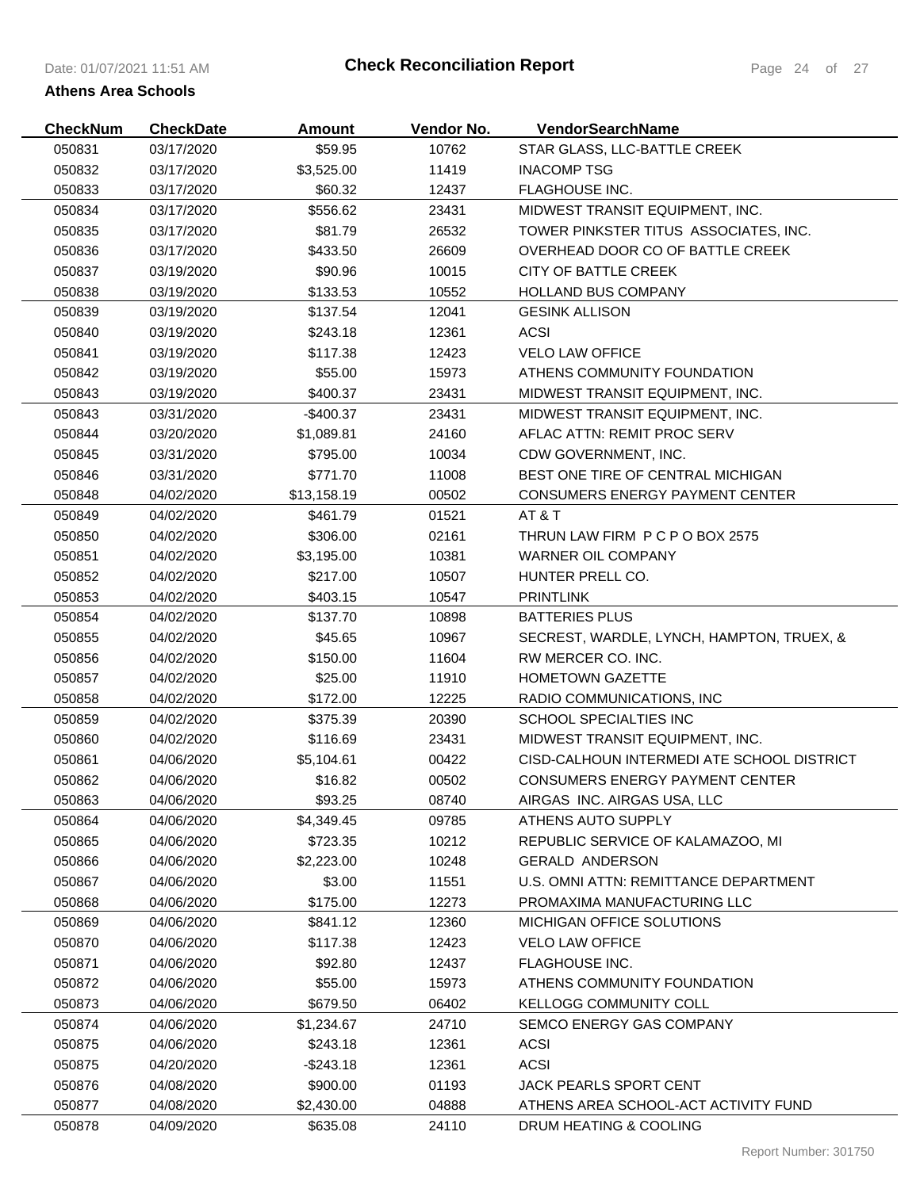# Check Reconciliation Report

**Athens Area Schools**

| CheckNum | CheckDate | Amount | Vendor No. | VendorSearchName |
|---|---|---|---|---|
| 050831 | 03/17/2020 | $59.95 | 10762 | STAR GLASS, LLC-BATTLE CREEK |
| 050832 | 03/17/2020 | $3,525.00 | 11419 | INACOMP TSG |
| 050833 | 03/17/2020 | $60.32 | 12437 | FLAGHOUSE INC. |
| 050834 | 03/17/2020 | $556.62 | 23431 | MIDWEST TRANSIT EQUIPMENT, INC. |
| 050835 | 03/17/2020 | $81.79 | 26532 | TOWER PINKSTER TITUS ASSOCIATES, INC. |
| 050836 | 03/17/2020 | $433.50 | 26609 | OVERHEAD DOOR CO OF BATTLE CREEK |
| 050837 | 03/19/2020 | $90.96 | 10015 | CITY OF BATTLE CREEK |
| 050838 | 03/19/2020 | $133.53 | 10552 | HOLLAND BUS COMPANY |
| 050839 | 03/19/2020 | $137.54 | 12041 | GESINK ALLISON |
| 050840 | 03/19/2020 | $243.18 | 12361 | ACSI |
| 050841 | 03/19/2020 | $117.38 | 12423 | VELO LAW OFFICE |
| 050842 | 03/19/2020 | $55.00 | 15973 | ATHENS COMMUNITY FOUNDATION |
| 050843 | 03/19/2020 | $400.37 | 23431 | MIDWEST TRANSIT EQUIPMENT, INC. |
| 050843 | 03/31/2020 | -$400.37 | 23431 | MIDWEST TRANSIT EQUIPMENT, INC. |
| 050844 | 03/20/2020 | $1,089.81 | 24160 | AFLAC ATTN: REMIT PROC SERV |
| 050845 | 03/31/2020 | $795.00 | 10034 | CDW GOVERNMENT, INC. |
| 050846 | 03/31/2020 | $771.70 | 11008 | BEST ONE TIRE OF CENTRAL MICHIGAN |
| 050848 | 04/02/2020 | $13,158.19 | 00502 | CONSUMERS ENERGY PAYMENT CENTER |
| 050849 | 04/02/2020 | $461.79 | 01521 | AT & T |
| 050850 | 04/02/2020 | $306.00 | 02161 | THRUN LAW FIRM P C P O BOX 2575 |
| 050851 | 04/02/2020 | $3,195.00 | 10381 | WARNER OIL COMPANY |
| 050852 | 04/02/2020 | $217.00 | 10507 | HUNTER PRELL CO. |
| 050853 | 04/02/2020 | $403.15 | 10547 | PRINTLINK |
| 050854 | 04/02/2020 | $137.70 | 10898 | BATTERIES PLUS |
| 050855 | 04/02/2020 | $45.65 | 10967 | SECREST, WARDLE, LYNCH, HAMPTON, TRUEX, & |
| 050856 | 04/02/2020 | $150.00 | 11604 | RW MERCER CO. INC. |
| 050857 | 04/02/2020 | $25.00 | 11910 | HOMETOWN GAZETTE |
| 050858 | 04/02/2020 | $172.00 | 12225 | RADIO COMMUNICATIONS, INC |
| 050859 | 04/02/2020 | $375.39 | 20390 | SCHOOL SPECIALTIES INC |
| 050860 | 04/02/2020 | $116.69 | 23431 | MIDWEST TRANSIT EQUIPMENT, INC. |
| 050861 | 04/06/2020 | $5,104.61 | 00422 | CISD-CALHOUN INTERMEDI ATE SCHOOL DISTRICT |
| 050862 | 04/06/2020 | $16.82 | 00502 | CONSUMERS ENERGY PAYMENT CENTER |
| 050863 | 04/06/2020 | $93.25 | 08740 | AIRGAS INC. AIRGAS USA, LLC |
| 050864 | 04/06/2020 | $4,349.45 | 09785 | ATHENS AUTO SUPPLY |
| 050865 | 04/06/2020 | $723.35 | 10212 | REPUBLIC SERVICE OF KALAMAZOO, MI |
| 050866 | 04/06/2020 | $2,223.00 | 10248 | GERALD ANDERSON |
| 050867 | 04/06/2020 | $3.00 | 11551 | U.S. OMNI ATTN: REMITTANCE DEPARTMENT |
| 050868 | 04/06/2020 | $175.00 | 12273 | PROMAXIMA MANUFACTURING LLC |
| 050869 | 04/06/2020 | $841.12 | 12360 | MICHIGAN OFFICE SOLUTIONS |
| 050870 | 04/06/2020 | $117.38 | 12423 | VELO LAW OFFICE |
| 050871 | 04/06/2020 | $92.80 | 12437 | FLAGHOUSE INC. |
| 050872 | 04/06/2020 | $55.00 | 15973 | ATHENS COMMUNITY FOUNDATION |
| 050873 | 04/06/2020 | $679.50 | 06402 | KELLOGG COMMUNITY COLL |
| 050874 | 04/06/2020 | $1,234.67 | 24710 | SEMCO ENERGY GAS COMPANY |
| 050875 | 04/06/2020 | $243.18 | 12361 | ACSI |
| 050875 | 04/20/2020 | -$243.18 | 12361 | ACSI |
| 050876 | 04/08/2020 | $900.00 | 01193 | JACK PEARLS SPORT CENT |
| 050877 | 04/08/2020 | $2,430.00 | 04888 | ATHENS AREA SCHOOL-ACT ACTIVITY FUND |
| 050878 | 04/09/2020 | $635.08 | 24110 | DRUM HEATING & COOLING |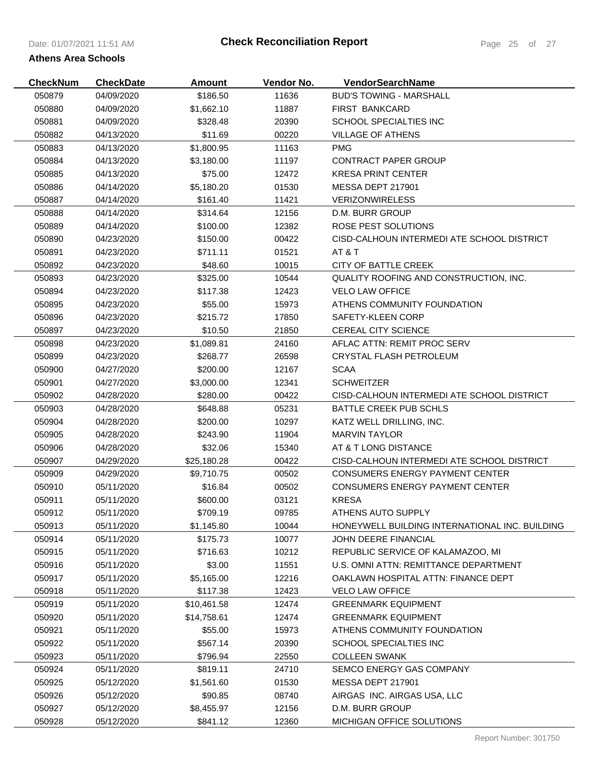# Check Reconciliation Report

**Athens Area Schools**

| CheckNum | CheckDate | Amount | Vendor No. | VendorSearchName |
|---|---|---|---|---|
| 050879 | 04/09/2020 | $186.50 | 11636 | BUD'S TOWING - MARSHALL |
| 050880 | 04/09/2020 | $1,662.10 | 11887 | FIRST BANKCARD |
| 050881 | 04/09/2020 | $328.48 | 20390 | SCHOOL SPECIALTIES INC |
| 050882 | 04/13/2020 | $11.69 | 00220 | VILLAGE OF ATHENS |
| 050883 | 04/13/2020 | $1,800.95 | 11163 | PMG |
| 050884 | 04/13/2020 | $3,180.00 | 11197 | CONTRACT PAPER GROUP |
| 050885 | 04/13/2020 | $75.00 | 12472 | KRESA PRINT CENTER |
| 050886 | 04/14/2020 | $5,180.20 | 01530 | MESSA DEPT 217901 |
| 050887 | 04/14/2020 | $161.40 | 11421 | VERIZONWIRELESS |
| 050888 | 04/14/2020 | $314.64 | 12156 | D.M. BURR GROUP |
| 050889 | 04/14/2020 | $100.00 | 12382 | ROSE PEST SOLUTIONS |
| 050890 | 04/23/2020 | $150.00 | 00422 | CISD-CALHOUN INTERMEDI ATE SCHOOL DISTRICT |
| 050891 | 04/23/2020 | $711.11 | 01521 | AT & T |
| 050892 | 04/23/2020 | $48.60 | 10015 | CITY OF BATTLE CREEK |
| 050893 | 04/23/2020 | $325.00 | 10544 | QUALITY ROOFING AND CONSTRUCTION, INC. |
| 050894 | 04/23/2020 | $117.38 | 12423 | VELO LAW OFFICE |
| 050895 | 04/23/2020 | $55.00 | 15973 | ATHENS COMMUNITY FOUNDATION |
| 050896 | 04/23/2020 | $215.72 | 17850 | SAFETY-KLEEN CORP |
| 050897 | 04/23/2020 | $10.50 | 21850 | CEREAL CITY SCIENCE |
| 050898 | 04/23/2020 | $1,089.81 | 24160 | AFLAC ATTN: REMIT PROC SERV |
| 050899 | 04/23/2020 | $268.77 | 26598 | CRYSTAL FLASH PETROLEUM |
| 050900 | 04/27/2020 | $200.00 | 12167 | SCAA |
| 050901 | 04/27/2020 | $3,000.00 | 12341 | SCHWEITZER |
| 050902 | 04/28/2020 | $280.00 | 00422 | CISD-CALHOUN INTERMEDI ATE SCHOOL DISTRICT |
| 050903 | 04/28/2020 | $648.88 | 05231 | BATTLE CREEK PUB SCHLS |
| 050904 | 04/28/2020 | $200.00 | 10297 | KATZ WELL DRILLING, INC. |
| 050905 | 04/28/2020 | $243.90 | 11904 | MARVIN TAYLOR |
| 050906 | 04/28/2020 | $32.06 | 15340 | AT & T LONG DISTANCE |
| 050907 | 04/29/2020 | $25,180.28 | 00422 | CISD-CALHOUN INTERMEDI ATE SCHOOL DISTRICT |
| 050909 | 04/29/2020 | $9,710.75 | 00502 | CONSUMERS ENERGY PAYMENT CENTER |
| 050910 | 05/11/2020 | $16.84 | 00502 | CONSUMERS ENERGY PAYMENT CENTER |
| 050911 | 05/11/2020 | $600.00 | 03121 | KRESA |
| 050912 | 05/11/2020 | $709.19 | 09785 | ATHENS AUTO SUPPLY |
| 050913 | 05/11/2020 | $1,145.80 | 10044 | HONEYWELL BUILDING INTERNATIONAL INC. BUILDING |
| 050914 | 05/11/2020 | $175.73 | 10077 | JOHN DEERE FINANCIAL |
| 050915 | 05/11/2020 | $716.63 | 10212 | REPUBLIC SERVICE OF KALAMAZOO, MI |
| 050916 | 05/11/2020 | $3.00 | 11551 | U.S. OMNI ATTN: REMITTANCE DEPARTMENT |
| 050917 | 05/11/2020 | $5,165.00 | 12216 | OAKLAWN HOSPITAL ATTN: FINANCE DEPT |
| 050918 | 05/11/2020 | $117.38 | 12423 | VELO LAW OFFICE |
| 050919 | 05/11/2020 | $10,461.58 | 12474 | GREENMARK EQUIPMENT |
| 050920 | 05/11/2020 | $14,758.61 | 12474 | GREENMARK EQUIPMENT |
| 050921 | 05/11/2020 | $55.00 | 15973 | ATHENS COMMUNITY FOUNDATION |
| 050922 | 05/11/2020 | $567.14 | 20390 | SCHOOL SPECIALTIES INC |
| 050923 | 05/11/2020 | $796.94 | 22550 | COLLEEN SWANK |
| 050924 | 05/11/2020 | $819.11 | 24710 | SEMCO ENERGY GAS COMPANY |
| 050925 | 05/12/2020 | $1,561.60 | 01530 | MESSA DEPT 217901 |
| 050926 | 05/12/2020 | $90.85 | 08740 | AIRGAS INC. AIRGAS USA, LLC |
| 050927 | 05/12/2020 | $8,455.97 | 12156 | D.M. BURR GROUP |
| 050928 | 05/12/2020 | $841.12 | 12360 | MICHIGAN OFFICE SOLUTIONS |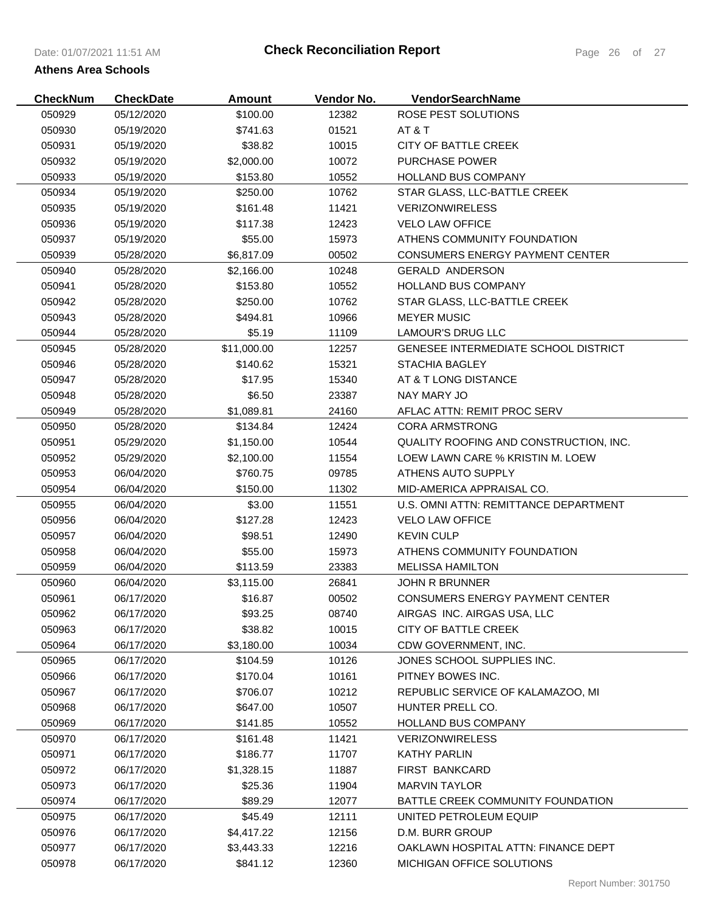**Check Reconciliation Report**

**Athens Area Schools**

| CheckNum | CheckDate | Amount | Vendor No. | VendorSearchName |
|---|---|---|---|---|
| 050929 | 05/12/2020 | $100.00 | 12382 | ROSE PEST SOLUTIONS |
| 050930 | 05/19/2020 | $741.63 | 01521 | AT & T |
| 050931 | 05/19/2020 | $38.82 | 10015 | CITY OF BATTLE CREEK |
| 050932 | 05/19/2020 | $2,000.00 | 10072 | PURCHASE POWER |
| 050933 | 05/19/2020 | $153.80 | 10552 | HOLLAND BUS COMPANY |
| 050934 | 05/19/2020 | $250.00 | 10762 | STAR GLASS, LLC-BATTLE CREEK |
| 050935 | 05/19/2020 | $161.48 | 11421 | VERIZONWIRELESS |
| 050936 | 05/19/2020 | $117.38 | 12423 | VELO LAW OFFICE |
| 050937 | 05/19/2020 | $55.00 | 15973 | ATHENS COMMUNITY FOUNDATION |
| 050939 | 05/28/2020 | $6,817.09 | 00502 | CONSUMERS ENERGY PAYMENT CENTER |
| 050940 | 05/28/2020 | $2,166.00 | 10248 | GERALD ANDERSON |
| 050941 | 05/28/2020 | $153.80 | 10552 | HOLLAND BUS COMPANY |
| 050942 | 05/28/2020 | $250.00 | 10762 | STAR GLASS, LLC-BATTLE CREEK |
| 050943 | 05/28/2020 | $494.81 | 10966 | MEYER MUSIC |
| 050944 | 05/28/2020 | $5.19 | 11109 | LAMOUR'S DRUG LLC |
| 050945 | 05/28/2020 | $11,000.00 | 12257 | GENESEE INTERMEDIATE SCHOOL DISTRICT |
| 050946 | 05/28/2020 | $140.62 | 15321 | STACHIA BAGLEY |
| 050947 | 05/28/2020 | $17.95 | 15340 | AT & T LONG DISTANCE |
| 050948 | 05/28/2020 | $6.50 | 23387 | NAY MARY JO |
| 050949 | 05/28/2020 | $1,089.81 | 24160 | AFLAC ATTN: REMIT PROC SERV |
| 050950 | 05/28/2020 | $134.84 | 12424 | CORA ARMSTRONG |
| 050951 | 05/29/2020 | $1,150.00 | 10544 | QUALITY ROOFING AND CONSTRUCTION, INC. |
| 050952 | 05/29/2020 | $2,100.00 | 11554 | LOEW LAWN CARE % KRISTIN M. LOEW |
| 050953 | 06/04/2020 | $760.75 | 09785 | ATHENS AUTO SUPPLY |
| 050954 | 06/04/2020 | $150.00 | 11302 | MID-AMERICA APPRAISAL CO. |
| 050955 | 06/04/2020 | $3.00 | 11551 | U.S. OMNI ATTN: REMITTANCE DEPARTMENT |
| 050956 | 06/04/2020 | $127.28 | 12423 | VELO LAW OFFICE |
| 050957 | 06/04/2020 | $98.51 | 12490 | KEVIN CULP |
| 050958 | 06/04/2020 | $55.00 | 15973 | ATHENS COMMUNITY FOUNDATION |
| 050959 | 06/04/2020 | $113.59 | 23383 | MELISSA HAMILTON |
| 050960 | 06/04/2020 | $3,115.00 | 26841 | JOHN R BRUNNER |
| 050961 | 06/17/2020 | $16.87 | 00502 | CONSUMERS ENERGY PAYMENT CENTER |
| 050962 | 06/17/2020 | $93.25 | 08740 | AIRGAS INC. AIRGAS USA, LLC |
| 050963 | 06/17/2020 | $38.82 | 10015 | CITY OF BATTLE CREEK |
| 050964 | 06/17/2020 | $3,180.00 | 10034 | CDW GOVERNMENT, INC. |
| 050965 | 06/17/2020 | $104.59 | 10126 | JONES SCHOOL SUPPLIES INC. |
| 050966 | 06/17/2020 | $170.04 | 10161 | PITNEY BOWES INC. |
| 050967 | 06/17/2020 | $706.07 | 10212 | REPUBLIC SERVICE OF KALAMAZOO, MI |
| 050968 | 06/17/2020 | $647.00 | 10507 | HUNTER PRELL CO. |
| 050969 | 06/17/2020 | $141.85 | 10552 | HOLLAND BUS COMPANY |
| 050970 | 06/17/2020 | $161.48 | 11421 | VERIZONWIRELESS |
| 050971 | 06/17/2020 | $186.77 | 11707 | KATHY PARLIN |
| 050972 | 06/17/2020 | $1,328.15 | 11887 | FIRST BANKCARD |
| 050973 | 06/17/2020 | $25.36 | 11904 | MARVIN TAYLOR |
| 050974 | 06/17/2020 | $89.29 | 12077 | BATTLE CREEK COMMUNITY FOUNDATION |
| 050975 | 06/17/2020 | $45.49 | 12111 | UNITED PETROLEUM EQUIP |
| 050976 | 06/17/2020 | $4,417.22 | 12156 | D.M. BURR GROUP |
| 050977 | 06/17/2020 | $3,443.33 | 12216 | OAKLAWN HOSPITAL ATTN: FINANCE DEPT |
| 050978 | 06/17/2020 | $841.12 | 12360 | MICHIGAN OFFICE SOLUTIONS |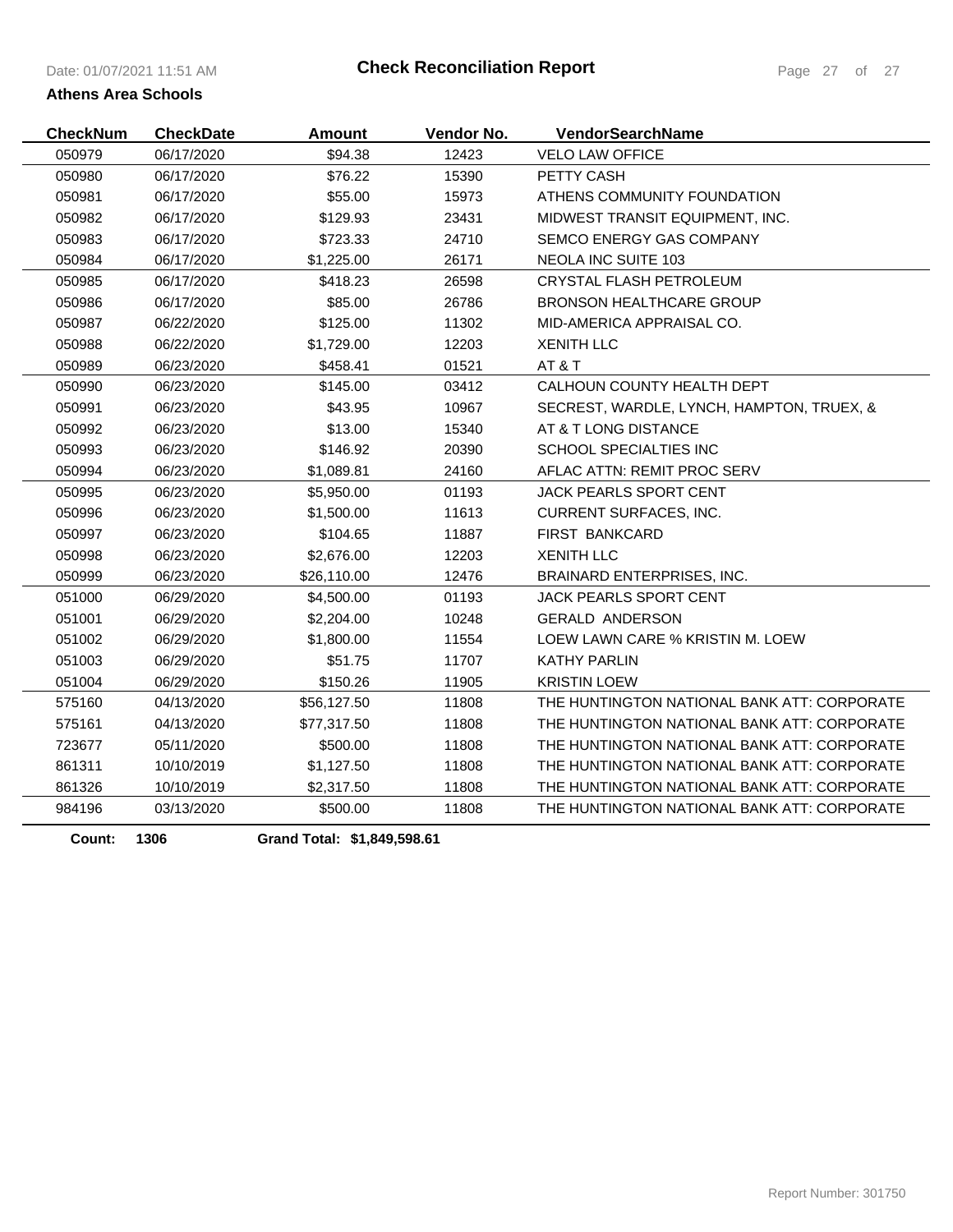# Check Reconciliation Report

**Athens Area Schools**

| CheckNum | CheckDate | Amount | Vendor No. | VendorSearchName |
|---|---|---|---|---|
| 050979 | 06/17/2020 | $94.38 | 12423 | VELO LAW OFFICE |
| 050980 | 06/17/2020 | $76.22 | 15390 | PETTY CASH |
| 050981 | 06/17/2020 | $55.00 | 15973 | ATHENS COMMUNITY FOUNDATION |
| 050982 | 06/17/2020 | $129.93 | 23431 | MIDWEST TRANSIT EQUIPMENT, INC. |
| 050983 | 06/17/2020 | $723.33 | 24710 | SEMCO ENERGY GAS COMPANY |
| 050984 | 06/17/2020 | $1,225.00 | 26171 | NEOLA INC SUITE 103 |
| 050985 | 06/17/2020 | $418.23 | 26598 | CRYSTAL FLASH PETROLEUM |
| 050986 | 06/17/2020 | $85.00 | 26786 | BRONSON HEALTHCARE GROUP |
| 050987 | 06/22/2020 | $125.00 | 11302 | MID-AMERICA APPRAISAL CO. |
| 050988 | 06/22/2020 | $1,729.00 | 12203 | XENITH LLC |
| 050989 | 06/23/2020 | $458.41 | 01521 | AT & T |
| 050990 | 06/23/2020 | $145.00 | 03412 | CALHOUN COUNTY HEALTH DEPT |
| 050991 | 06/23/2020 | $43.95 | 10967 | SECREST, WARDLE, LYNCH, HAMPTON, TRUEX, & |
| 050992 | 06/23/2020 | $13.00 | 15340 | AT & T LONG DISTANCE |
| 050993 | 06/23/2020 | $146.92 | 20390 | SCHOOL SPECIALTIES INC |
| 050994 | 06/23/2020 | $1,089.81 | 24160 | AFLAC ATTN: REMIT PROC SERV |
| 050995 | 06/23/2020 | $5,950.00 | 01193 | JACK PEARLS SPORT CENT |
| 050996 | 06/23/2020 | $1,500.00 | 11613 | CURRENT SURFACES, INC. |
| 050997 | 06/23/2020 | $104.65 | 11887 | FIRST BANKCARD |
| 050998 | 06/23/2020 | $2,676.00 | 12203 | XENITH LLC |
| 050999 | 06/23/2020 | $26,110.00 | 12476 | BRAINARD ENTERPRISES, INC. |
| 051000 | 06/29/2020 | $4,500.00 | 01193 | JACK PEARLS SPORT CENT |
| 051001 | 06/29/2020 | $2,204.00 | 10248 | GERALD ANDERSON |
| 051002 | 06/29/2020 | $1,800.00 | 11554 | LOEW LAWN CARE % KRISTIN M. LOEW |
| 051003 | 06/29/2020 | $51.75 | 11707 | KATHY PARLIN |
| 051004 | 06/29/2020 | $150.26 | 11905 | KRISTIN LOEW |
| 575160 | 04/13/2020 | $56,127.50 | 11808 | THE HUNTINGTON NATIONAL BANK ATT: CORPORATE |
| 575161 | 04/13/2020 | $77,317.50 | 11808 | THE HUNTINGTON NATIONAL BANK ATT: CORPORATE |
| 723677 | 05/11/2020 | $500.00 | 11808 | THE HUNTINGTON NATIONAL BANK ATT: CORPORATE |
| 861311 | 10/10/2019 | $1,127.50 | 11808 | THE HUNTINGTON NATIONAL BANK ATT: CORPORATE |
| 861326 | 10/10/2019 | $2,317.50 | 11808 | THE HUNTINGTON NATIONAL BANK ATT: CORPORATE |
| 984196 | 03/13/2020 | $500.00 | 11808 | THE HUNTINGTON NATIONAL BANK ATT: CORPORATE |

**Count: 1306** **Grand Total: $1,849,598.61**